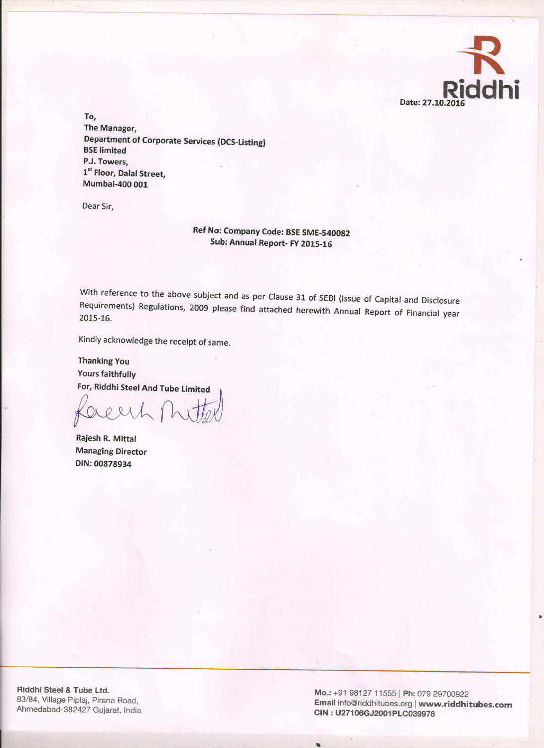Riddhi

Date: 27.10.2016

To,
The Manager,
Department of Corporate Services (DCS-Listing)
BSE limited
P.J. Towers,
1st Floor, Dalal Street,
Mumbai-400 001

Dear Sir,

**Ref No: Company Code: BSE SME-540082**
**Sub: Annual Report- FY 2015-16**

With reference to the above subject and as per Clause 31 of SEBI (Issue of Capital and Disclosure Requirements) Regulations, 2009 please find attached herewith Annual Report of Financial year 2015-16.

Kindly acknowledge the receipt of same.

**Thanking You**
**Yours faithfully**
**For, Riddhi Steel And Tube Limited**

**Rajesh R. Mittal**
**Managing Director**
**DIN: 00878934**

**Riddhi Steel & Tube Ltd.**
83/84, Village Piplaj, Pirana Road,
Ahmedabad-382427 Gujarat, India

**Mo.:** +91 98127 11555 | **Ph:** 079 29700922
**Email** info@riddhitubes.org | **www.riddhitubes.com**
**CIN : U27106GJ2001PLC039978**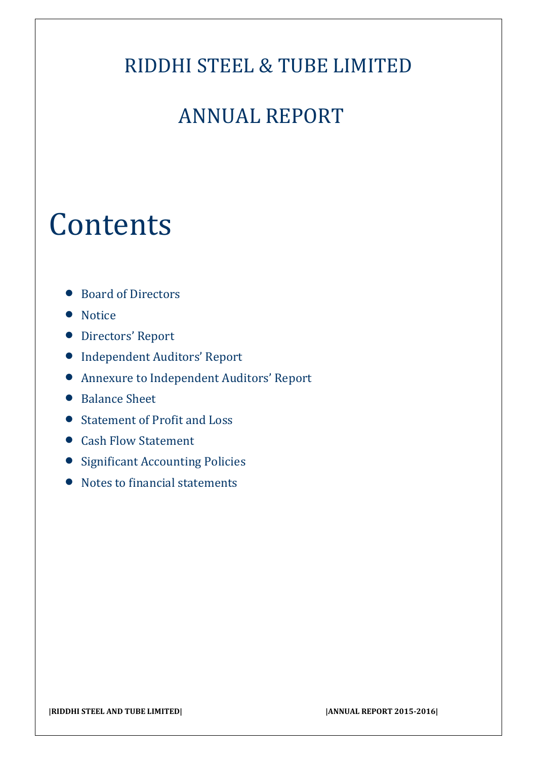# RIDDHI STEEL & TUBE LIMITED

# ANNUAL REPORT

# Contents

- Board of Directors
- Notice
- Directors' Report
- Independent Auditors' Report
- Annexure to Independent Auditors' Report
- Balance Sheet
- Statement of Profit and Loss
- Cash Flow Statement
- Significant Accounting Policies
- Notes to financial statements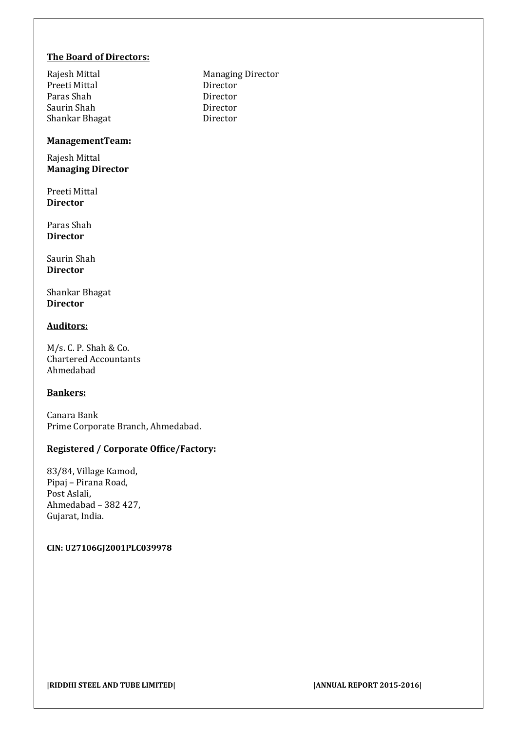**The Board of Directors:**

| | |
|---|---|
| Rajesh Mittal | Managing Director |
| Preeti Mittal | Director |
| Paras Shah | Director |
| Saurin Shah | Director |
| Shankar Bhagat | Director |

**ManagementTeam:**

Rajesh Mittal
**Managing Director**

Preeti Mittal
**Director**

Paras Shah
**Director**

Saurin Shah
**Director**

Shankar Bhagat
**Director**

**Auditors:**

M/s. C. P. Shah & Co.
Chartered Accountants
Ahmedabad

**Bankers:**

Canara Bank
Prime Corporate Branch, Ahmedabad.

**Registered / Corporate Office/Factory:**

83/84, Village Kamod,
Pipaj – Pirana Road,
Post Aslali,
Ahmedabad – 382 427,
Gujarat, India.

**CIN: U27106GJ2001PLC039978**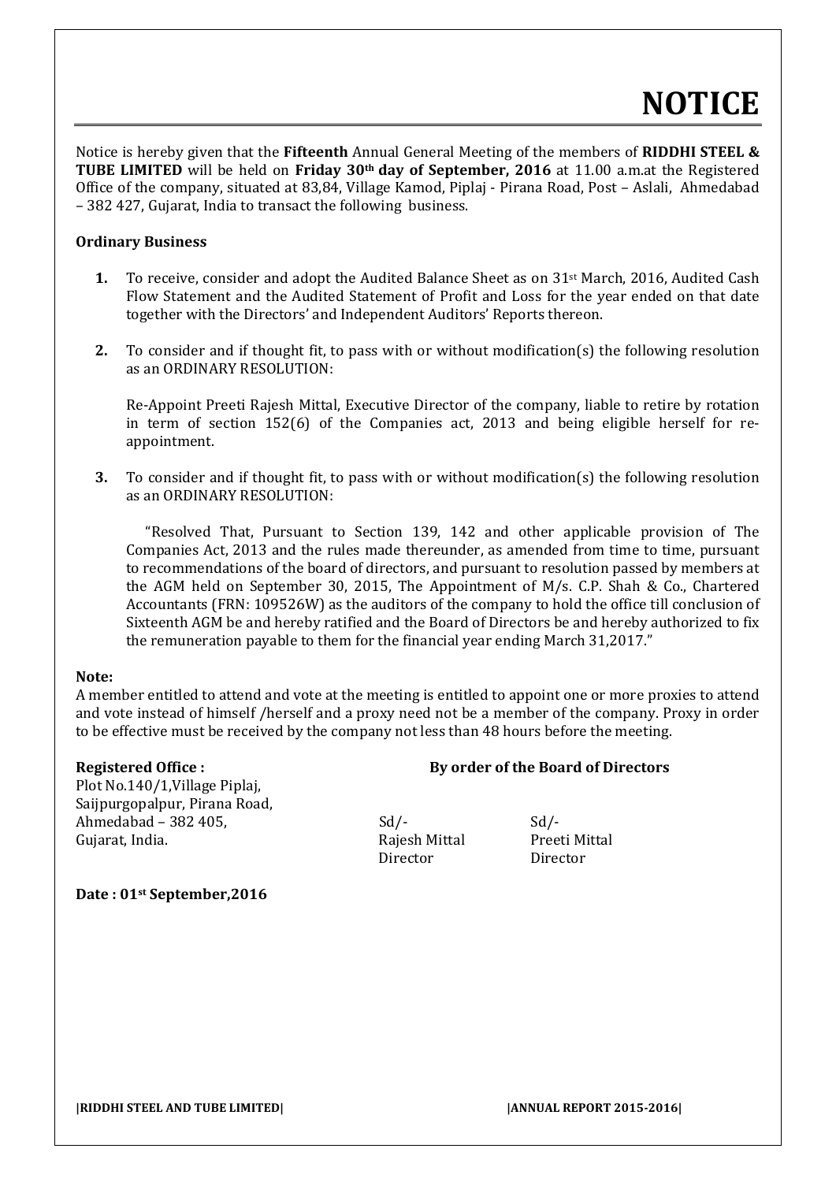# NOTICE

Notice is hereby given that the **Fifteenth** Annual General Meeting of the members of **RIDDHI STEEL & TUBE LIMITED** will be held on **Friday 30th day of September, 2016** at 11.00 a.m.at the Registered Office of the company, situated at 83,84, Village Kamod, Piplaj - Pirana Road, Post – Aslali, Ahmedabad – 382 427, Gujarat, India to transact the following business.

**Ordinary Business**

1. To receive, consider and adopt the Audited Balance Sheet as on 31st March, 2016, Audited Cash Flow Statement and the Audited Statement of Profit and Loss for the year ended on that date together with the Directors' and Independent Auditors' Reports thereon.

2. To consider and if thought fit, to pass with or without modification(s) the following resolution as an ORDINARY RESOLUTION:

   Re-Appoint Preeti Rajesh Mittal, Executive Director of the company, liable to retire by rotation in term of section 152(6) of the Companies act, 2013 and being eligible herself for re-appointment.

3. To consider and if thought fit, to pass with or without modification(s) the following resolution as an ORDINARY RESOLUTION:

   "Resolved That, Pursuant to Section 139, 142 and other applicable provision of The Companies Act, 2013 and the rules made thereunder, as amended from time to time, pursuant to recommendations of the board of directors, and pursuant to resolution passed by members at the AGM held on September 30, 2015, The Appointment of M/s. C.P. Shah & Co., Chartered Accountants (FRN: 109526W) as the auditors of the company to hold the office till conclusion of Sixteenth AGM be and hereby ratified and the Board of Directors be and hereby authorized to fix the remuneration payable to them for the financial year ending March 31,2017."

**Note:**

A member entitled to attend and vote at the meeting is entitled to appoint one or more proxies to attend and vote instead of himself /herself and a proxy need not be a member of the company. Proxy in order to be effective must be received by the company not less than 48 hours before the meeting.

**Registered Office :**

Plot No.140/1,Village Piplaj,
Saijpurgopalpur, Pirana Road,
Ahmedabad – 382 405,
Gujarat, India.

**By order of the Board of Directors**

Sd/-
Rajesh Mittal
Director

Sd/-
Preeti Mittal
Director

**Date : 01st September,2016**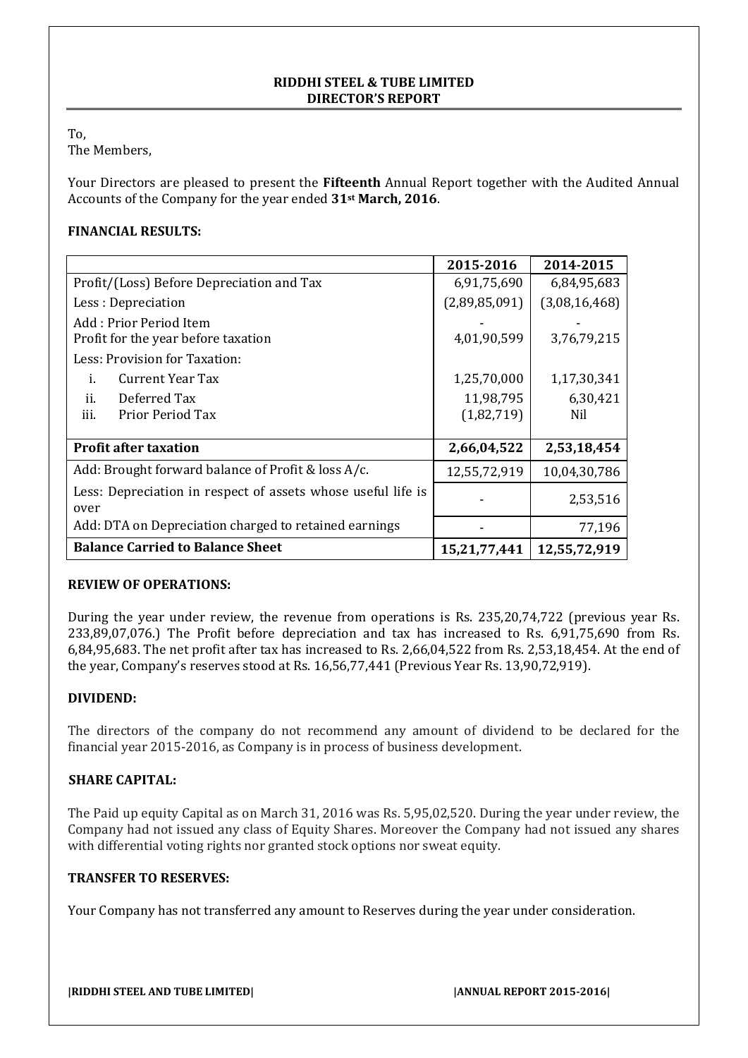# RIDDHI STEEL & TUBE LIMITED
## DIRECTOR'S REPORT

To,
The Members,

Your Directors are pleased to present the **Fifteenth** Annual Report together with the Audited Annual Accounts of the Company for the year ended **31st March, 2016**.

### FINANCIAL RESULTS:

| | 2015-2016 | 2014-2015 |
|---|---|---|
| Profit/(Loss) Before Depreciation and Tax | 6,91,75,690 | 6,84,95,683 |
| Less : Depreciation | (2,89,85,091) | (3,08,16,468) |
| Add : Prior Period Item | - | - |
| Profit for the year before taxation | 4,01,90,599 | 3,76,79,215 |
| Less: Provision for Taxation: | | |
| i. Current Year Tax | 1,25,70,000 | 1,17,30,341 |
| ii. Deferred Tax | 11,98,795 | 6,30,421 |
| iii. Prior Period Tax | (1,82,719) | Nil |
| **Profit after taxation** | **2,66,04,522** | **2,53,18,454** |
| Add: Brought forward balance of Profit & loss A/c. | 12,55,72,919 | 10,04,30,786 |
| Less: Depreciation in respect of assets whose useful life is over | - | 2,53,516 |
| Add: DTA on Depreciation charged to retained earnings | - | 77,196 |
| **Balance Carried to Balance Sheet** | **15,21,77,441** | **12,55,72,919** |

### REVIEW OF OPERATIONS:

During the year under review, the revenue from operations is Rs. 235,20,74,722 (previous year Rs. 233,89,07,076.) The Profit before depreciation and tax has increased to Rs. 6,91,75,690 from Rs. 6,84,95,683. The net profit after tax has increased to Rs. 2,66,04,522 from Rs. 2,53,18,454. At the end of the year, Company's reserves stood at Rs. 16,56,77,441 (Previous Year Rs. 13,90,72,919).

### DIVIDEND:

The directors of the company do not recommend any amount of dividend to be declared for the financial year 2015-2016, as Company is in process of business development.

### SHARE CAPITAL:

The Paid up equity Capital as on March 31, 2016 was Rs. 5,95,02,520. During the year under review, the Company had not issued any class of Equity Shares. Moreover the Company had not issued any shares with differential voting rights nor granted stock options nor sweat equity.

### TRANSFER TO RESERVES:

Your Company has not transferred any amount to Reserves during the year under consideration.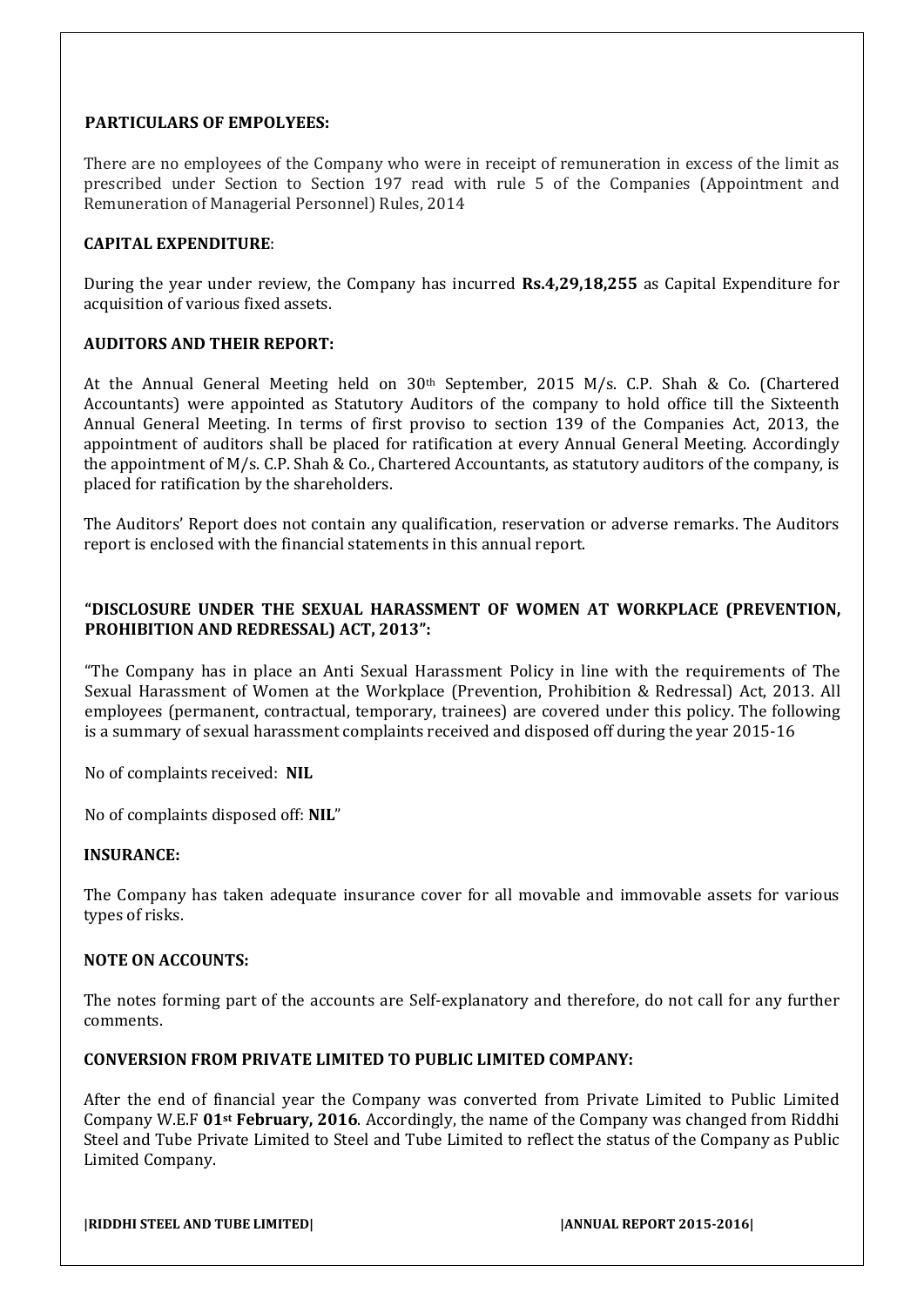**PARTICULARS OF EMPOLYEES:**

There are no employees of the Company who were in receipt of remuneration in excess of the limit as prescribed under Section to Section 197 read with rule 5 of the Companies (Appointment and Remuneration of Managerial Personnel) Rules, 2014

**CAPITAL EXPENDITURE**:

During the year under review, the Company has incurred **Rs.4,29,18,255** as Capital Expenditure for acquisition of various fixed assets.

**AUDITORS AND THEIR REPORT:**

At the Annual General Meeting held on 30th September, 2015 M/s. C.P. Shah & Co. (Chartered Accountants) were appointed as Statutory Auditors of the company to hold office till the Sixteenth Annual General Meeting. In terms of first proviso to section 139 of the Companies Act, 2013, the appointment of auditors shall be placed for ratification at every Annual General Meeting. Accordingly the appointment of M/s. C.P. Shah & Co., Chartered Accountants, as statutory auditors of the company, is placed for ratification by the shareholders.

The Auditors' Report does not contain any qualification, reservation or adverse remarks. The Auditors report is enclosed with the financial statements in this annual report.

**"DISCLOSURE UNDER THE SEXUAL HARASSMENT OF WOMEN AT WORKPLACE (PREVENTION, PROHIBITION AND REDRESSAL) ACT, 2013":**

"The Company has in place an Anti Sexual Harassment Policy in line with the requirements of The Sexual Harassment of Women at the Workplace (Prevention, Prohibition & Redressal) Act, 2013. All employees (permanent, contractual, temporary, trainees) are covered under this policy. The following is a summary of sexual harassment complaints received and disposed off during the year 2015-16

No of complaints received: **NIL**

No of complaints disposed off: **NIL**"

**INSURANCE:**

The Company has taken adequate insurance cover for all movable and immovable assets for various types of risks.

**NOTE ON ACCOUNTS:**

The notes forming part of the accounts are Self-explanatory and therefore, do not call for any further comments.

**CONVERSION FROM PRIVATE LIMITED TO PUBLIC LIMITED COMPANY:**

After the end of financial year the Company was converted from Private Limited to Public Limited Company W.E.F **01st February, 2016**. Accordingly, the name of the Company was changed from Riddhi Steel and Tube Private Limited to Steel and Tube Limited to reflect the status of the Company as Public Limited Company.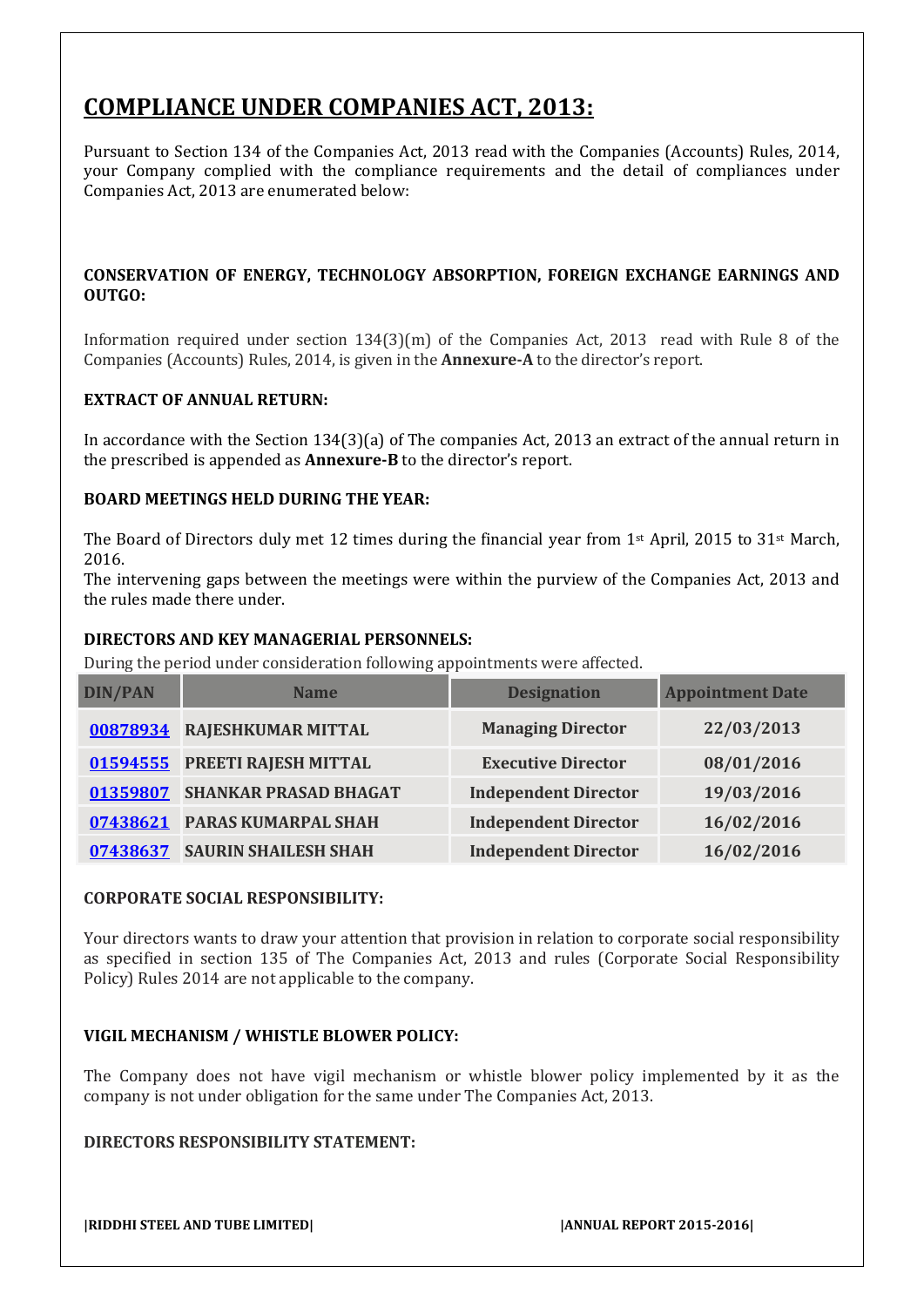# COMPLIANCE UNDER COMPANIES ACT, 2013:

Pursuant to Section 134 of the Companies Act, 2013 read with the Companies (Accounts) Rules, 2014, your Company complied with the compliance requirements and the detail of compliances under Companies Act, 2013 are enumerated below:

**CONSERVATION OF ENERGY, TECHNOLOGY ABSORPTION, FOREIGN EXCHANGE EARNINGS AND OUTGO:**

Information required under section 134(3)(m) of the Companies Act, 2013 read with Rule 8 of the Companies (Accounts) Rules, 2014, is given in the **Annexure-A** to the director's report.

**EXTRACT OF ANNUAL RETURN:**

In accordance with the Section 134(3)(a) of The companies Act, 2013 an extract of the annual return in the prescribed is appended as **Annexure-B** to the director's report.

**BOARD MEETINGS HELD DURING THE YEAR:**

The Board of Directors duly met 12 times during the financial year from 1st April, 2015 to 31st March, 2016.

The intervening gaps between the meetings were within the purview of the Companies Act, 2013 and the rules made there under.

**DIRECTORS AND KEY MANAGERIAL PERSONNELS:**

During the period under consideration following appointments were affected.

| DIN/PAN | Name | Designation | Appointment Date |
|---|---|---|---|
| 00878934 | RAJESHKUMAR MITTAL | Managing Director | 22/03/2013 |
| 01594555 | PREETI RAJESH MITTAL | Executive Director | 08/01/2016 |
| 01359807 | SHANKAR PRASAD BHAGAT | Independent Director | 19/03/2016 |
| 07438621 | PARAS KUMARPAL SHAH | Independent Director | 16/02/2016 |
| 07438637 | SAURIN SHAILESH SHAH | Independent Director | 16/02/2016 |

**CORPORATE SOCIAL RESPONSIBILITY:**

Your directors wants to draw your attention that provision in relation to corporate social responsibility as specified in section 135 of The Companies Act, 2013 and rules (Corporate Social Responsibility Policy) Rules 2014 are not applicable to the company.

**VIGIL MECHANISM / WHISTLE BLOWER POLICY:**

The Company does not have vigil mechanism or whistle blower policy implemented by it as the company is not under obligation for the same under The Companies Act, 2013.

**DIRECTORS RESPONSIBILITY STATEMENT:**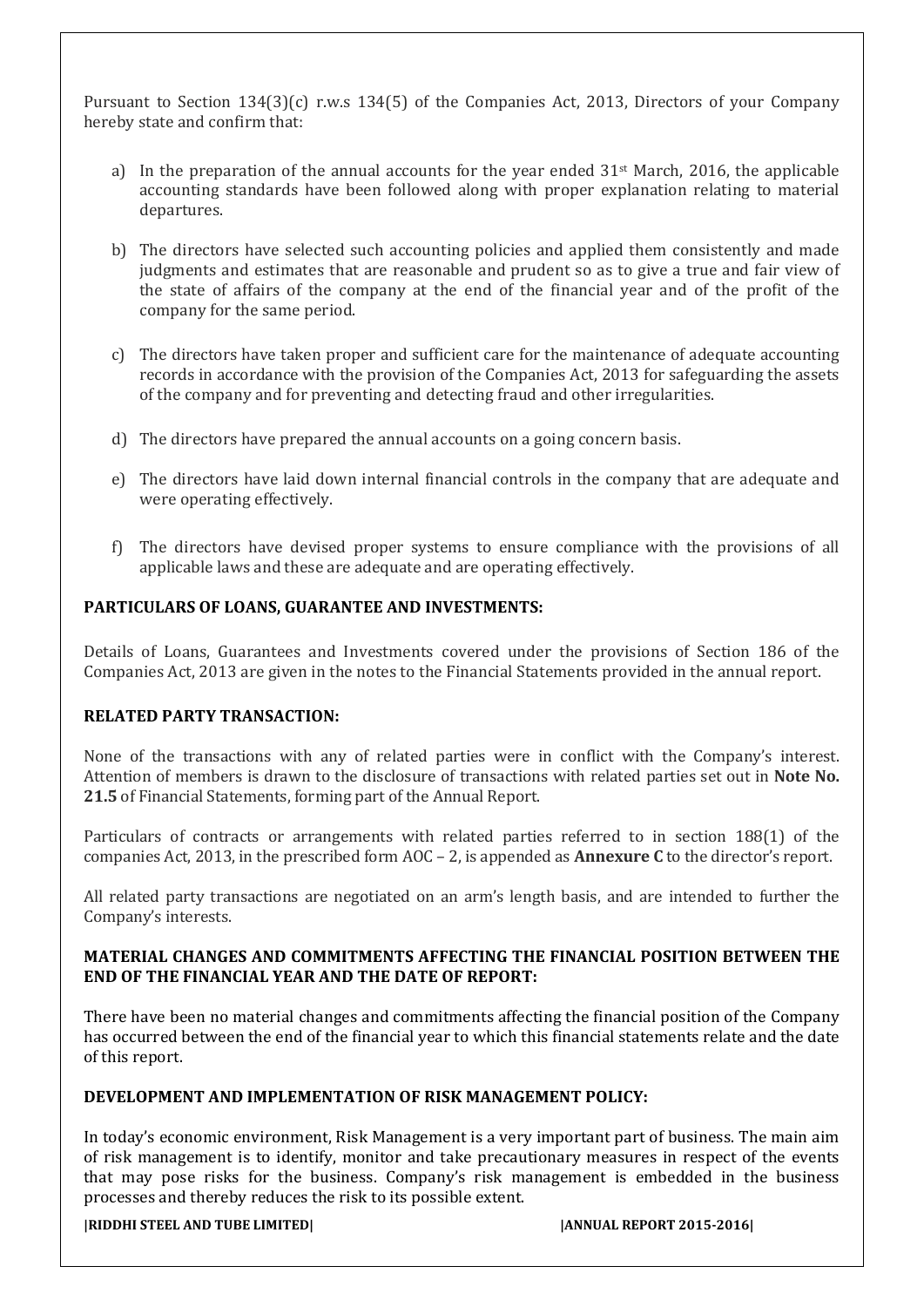Pursuant to Section 134(3)(c) r.w.s 134(5) of the Companies Act, 2013, Directors of your Company hereby state and confirm that:

a) In the preparation of the annual accounts for the year ended 31st March, 2016, the applicable accounting standards have been followed along with proper explanation relating to material departures.

b) The directors have selected such accounting policies and applied them consistently and made judgments and estimates that are reasonable and prudent so as to give a true and fair view of the state of affairs of the company at the end of the financial year and of the profit of the company for the same period.

c) The directors have taken proper and sufficient care for the maintenance of adequate accounting records in accordance with the provision of the Companies Act, 2013 for safeguarding the assets of the company and for preventing and detecting fraud and other irregularities.

d) The directors have prepared the annual accounts on a going concern basis.

e) The directors have laid down internal financial controls in the company that are adequate and were operating effectively.

f) The directors have devised proper systems to ensure compliance with the provisions of all applicable laws and these are adequate and are operating effectively.

**PARTICULARS OF LOANS, GUARANTEE AND INVESTMENTS:**

Details of Loans, Guarantees and Investments covered under the provisions of Section 186 of the Companies Act, 2013 are given in the notes to the Financial Statements provided in the annual report.

**RELATED PARTY TRANSACTION:**

None of the transactions with any of related parties were in conflict with the Company's interest. Attention of members is drawn to the disclosure of transactions with related parties set out in **Note No. 21.5** of Financial Statements, forming part of the Annual Report.

Particulars of contracts or arrangements with related parties referred to in section 188(1) of the companies Act, 2013, in the prescribed form AOC – 2, is appended as **Annexure C** to the director's report.

All related party transactions are negotiated on an arm's length basis, and are intended to further the Company's interests.

**MATERIAL CHANGES AND COMMITMENTS AFFECTING THE FINANCIAL POSITION BETWEEN THE END OF THE FINANCIAL YEAR AND THE DATE OF REPORT:**

There have been no material changes and commitments affecting the financial position of the Company has occurred between the end of the financial year to which this financial statements relate and the date of this report.

**DEVELOPMENT AND IMPLEMENTATION OF RISK MANAGEMENT POLICY:**

In today's economic environment, Risk Management is a very important part of business. The main aim of risk management is to identify, monitor and take precautionary measures in respect of the events that may pose risks for the business. Company's risk management is embedded in the business processes and thereby reduces the risk to its possible extent.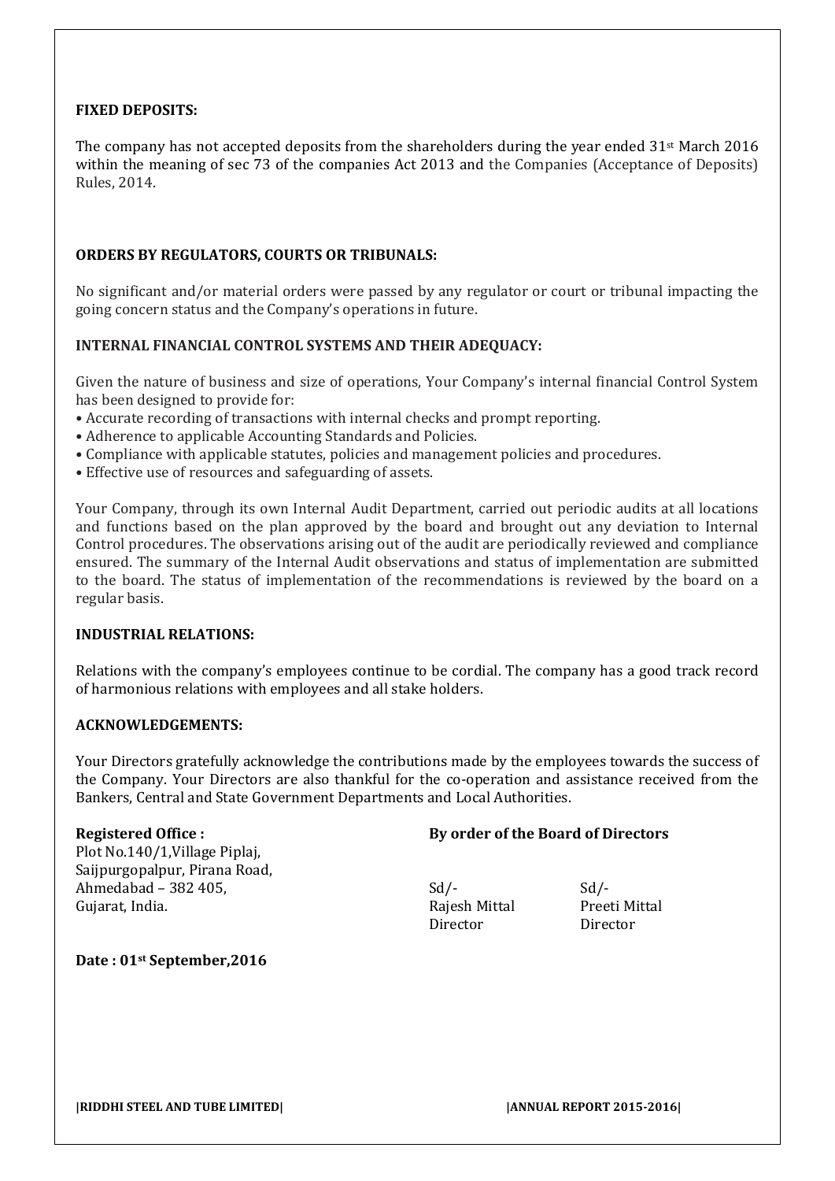**FIXED DEPOSITS:**

The company has not accepted deposits from the shareholders during the year ended 31st March 2016 within the meaning of sec 73 of the companies Act 2013 and the Companies (Acceptance of Deposits) Rules, 2014.

**ORDERS BY REGULATORS, COURTS OR TRIBUNALS:**

No significant and/or material orders were passed by any regulator or court or tribunal impacting the going concern status and the Company's operations in future.

**INTERNAL FINANCIAL CONTROL SYSTEMS AND THEIR ADEQUACY:**

Given the nature of business and size of operations, Your Company's internal financial Control System has been designed to provide for:

- Accurate recording of transactions with internal checks and prompt reporting.
- Adherence to applicable Accounting Standards and Policies.
- Compliance with applicable statutes, policies and management policies and procedures.
- Effective use of resources and safeguarding of assets.

Your Company, through its own Internal Audit Department, carried out periodic audits at all locations and functions based on the plan approved by the board and brought out any deviation to Internal Control procedures. The observations arising out of the audit are periodically reviewed and compliance ensured. The summary of the Internal Audit observations and status of implementation are submitted to the board. The status of implementation of the recommendations is reviewed by the board on a regular basis.

**INDUSTRIAL RELATIONS:**

Relations with the company's employees continue to be cordial. The company has a good track record of harmonious relations with employees and all stake holders.

**ACKNOWLEDGEMENTS:**

Your Directors gratefully acknowledge the contributions made by the employees towards the success of the Company. Your Directors are also thankful for the co-operation and assistance received from the Bankers, Central and State Government Departments and Local Authorities.

**Registered Office :**
Plot No.140/1,Village Piplaj,
Saijpurgopalpur, Pirana Road,
Ahmedabad – 382 405,
Gujarat, India.

**By order of the Board of Directors**

Sd/-
Rajesh Mittal
Director

Sd/-
Preeti Mittal
Director

**Date : 01st September,2016**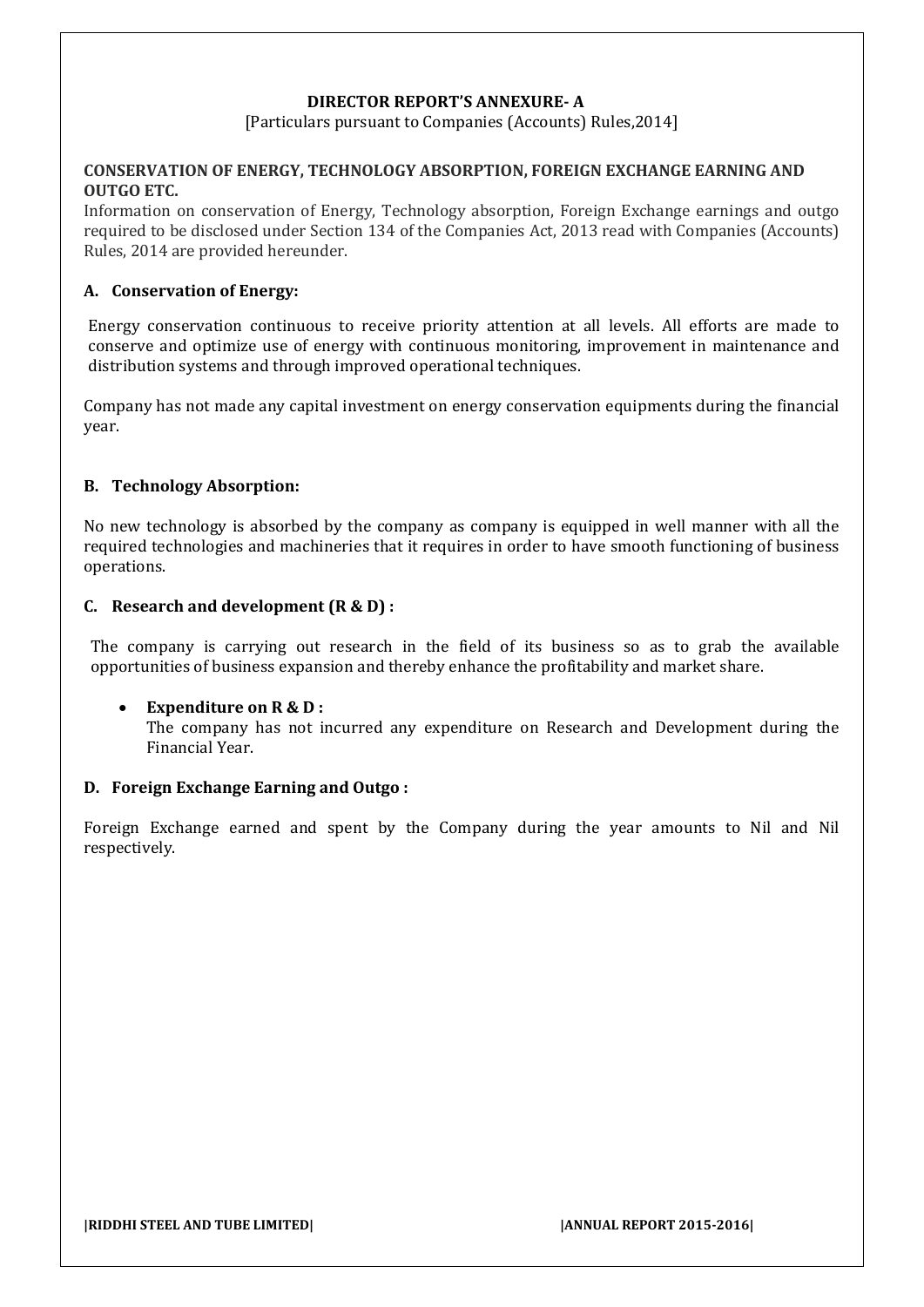# DIRECTOR REPORT'S ANNEXURE- A

[Particulars pursuant to Companies (Accounts) Rules,2014]

## CONSERVATION OF ENERGY, TECHNOLOGY ABSORPTION, FOREIGN EXCHANGE EARNING AND OUTGO ETC.

Information on conservation of Energy, Technology absorption, Foreign Exchange earnings and outgo required to be disclosed under Section 134 of the Companies Act, 2013 read with Companies (Accounts) Rules, 2014 are provided hereunder.

### A. Conservation of Energy:

Energy conservation continuous to receive priority attention at all levels. All efforts are made to conserve and optimize use of energy with continuous monitoring, improvement in maintenance and distribution systems and through improved operational techniques.

Company has not made any capital investment on energy conservation equipments during the financial year.

### B. Technology Absorption:

No new technology is absorbed by the company as company is equipped in well manner with all the required technologies and machineries that it requires in order to have smooth functioning of business operations.

### C. Research and development (R & D) :

The company is carrying out research in the field of its business so as to grab the available opportunities of business expansion and thereby enhance the profitability and market share.

- **Expenditure on R & D :**
  The company has not incurred any expenditure on Research and Development during the Financial Year.

### D. Foreign Exchange Earning and Outgo :

Foreign Exchange earned and spent by the Company during the year amounts to Nil and Nil respectively.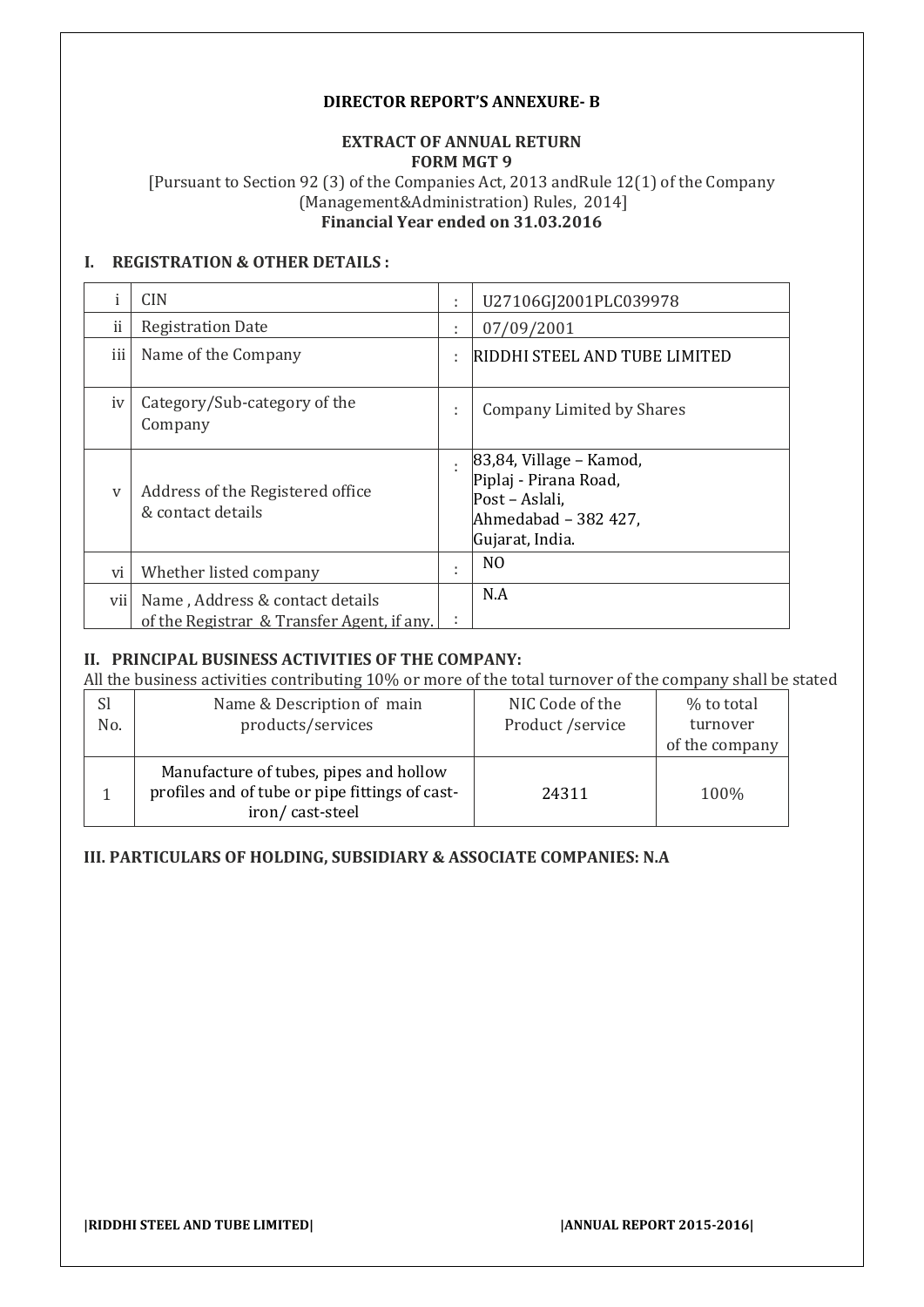**DIRECTOR REPORT'S ANNEXURE- B**

**EXTRACT OF ANNUAL RETURN**
**FORM MGT 9**

[Pursuant to Section 92 (3) of the Companies Act, 2013 andRule 12(1) of the Company (Management&Administration) Rules, 2014]

**Financial Year ended on 31.03.2016**

## I. REGISTRATION & OTHER DETAILS :

| | | | |
|---|---|---|---|
| i | CIN | : | U27106GJ2001PLC039978 |
| ii | Registration Date | : | 07/09/2001 |
| iii | Name of the Company | : | RIDDHI STEEL AND TUBE LIMITED |
| iv | Category/Sub-category of the Company | : | Company Limited by Shares |
| v | Address of the Registered office & contact details | : | 83,84, Village – Kamod, Piplaj - Pirana Road, Post – Aslali, Ahmedabad – 382 427, Gujarat, India. |
| vi | Whether listed company | : | NO |
| vii | Name , Address & contact details of the Registrar & Transfer Agent, if any. | : | N.A |

## II. PRINCIPAL BUSINESS ACTIVITIES OF THE COMPANY:

All the business activities contributing 10% or more of the total turnover of the company shall be stated

| Sl No. | Name & Description of main products/services | NIC Code of the Product /service | % to total turnover of the company |
|---|---|---|---|
| 1 | Manufacture of tubes, pipes and hollow profiles and of tube or pipe fittings of cast-iron/ cast-steel | 24311 | 100% |

## III. PARTICULARS OF HOLDING, SUBSIDIARY & ASSOCIATE COMPANIES: N.A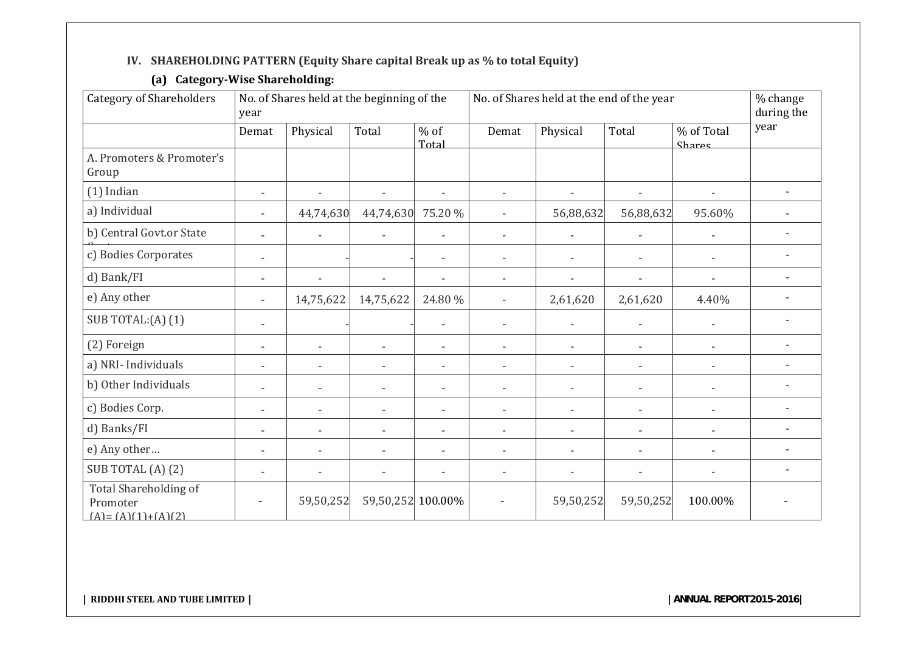### IV. SHAREHOLDING PATTERN (Equity Share capital Break up as % to total Equity)

#### (a) Category-Wise Shareholding:

| Category of Shareholders | No. of Shares held at the beginning of the year | | | | No. of Shares held at the end of the year | | | | % change during the year |
|---|---|---|---|---|---|---|---|---|---|
| | Demat | Physical | Total | % of Total | Demat | Physical | Total | % of Total Shares | |
| A. Promoters & Promoter's Group | | | | | | | | | |
| (1) Indian | - | - | - | - | - | - | - | - | - |
| a) Individual | - | 44,74,630 | 44,74,630 | 75.20 % | - | 56,88,632 | 56,88,632 | 95.60% | - |
| b) Central Govt.or State Govt. | - | - | - | - | - | - | - | - | - |
| c) Bodies Corporates | - | - | - | - | - | - | - | - | - |
| d) Bank/FI | - | - | - | - | - | - | - | - | - |
| e) Any other | - | 14,75,622 | 14,75,622 | 24.80 % | - | 2,61,620 | 2,61,620 | 4.40% | - |
| SUB TOTAL:(A) (1) | - | - | - | - | - | - | - | - | - |
| (2) Foreign | - | - | - | - | - | - | - | - | - |
| a) NRI- Individuals | - | - | - | - | - | - | - | - | - |
| b) Other Individuals | - | - | - | - | - | - | - | - | - |
| c) Bodies Corp. | - | - | - | - | - | - | - | - | - |
| d) Banks/FI | - | - | - | - | - | - | - | - | - |
| e) Any other… | - | - | - | - | - | - | - | - | - |
| SUB TOTAL (A) (2) | - | - | - | - | - | - | - | - | - |
| Total Shareholding of Promoter (A)= (A)(1)+(A)(2) | - | 59,50,252 | 59,50,252 | 100.00% | - | 59,50,252 | 59,50,252 | 100.00% | - |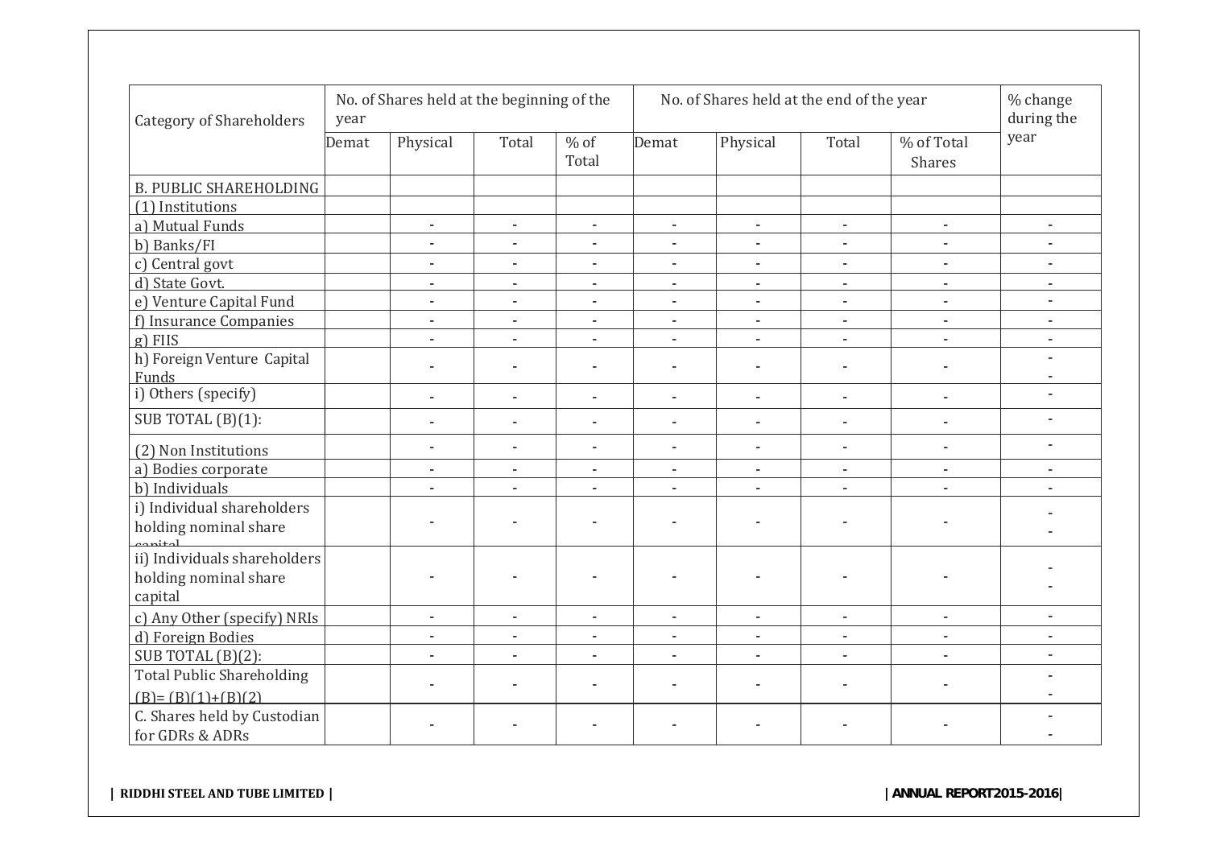| Category of Shareholders | No. of Shares held at the beginning of the year | | | | No. of Shares held at the end of the year | | | | % change during the year |
|---|---|---|---|---|---|---|---|---|---|
| | Demat | Physical | Total | % of Total | Demat | Physical | Total | % of Total Shares | |
| B. PUBLIC SHAREHOLDING | | | | | | | | | |
| (1) Institutions | | | | | | | | | |
| a) Mutual Funds | | - | - | - | - | - | - | - | - |
| b) Banks/FI | | - | - | - | - | - | - | - | - |
| c) Central govt | | - | - | - | - | - | - | - | - |
| d) State Govt. | | - | - | - | - | - | - | - | - |
| e) Venture Capital Fund | | - | - | - | - | - | - | - | - |
| f) Insurance Companies | | - | - | - | - | - | - | - | - |
| g) FIIS | | - | - | - | - | - | - | - | - |
| h) Foreign Venture Capital Funds | | - | - | - | - | - | - | - | - - |
| i) Others (specify) | | - | - | - | - | - | - | - | - |
| SUB TOTAL (B)(1): | | - | - | - | - | - | - | - | - |
| (2) Non Institutions | | - | - | - | - | - | - | - | - |
| a) Bodies corporate | | - | - | - | - | - | - | - | - |
| b) Individuals | | - | - | - | - | - | - | - | - |
| i) Individual shareholders holding nominal share capital | | - | - | - | - | - | - | - | - - |
| ii) Individuals shareholders holding nominal share capital | | - | - | - | - | - | - | - | - - |
| c) Any Other (specify) NRIs | | - | - | - | - | - | - | - | - |
| d) Foreign Bodies | | - | - | - | - | - | - | - | - |
| SUB TOTAL (B)(2): | | - | - | - | - | - | - | - | - |
| Total Public Shareholding (B)= (B)(1)+(B)(2) | | - | - | - | - | - | - | - | - - |
| C. Shares held by Custodian for GDRs & ADRs | | - | - | - | - | - | - | - | - - |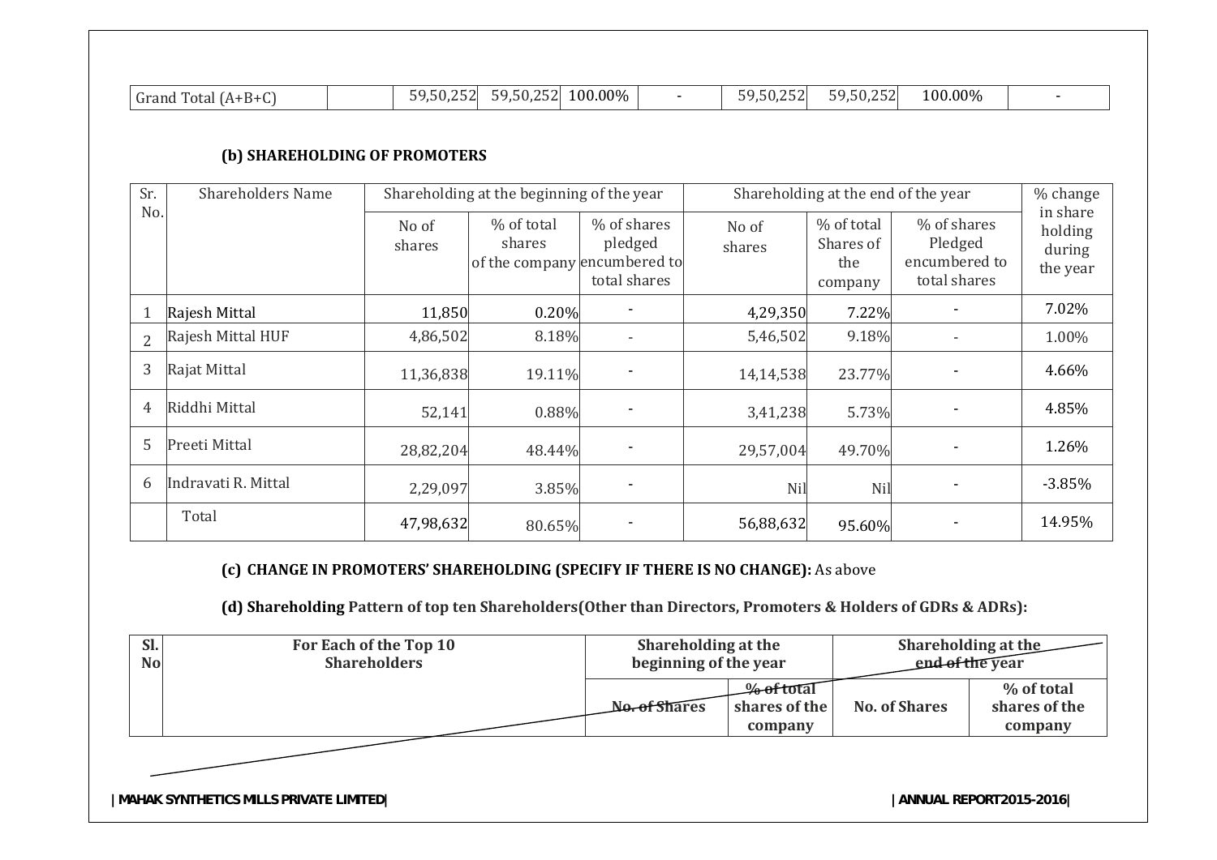| Grand Total (A+B+C) | | 59,50,252 | 59,50,252 | 100.00% | - | 59,50,252 | 59,50,252 | 100.00% | - |
|---|---|---|---|---|---|---|---|---|---|

#### (b) SHAREHOLDING OF PROMOTERS

| Sr. No. | Shareholders Name | Shareholding at the beginning of the year | | | Shareholding at the end of the year | | | % change in share holding during the year |
|---|---|---|---|---|---|---|---|---|
| | | No of shares | % of total shares of the company | % of shares pledged encumbered to total shares | No of shares | % of total Shares of the company | % of shares Pledged encumbered to total shares | |
| 1 | Rajesh Mittal | 11,850 | 0.20% | - | 4,29,350 | 7.22% | - | 7.02% |
| 2 | Rajesh Mittal HUF | 4,86,502 | 8.18% | - | 5,46,502 | 9.18% | - | 1.00% |
| 3 | Rajat Mittal | 11,36,838 | 19.11% | - | 14,14,538 | 23.77% | - | 4.66% |
| 4 | Riddhi Mittal | 52,141 | 0.88% | - | 3,41,238 | 5.73% | - | 4.85% |
| 5 | Preeti Mittal | 28,82,204 | 48.44% | - | 29,57,004 | 49.70% | - | 1.26% |
| 6 | Indravati R. Mittal | 2,29,097 | 3.85% | - | Nil | Nil | - | -3.85% |
| | Total | 47,98,632 | 80.65% | - | 56,88,632 | 95.60% | - | 14.95% |

#### (c) CHANGE IN PROMOTERS' SHAREHOLDING (SPECIFY IF THERE IS NO CHANGE): As above

#### (d) Shareholding Pattern of top ten Shareholders(Other than Directors, Promoters & Holders of GDRs & ADRs):

| Sl. No | For Each of the Top 10 Shareholders | Shareholding at the beginning of the year | | Shareholding at the end of the year | |
|---|---|---|---|---|---|
| | | No. of Shares | % of total shares of the company | No. of Shares | % of total shares of the company |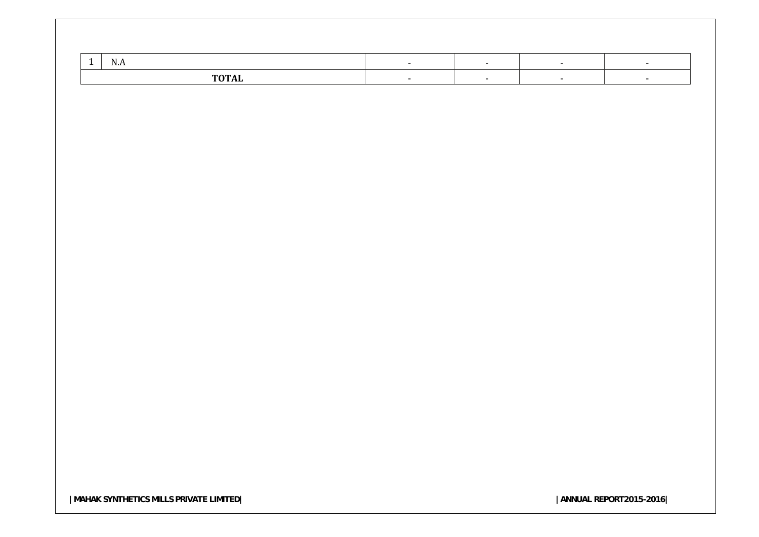| | | | | | |
|---|---|---|---|---|---|
| 1 | N.A | - | - | - | - |
| TOTAL | | - | - | - | - |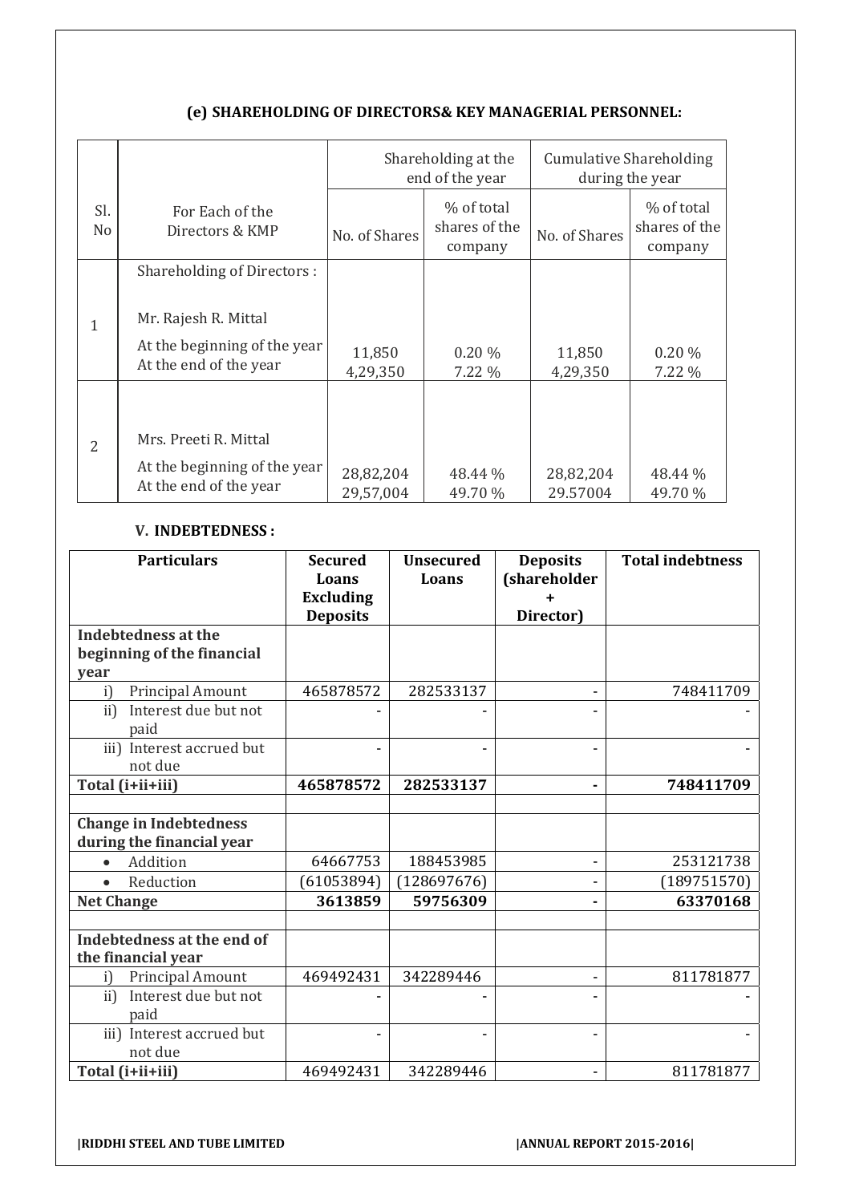### (e) SHAREHOLDING OF DIRECTORS& KEY MANAGERIAL PERSONNEL:

| Sl. No | For Each of the Directors & KMP | Shareholding at the end of the year | | Cumulative Shareholding during the year | |
|---|---|---|---|---|---|
| | | No. of Shares | % of total shares of the company | No. of Shares | % of total shares of the company |
| | Shareholding of Directors : | | | | |
| 1 | Mr. Rajesh R. Mittal | | | | |
| | At the beginning of the year | 11,850 | 0.20 % | 11,850 | 0.20 % |
| | At the end of the year | 4,29,350 | 7.22 % | 4,29,350 | 7.22 % |
| 2 | Mrs. Preeti R. Mittal | | | | |
| | At the beginning of the year | 28,82,204 | 48.44 % | 28,82,204 | 48.44 % |
| | At the end of the year | 29,57,004 | 49.70 % | 29.57004 | 49.70 % |

### V. INDEBTEDNESS :

| Particulars | Secured Loans Excluding Deposits | Unsecured Loans | Deposits (shareholder + Director) | Total indebtness |
|---|---|---|---|---|
| **Indebtedness at the beginning of the financial year** | | | | |
| i) Principal Amount | 465878572 | 282533137 | - | 748411709 |
| ii) Interest due but not paid | - | - | - | - |
| iii) Interest accrued but not due | - | - | - | - |
| **Total (i+ii+iii)** | **465878572** | **282533137** | **-** | **748411709** |
| | | | | |
| **Change in Indebtedness during the financial year** | | | | |
| • Addition | 64667753 | 188453985 | - | 253121738 |
| • Reduction | (61053894) | (128697676) | - | (189751570) |
| **Net Change** | **3613859** | **59756309** | **-** | **63370168** |
| | | | | |
| **Indebtedness at the end of the financial year** | | | | |
| i) Principal Amount | 469492431 | 342289446 | - | 811781877 |
| ii) Interest due but not paid | - | - | - | - |
| iii) Interest accrued but not due | - | - | - | - |
| **Total (i+ii+iii)** | 469492431 | 342289446 | - | 811781877 |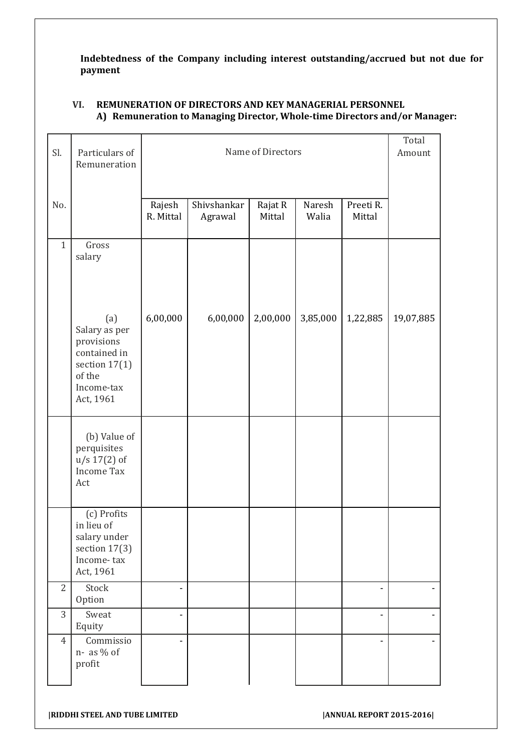**Indebtedness of the Company including interest outstanding/accrued but not due for payment**

## VI. REMUNERATION OF DIRECTORS AND KEY MANAGERIAL PERSONNEL

### A) Remuneration to Managing Director, Whole-time Directors and/or Manager:

| Sl. No. | Particulars of Remuneration | Name of Directors | | | | | Total Amount |
|---|---|---|---|---|---|---|---|
| | | Rajesh R. Mittal | Shivshankar Agrawal | Rajat R Mittal | Naresh Walia | Preeti R. Mittal | |
| 1 | Gross salary | | | | | | |
| | (a) Salary as per provisions contained in section 17(1) of the Income-tax Act, 1961 | 6,00,000 | 6,00,000 | 2,00,000 | 3,85,000 | 1,22,885 | 19,07,885 |
| | (b) Value of perquisites u/s 17(2) of Income Tax Act | | | | | | |
| | (c) Profits in lieu of salary under section 17(3) Income- tax Act, 1961 | | | | | | |
| 2 | Stock Option | - | | | | - | - |
| 3 | Sweat Equity | - | | | | - | - |
| 4 | Commission- as % of profit | - | | | | - | - |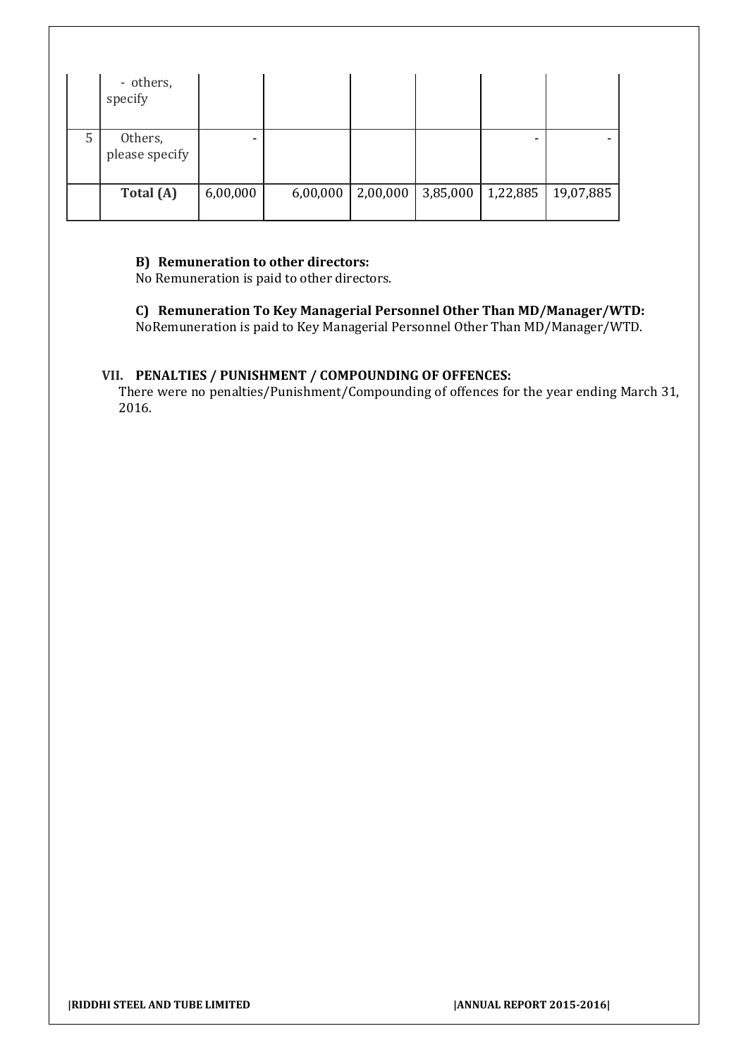|  |  |  |  |  |  |  |  |
|---|---|---|---|---|---|---|---|
|  | - others, specify |  |  |  |  |  |  |
| 5 | Others, please specify | - |  |  |  | - | - |
|  | **Total (A)** | 6,00,000 | 6,00,000 | 2,00,000 | 3,85,000 | 1,22,885 | 19,07,885 |

**B) Remuneration to other directors:**

No Remuneration is paid to other directors.

**C) Remuneration To Key Managerial Personnel Other Than MD/Manager/WTD:**

NoRemuneration is paid to Key Managerial Personnel Other Than MD/Manager/WTD.

**VII. PENALTIES / PUNISHMENT / COMPOUNDING OF OFFENCES:**

There were no penalties/Punishment/Compounding of offences for the year ending March 31, 2016.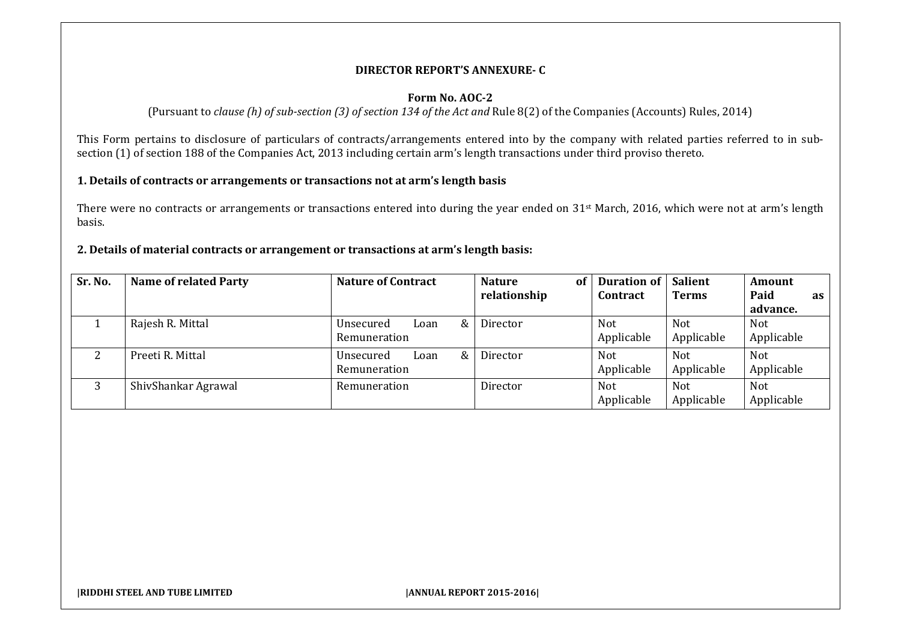**DIRECTOR REPORT'S ANNEXURE- C**

**Form No. AOC-2**

(Pursuant to *clause (h) of sub-section (3) of section 134 of the Act and* Rule 8(2) of the Companies (Accounts) Rules, 2014)

This Form pertains to disclosure of particulars of contracts/arrangements entered into by the company with related parties referred to in sub-section (1) of section 188 of the Companies Act, 2013 including certain arm's length transactions under third proviso thereto.

**1. Details of contracts or arrangements or transactions not at arm's length basis**

There were no contracts or arrangements or transactions entered into during the year ended on 31st March, 2016, which were not at arm's length basis.

**2. Details of material contracts or arrangement or transactions at arm's length basis:**

| Sr. No. | Name of related Party | Nature of Contract | Nature of relationship | Duration of Contract | Salient Terms | Amount Paid as advance. |
|---|---|---|---|---|---|---|
| 1 | Rajesh R. Mittal | Unsecured Loan & Remuneration | Director | Not Applicable | Not Applicable | Not Applicable |
| 2 | Preeti R. Mittal | Unsecured Loan & Remuneration | Director | Not Applicable | Not Applicable | Not Applicable |
| 3 | ShivShankar Agrawal | Remuneration | Director | Not Applicable | Not Applicable | Not Applicable |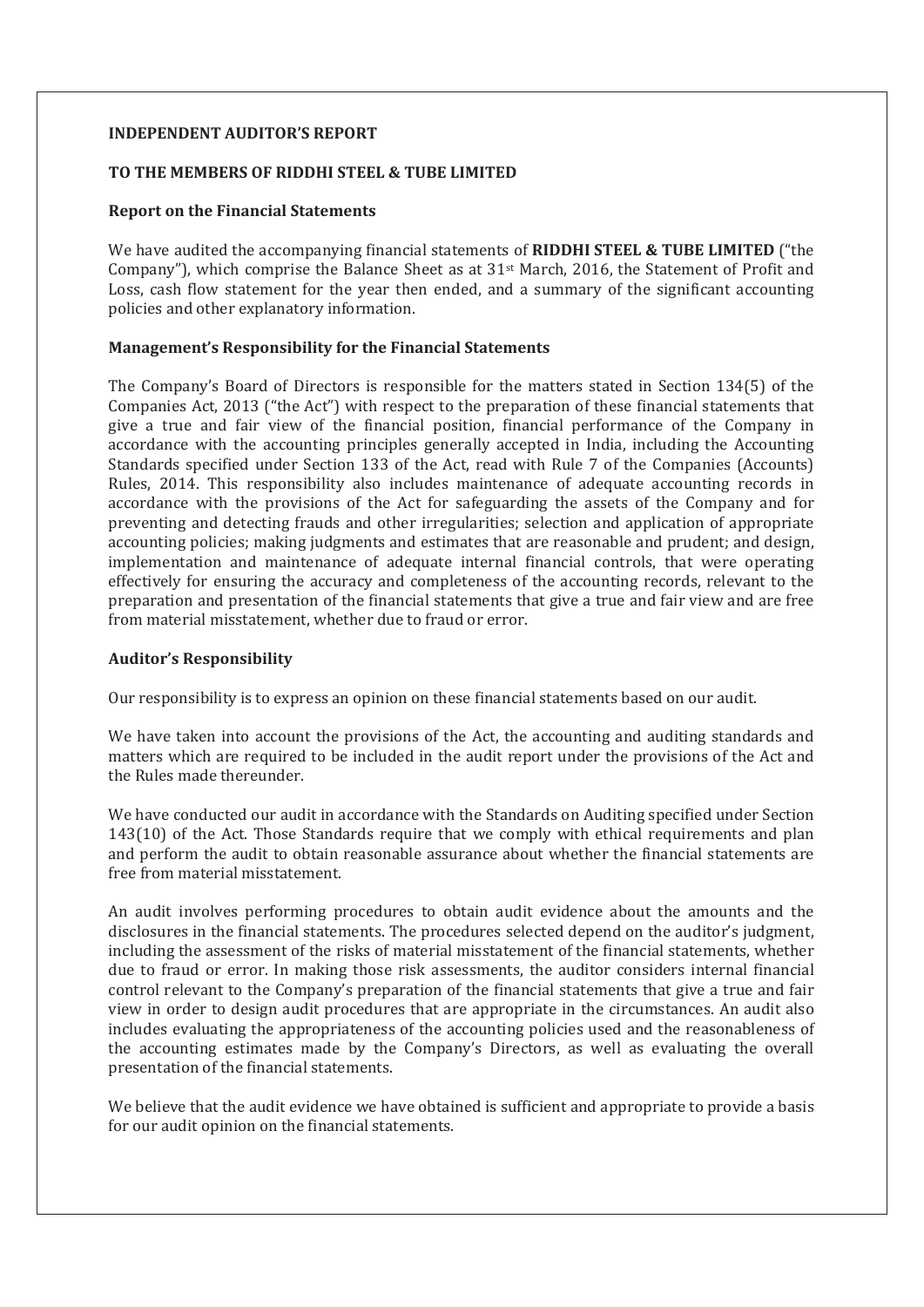**INDEPENDENT AUDITOR'S REPORT**

**TO THE MEMBERS OF RIDDHI STEEL & TUBE LIMITED**

**Report on the Financial Statements**

We have audited the accompanying financial statements of **RIDDHI STEEL & TUBE LIMITED** ("the Company"), which comprise the Balance Sheet as at 31st March, 2016, the Statement of Profit and Loss, cash flow statement for the year then ended, and a summary of the significant accounting policies and other explanatory information.

**Management's Responsibility for the Financial Statements**

The Company's Board of Directors is responsible for the matters stated in Section 134(5) of the Companies Act, 2013 ("the Act") with respect to the preparation of these financial statements that give a true and fair view of the financial position, financial performance of the Company in accordance with the accounting principles generally accepted in India, including the Accounting Standards specified under Section 133 of the Act, read with Rule 7 of the Companies (Accounts) Rules, 2014. This responsibility also includes maintenance of adequate accounting records in accordance with the provisions of the Act for safeguarding the assets of the Company and for preventing and detecting frauds and other irregularities; selection and application of appropriate accounting policies; making judgments and estimates that are reasonable and prudent; and design, implementation and maintenance of adequate internal financial controls, that were operating effectively for ensuring the accuracy and completeness of the accounting records, relevant to the preparation and presentation of the financial statements that give a true and fair view and are free from material misstatement, whether due to fraud or error.

**Auditor's Responsibility**

Our responsibility is to express an opinion on these financial statements based on our audit.

We have taken into account the provisions of the Act, the accounting and auditing standards and matters which are required to be included in the audit report under the provisions of the Act and the Rules made thereunder.

We have conducted our audit in accordance with the Standards on Auditing specified under Section 143(10) of the Act. Those Standards require that we comply with ethical requirements and plan and perform the audit to obtain reasonable assurance about whether the financial statements are free from material misstatement.

An audit involves performing procedures to obtain audit evidence about the amounts and the disclosures in the financial statements. The procedures selected depend on the auditor's judgment, including the assessment of the risks of material misstatement of the financial statements, whether due to fraud or error. In making those risk assessments, the auditor considers internal financial control relevant to the Company's preparation of the financial statements that give a true and fair view in order to design audit procedures that are appropriate in the circumstances. An audit also includes evaluating the appropriateness of the accounting policies used and the reasonableness of the accounting estimates made by the Company's Directors, as well as evaluating the overall presentation of the financial statements.

We believe that the audit evidence we have obtained is sufficient and appropriate to provide a basis for our audit opinion on the financial statements.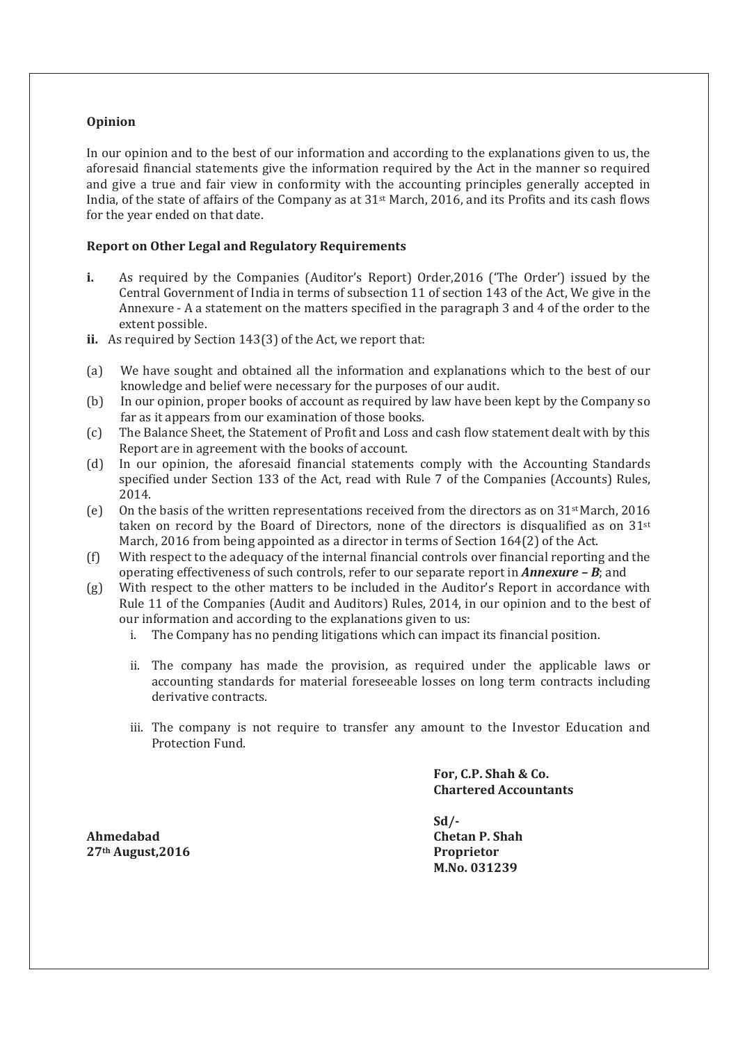**Opinion**

In our opinion and to the best of our information and according to the explanations given to us, the aforesaid financial statements give the information required by the Act in the manner so required and give a true and fair view in conformity with the accounting principles generally accepted in India, of the state of affairs of the Company as at 31st March, 2016, and its Profits and its cash flows for the year ended on that date.

**Report on Other Legal and Regulatory Requirements**

**i.** As required by the Companies (Auditor's Report) Order,2016 ('The Order') issued by the Central Government of India in terms of subsection 11 of section 143 of the Act, We give in the Annexure - A a statement on the matters specified in the paragraph 3 and 4 of the order to the extent possible.

**ii.** As required by Section 143(3) of the Act, we report that:

(a) We have sought and obtained all the information and explanations which to the best of our knowledge and belief were necessary for the purposes of our audit.

(b) In our opinion, proper books of account as required by law have been kept by the Company so far as it appears from our examination of those books.

(c) The Balance Sheet, the Statement of Profit and Loss and cash flow statement dealt with by this Report are in agreement with the books of account.

(d) In our opinion, the aforesaid financial statements comply with the Accounting Standards specified under Section 133 of the Act, read with Rule 7 of the Companies (Accounts) Rules, 2014.

(e) On the basis of the written representations received from the directors as on 31st March, 2016 taken on record by the Board of Directors, none of the directors is disqualified as on 31st March, 2016 from being appointed as a director in terms of Section 164(2) of the Act.

(f) With respect to the adequacy of the internal financial controls over financial reporting and the operating effectiveness of such controls, refer to our separate report in ***Annexure – B***; and

(g) With respect to the other matters to be included in the Auditor's Report in accordance with Rule 11 of the Companies (Audit and Auditors) Rules, 2014, in our opinion and to the best of our information and according to the explanations given to us:

i. The Company has no pending litigations which can impact its financial position.

ii. The company has made the provision, as required under the applicable laws or accounting standards for material foreseeable losses on long term contracts including derivative contracts.

iii. The company is not require to transfer any amount to the Investor Education and Protection Fund.

**For, C.P. Shah & Co.**
**Chartered Accountants**

**Sd/-**
**Chetan P. Shah**
**Proprietor**
**M.No. 031239**

**Ahmedabad**
**27th August,2016**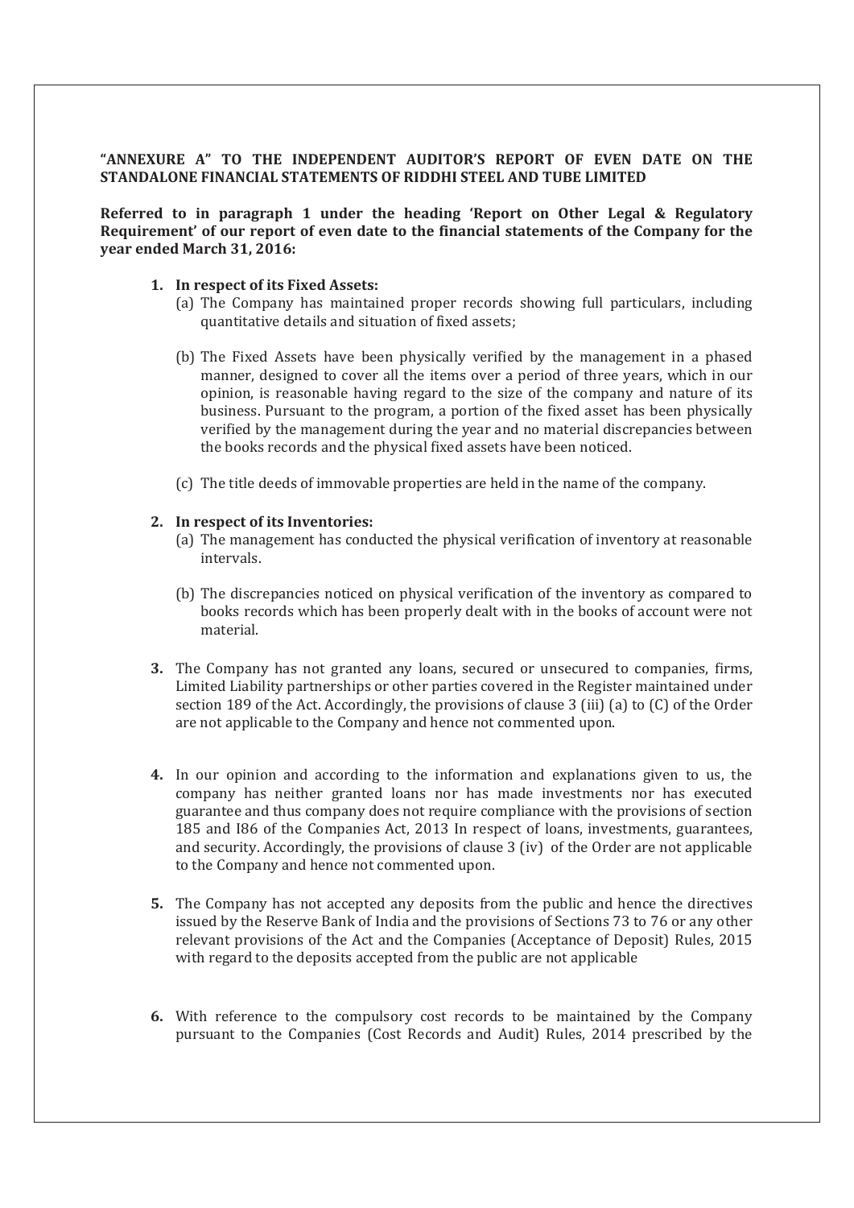**"ANNEXURE A" TO THE INDEPENDENT AUDITOR'S REPORT OF EVEN DATE ON THE STANDALONE FINANCIAL STATEMENTS OF RIDDHI STEEL AND TUBE LIMITED**

**Referred to in paragraph 1 under the heading 'Report on Other Legal & Regulatory Requirement' of our report of even date to the financial statements of the Company for the year ended March 31, 2016:**

1. **In respect of its Fixed Assets:**
   (a) The Company has maintained proper records showing full particulars, including quantitative details and situation of fixed assets;

   (b) The Fixed Assets have been physically verified by the management in a phased manner, designed to cover all the items over a period of three years, which in our opinion, is reasonable having regard to the size of the company and nature of its business. Pursuant to the program, a portion of the fixed asset has been physically verified by the management during the year and no material discrepancies between the books records and the physical fixed assets have been noticed.

   (c) The title deeds of immovable properties are held in the name of the company.

2. **In respect of its Inventories:**
   (a) The management has conducted the physical verification of inventory at reasonable intervals.

   (b) The discrepancies noticed on physical verification of the inventory as compared to books records which has been properly dealt with in the books of account were not material.

3. The Company has not granted any loans, secured or unsecured to companies, firms, Limited Liability partnerships or other parties covered in the Register maintained under section 189 of the Act. Accordingly, the provisions of clause 3 (iii) (a) to (C) of the Order are not applicable to the Company and hence not commented upon.

4. In our opinion and according to the information and explanations given to us, the company has neither granted loans nor has made investments nor has executed guarantee and thus company does not require compliance with the provisions of section 185 and I86 of the Companies Act, 2013 In respect of loans, investments, guarantees, and security. Accordingly, the provisions of clause 3 (iv) of the Order are not applicable to the Company and hence not commented upon.

5. The Company has not accepted any deposits from the public and hence the directives issued by the Reserve Bank of India and the provisions of Sections 73 to 76 or any other relevant provisions of the Act and the Companies (Acceptance of Deposit) Rules, 2015 with regard to the deposits accepted from the public are not applicable

6. With reference to the compulsory cost records to be maintained by the Company pursuant to the Companies (Cost Records and Audit) Rules, 2014 prescribed by the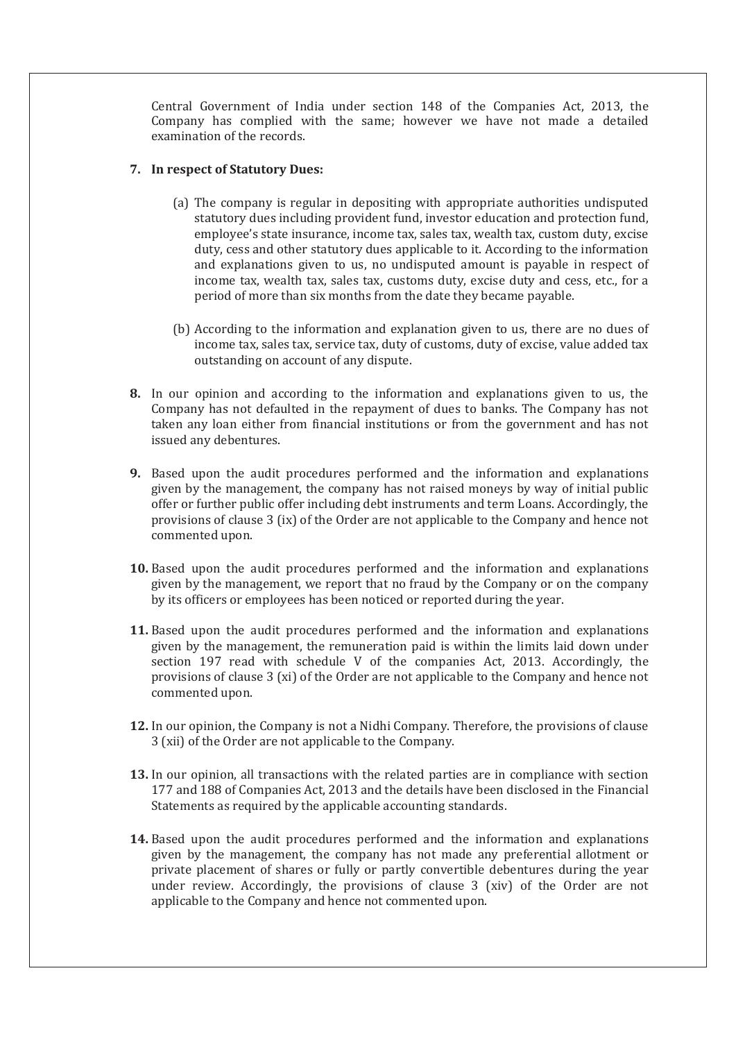Central Government of India under section 148 of the Companies Act, 2013, the Company has complied with the same; however we have not made a detailed examination of the records.

**7. In respect of Statutory Dues:**

(a) The company is regular in depositing with appropriate authorities undisputed statutory dues including provident fund, investor education and protection fund, employee's state insurance, income tax, sales tax, wealth tax, custom duty, excise duty, cess and other statutory dues applicable to it. According to the information and explanations given to us, no undisputed amount is payable in respect of income tax, wealth tax, sales tax, customs duty, excise duty and cess, etc., for a period of more than six months from the date they became payable.

(b) According to the information and explanation given to us, there are no dues of income tax, sales tax, service tax, duty of customs, duty of excise, value added tax outstanding on account of any dispute.

**8.** In our opinion and according to the information and explanations given to us, the Company has not defaulted in the repayment of dues to banks. The Company has not taken any loan either from financial institutions or from the government and has not issued any debentures.

**9.** Based upon the audit procedures performed and the information and explanations given by the management, the company has not raised moneys by way of initial public offer or further public offer including debt instruments and term Loans. Accordingly, the provisions of clause 3 (ix) of the Order are not applicable to the Company and hence not commented upon.

**10.** Based upon the audit procedures performed and the information and explanations given by the management, we report that no fraud by the Company or on the company by its officers or employees has been noticed or reported during the year.

**11.** Based upon the audit procedures performed and the information and explanations given by the management, the remuneration paid is within the limits laid down under section 197 read with schedule V of the companies Act, 2013. Accordingly, the provisions of clause 3 (xi) of the Order are not applicable to the Company and hence not commented upon.

**12.** In our opinion, the Company is not a Nidhi Company. Therefore, the provisions of clause 3 (xii) of the Order are not applicable to the Company.

**13.** In our opinion, all transactions with the related parties are in compliance with section 177 and 188 of Companies Act, 2013 and the details have been disclosed in the Financial Statements as required by the applicable accounting standards.

**14.** Based upon the audit procedures performed and the information and explanations given by the management, the company has not made any preferential allotment or private placement of shares or fully or partly convertible debentures during the year under review. Accordingly, the provisions of clause 3 (xiv) of the Order are not applicable to the Company and hence not commented upon.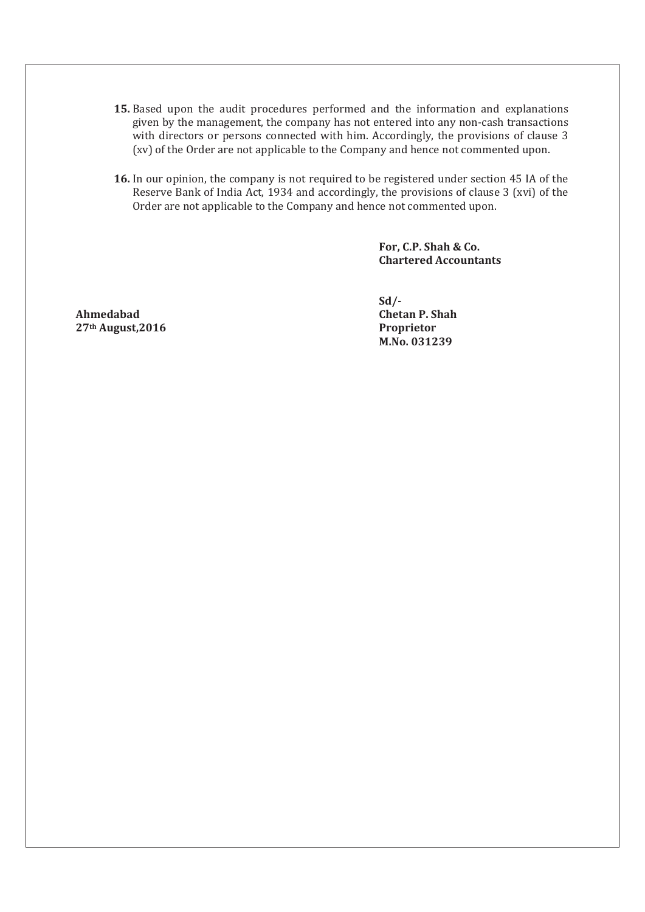15. Based upon the audit procedures performed and the information and explanations given by the management, the company has not entered into any non-cash transactions with directors or persons connected with him. Accordingly, the provisions of clause 3 (xv) of the Order are not applicable to the Company and hence not commented upon.

16. In our opinion, the company is not required to be registered under section 45 IA of the Reserve Bank of India Act, 1934 and accordingly, the provisions of clause 3 (xvi) of the Order are not applicable to the Company and hence not commented upon.

**For, C.P. Shah & Co.**
**Chartered Accountants**

**Sd/-**
**Chetan P. Shah**
**Proprietor**
**M.No. 031239**

**Ahmedabad**
**27th August,2016**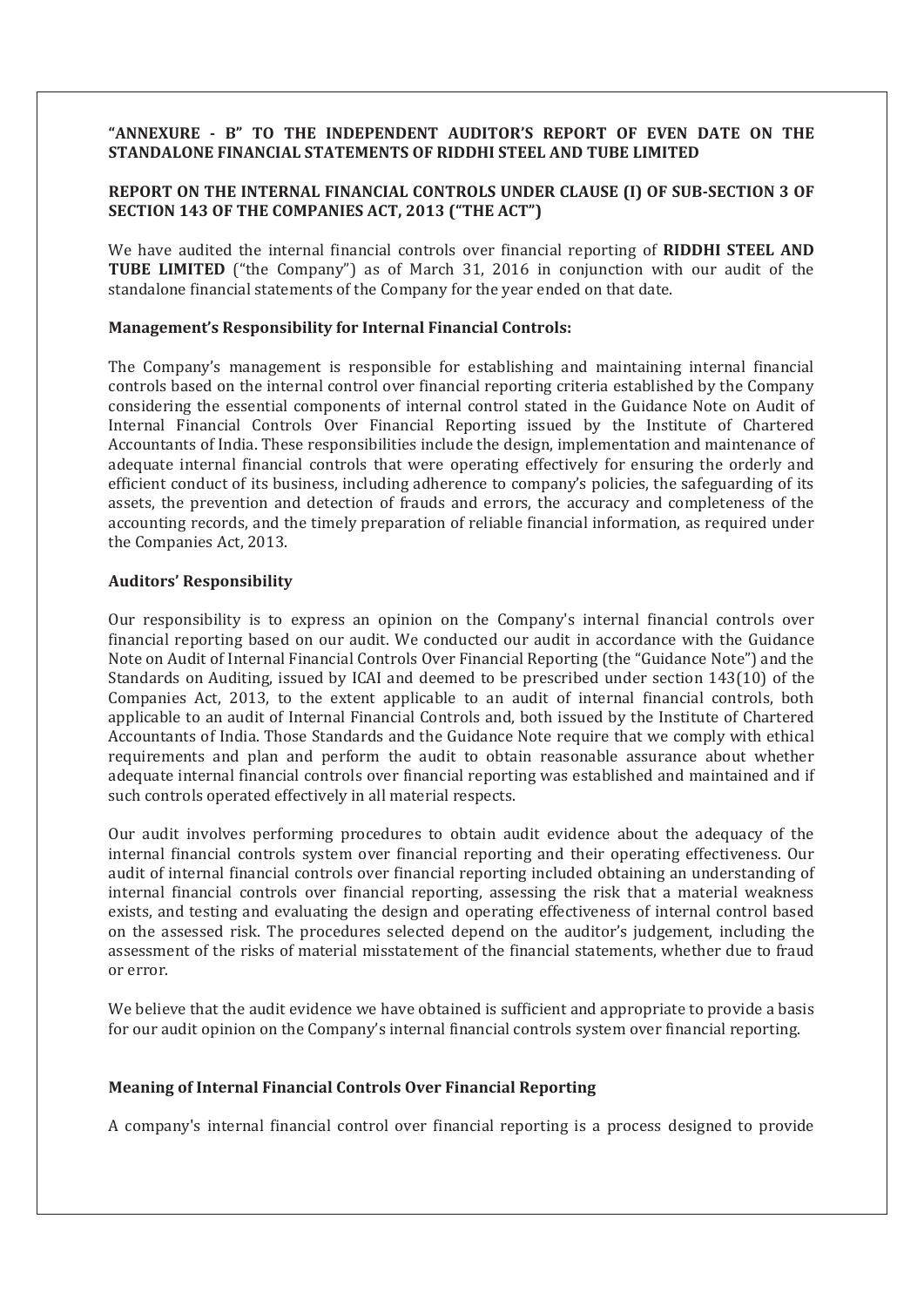**"ANNEXURE - B" TO THE INDEPENDENT AUDITOR'S REPORT OF EVEN DATE ON THE STANDALONE FINANCIAL STATEMENTS OF RIDDHI STEEL AND TUBE LIMITED**

**REPORT ON THE INTERNAL FINANCIAL CONTROLS UNDER CLAUSE (I) OF SUB-SECTION 3 OF SECTION 143 OF THE COMPANIES ACT, 2013 ("THE ACT")**

We have audited the internal financial controls over financial reporting of **RIDDHI STEEL AND TUBE LIMITED** ("the Company") as of March 31, 2016 in conjunction with our audit of the standalone financial statements of the Company for the year ended on that date.

**Management's Responsibility for Internal Financial Controls:**

The Company's management is responsible for establishing and maintaining internal financial controls based on the internal control over financial reporting criteria established by the Company considering the essential components of internal control stated in the Guidance Note on Audit of Internal Financial Controls Over Financial Reporting issued by the Institute of Chartered Accountants of India. These responsibilities include the design, implementation and maintenance of adequate internal financial controls that were operating effectively for ensuring the orderly and efficient conduct of its business, including adherence to company's policies, the safeguarding of its assets, the prevention and detection of frauds and errors, the accuracy and completeness of the accounting records, and the timely preparation of reliable financial information, as required under the Companies Act, 2013.

**Auditors' Responsibility**

Our responsibility is to express an opinion on the Company's internal financial controls over financial reporting based on our audit. We conducted our audit in accordance with the Guidance Note on Audit of Internal Financial Controls Over Financial Reporting (the "Guidance Note") and the Standards on Auditing, issued by ICAI and deemed to be prescribed under section 143(10) of the Companies Act, 2013, to the extent applicable to an audit of internal financial controls, both applicable to an audit of Internal Financial Controls and, both issued by the Institute of Chartered Accountants of India. Those Standards and the Guidance Note require that we comply with ethical requirements and plan and perform the audit to obtain reasonable assurance about whether adequate internal financial controls over financial reporting was established and maintained and if such controls operated effectively in all material respects.

Our audit involves performing procedures to obtain audit evidence about the adequacy of the internal financial controls system over financial reporting and their operating effectiveness. Our audit of internal financial controls over financial reporting included obtaining an understanding of internal financial controls over financial reporting, assessing the risk that a material weakness exists, and testing and evaluating the design and operating effectiveness of internal control based on the assessed risk. The procedures selected depend on the auditor's judgement, including the assessment of the risks of material misstatement of the financial statements, whether due to fraud or error.

We believe that the audit evidence we have obtained is sufficient and appropriate to provide a basis for our audit opinion on the Company's internal financial controls system over financial reporting.

**Meaning of Internal Financial Controls Over Financial Reporting**

A company's internal financial control over financial reporting is a process designed to provide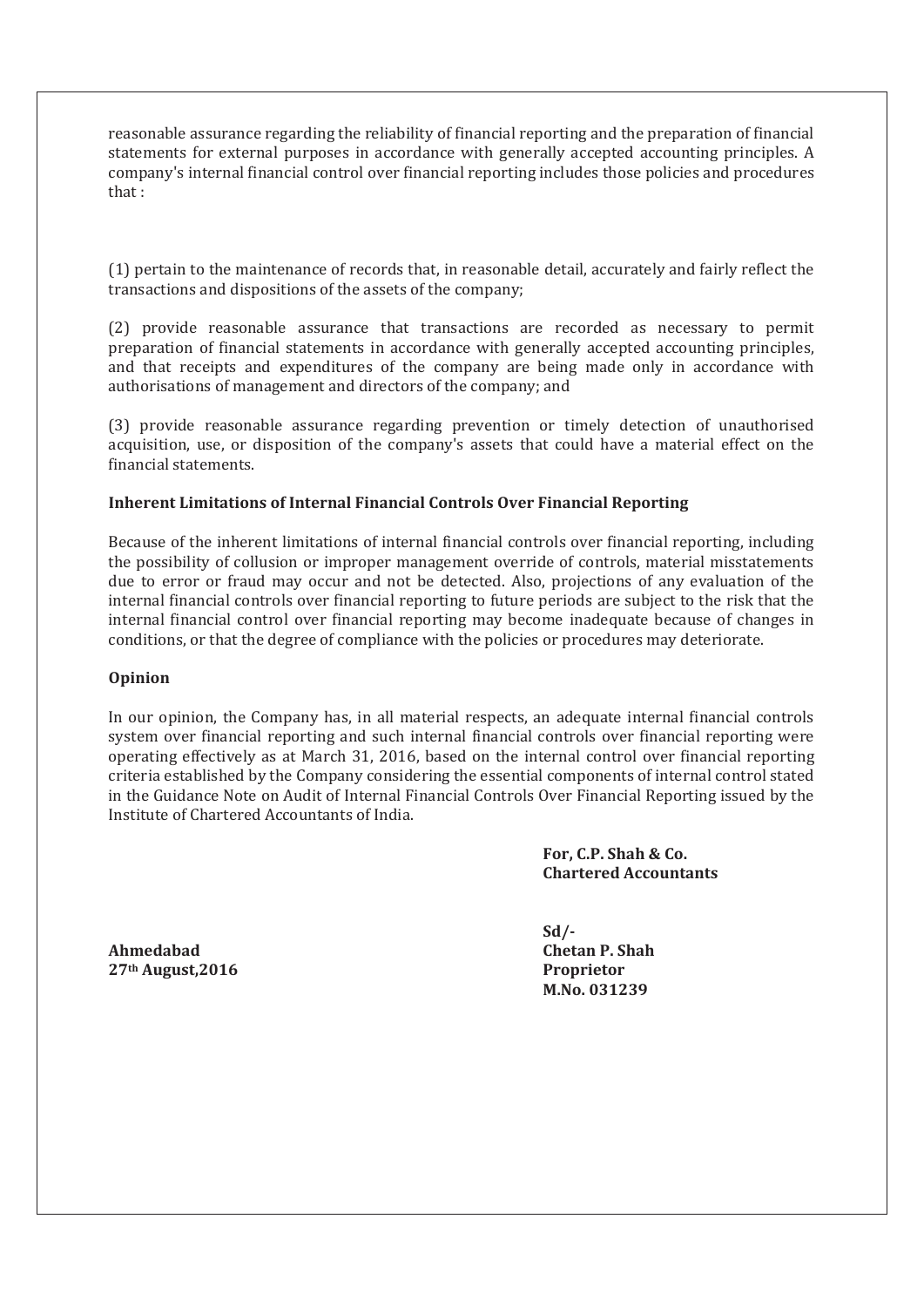reasonable assurance regarding the reliability of financial reporting and the preparation of financial statements for external purposes in accordance with generally accepted accounting principles. A company's internal financial control over financial reporting includes those policies and procedures that :

(1) pertain to the maintenance of records that, in reasonable detail, accurately and fairly reflect the transactions and dispositions of the assets of the company;

(2) provide reasonable assurance that transactions are recorded as necessary to permit preparation of financial statements in accordance with generally accepted accounting principles, and that receipts and expenditures of the company are being made only in accordance with authorisations of management and directors of the company; and

(3) provide reasonable assurance regarding prevention or timely detection of unauthorised acquisition, use, or disposition of the company's assets that could have a material effect on the financial statements.

**Inherent Limitations of Internal Financial Controls Over Financial Reporting**

Because of the inherent limitations of internal financial controls over financial reporting, including the possibility of collusion or improper management override of controls, material misstatements due to error or fraud may occur and not be detected. Also, projections of any evaluation of the internal financial controls over financial reporting to future periods are subject to the risk that the internal financial control over financial reporting may become inadequate because of changes in conditions, or that the degree of compliance with the policies or procedures may deteriorate.

**Opinion**

In our opinion, the Company has, in all material respects, an adequate internal financial controls system over financial reporting and such internal financial controls over financial reporting were operating effectively as at March 31, 2016, based on the internal control over financial reporting criteria established by the Company considering the essential components of internal control stated in the Guidance Note on Audit of Internal Financial Controls Over Financial Reporting issued by the Institute of Chartered Accountants of India.

**For, C.P. Shah & Co.**
**Chartered Accountants**

**Sd/-**
**Chetan P. Shah**
**Proprietor**
**M.No. 031239**

**Ahmedabad**
**27th August,2016**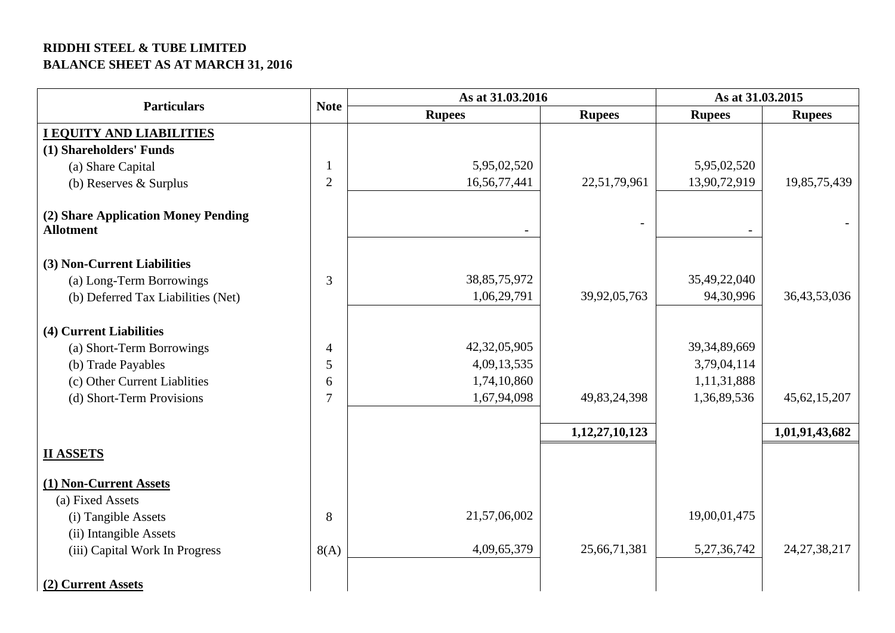**RIDDHI STEEL & TUBE LIMITED**
**BALANCE SHEET AS AT MARCH 31, 2016**

| Particulars | Note | As at 31.03.2016 | | As at 31.03.2015 | |
|---|---|---|---|---|---|
| | | Rupees | Rupees | Rupees | Rupees |
| **I EQUITY AND LIABILITIES** | | | | | |
| **(1) Shareholders' Funds** | | | | | |
| (a) Share Capital | 1 | 5,95,02,520 | | 5,95,02,520 | |
| (b) Reserves & Surplus | 2 | 16,56,77,441 | 22,51,79,961 | 13,90,72,919 | 19,85,75,439 |
| **(2) Share Application Money Pending Allotment** | | - | - | - | - |
| **(3) Non-Current Liabilities** | | | | | |
| (a) Long-Term Borrowings | 3 | 38,85,75,972 | | 35,49,22,040 | |
| (b) Deferred Tax Liabilities (Net) | | 1,06,29,791 | 39,92,05,763 | 94,30,996 | 36,43,53,036 |
| **(4) Current Liabilities** | | | | | |
| (a) Short-Term Borrowings | 4 | 42,32,05,905 | | 39,34,89,669 | |
| (b) Trade Payables | 5 | 4,09,13,535 | | 3,79,04,114 | |
| (c) Other Current Liablities | 6 | 1,74,10,860 | | 1,11,31,888 | |
| (d) Short-Term Provisions | 7 | 1,67,94,098 | 49,83,24,398 | 1,36,89,536 | 45,62,15,207 |
| | | | **1,12,27,10,123** | | **1,01,91,43,682** |
| **II ASSETS** | | | | | |
| **(1) Non-Current Assets** | | | | | |
| (a) Fixed Assets | | | | | |
| (i) Tangible Assets | 8 | 21,57,06,002 | | 19,00,01,475 | |
| (ii) Intangible Assets | | | | | |
| (iii) Capital Work In Progress | 8(A) | 4,09,65,379 | 25,66,71,381 | 5,27,36,742 | 24,27,38,217 |
| **(2) Current Assets** | | | | | |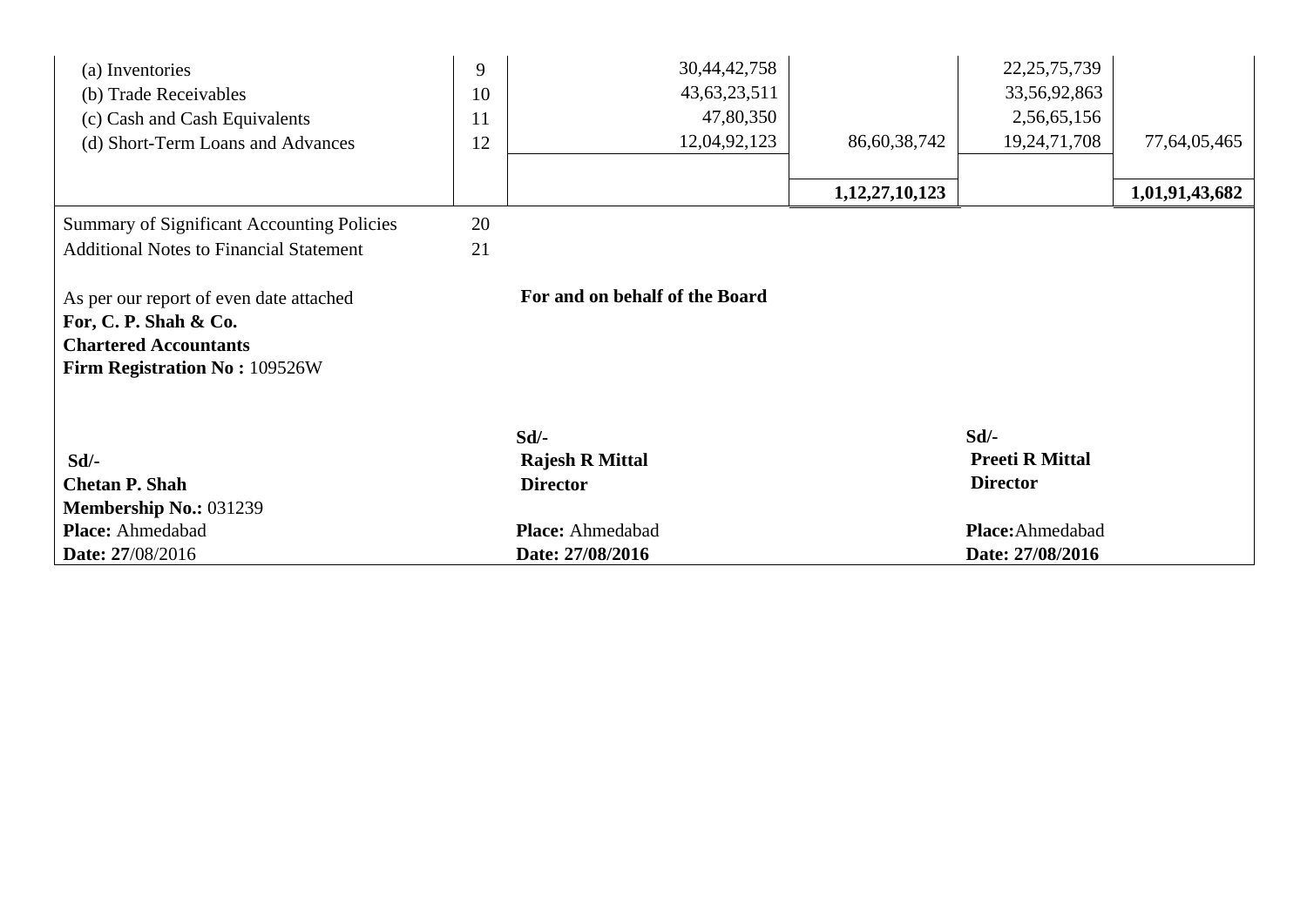| | | | | | |
|---|---|---|---|---|---|
| (a) Inventories | 9 | 30,44,42,758 | | 22,25,75,739 | |
| (b) Trade Receivables | 10 | 43,63,23,511 | | 33,56,92,863 | |
| (c) Cash and Cash Equivalents | 11 | 47,80,350 | | 2,56,65,156 | |
| (d) Short-Term Loans and Advances | 12 | 12,04,92,123 | 86,60,38,742 | 19,24,71,708 | 77,64,05,465 |
| | | | **1,12,27,10,123** | | **1,01,91,43,682** |
| Summary of Significant Accounting Policies | 20 | | | | |
| Additional Notes to Financial Statement | 21 | | | | |

As per our report of even date attached
**For, C. P. Shah & Co.**
**Chartered Accountants**
**Firm Registration No :** 109526W

**For and on behalf of the Board**

**Sd/-**
**Chetan P. Shah**
**Membership No.:** 031239
**Place:** Ahmedabad
**Date: 27**/08/2016

**Sd/-**
**Rajesh R Mittal**
**Director**
**Place:** Ahmedabad
**Date: 27/08/2016**

**Sd/-**
**Preeti R Mittal**
**Director**
**Place:**Ahmedabad
**Date: 27/08/2016**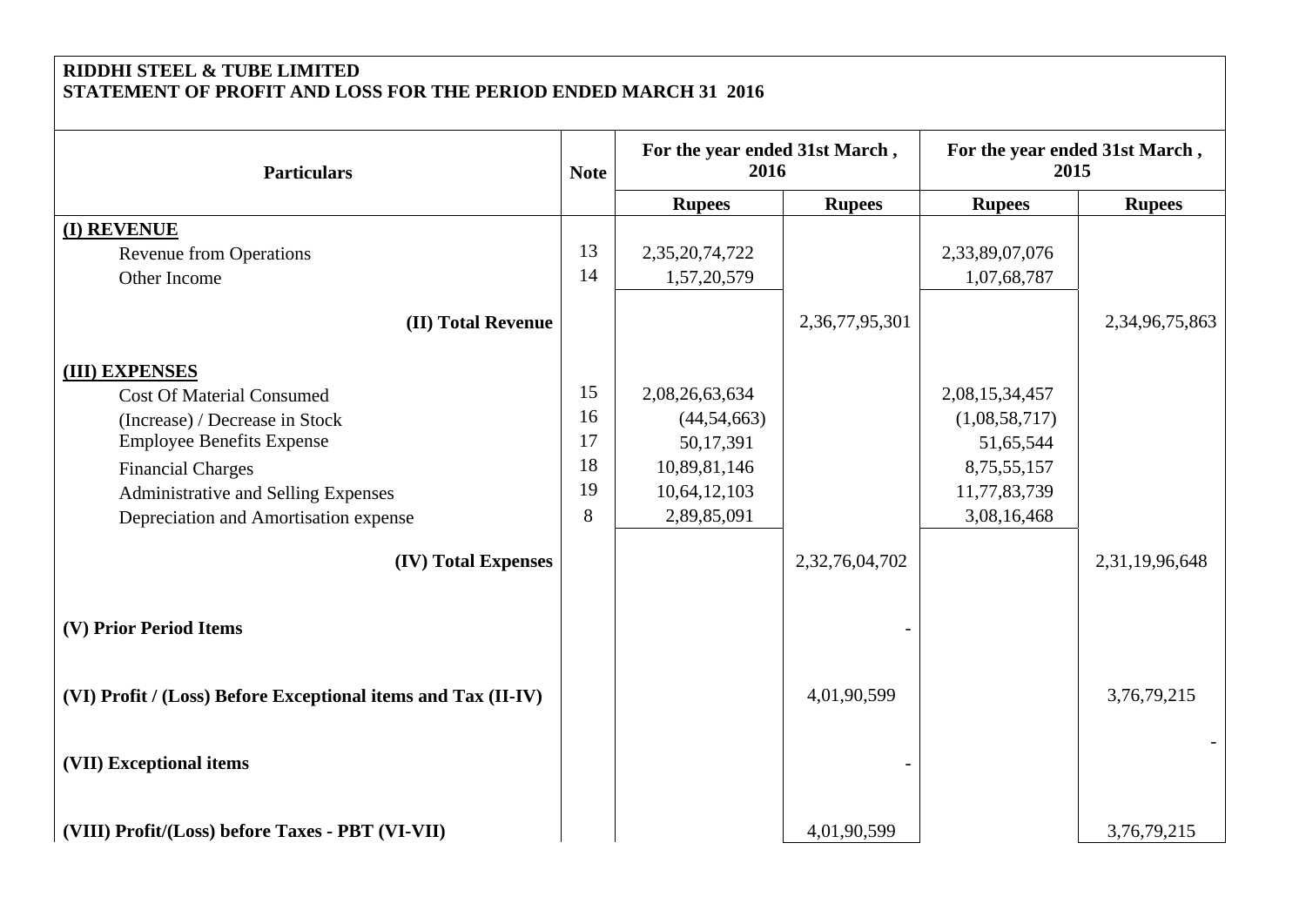**RIDDHI STEEL & TUBE LIMITED**
**STATEMENT OF PROFIT AND LOSS FOR THE PERIOD ENDED MARCH 31 2016**

| Particulars | Note | For the year ended 31st March , 2016 | | For the year ended 31st March , 2015 | |
|---|---|---|---|---|---|
| | | Rupees | Rupees | Rupees | Rupees |
| **(I) REVENUE** | | | | | |
| Revenue from Operations | 13 | 2,35,20,74,722 | | 2,33,89,07,076 | |
| Other Income | 14 | 1,57,20,579 | | 1,07,68,787 | |
| **(II) Total Revenue** | | | 2,36,77,95,301 | | 2,34,96,75,863 |
| **(III) EXPENSES** | | | | | |
| Cost Of Material Consumed | 15 | 2,08,26,63,634 | | 2,08,15,34,457 | |
| (Increase) / Decrease in Stock | 16 | (44,54,663) | | (1,08,58,717) | |
| Employee Benefits Expense | 17 | 50,17,391 | | 51,65,544 | |
| Financial Charges | 18 | 10,89,81,146 | | 8,75,55,157 | |
| Administrative and Selling Expenses | 19 | 10,64,12,103 | | 11,77,83,739 | |
| Depreciation and Amortisation expense | 8 | 2,89,85,091 | | 3,08,16,468 | |
| **(IV) Total Expenses** | | | 2,32,76,04,702 | | 2,31,19,96,648 |
| **(V) Prior Period Items** | | | - | | |
| **(VI) Profit / (Loss) Before Exceptional items and Tax (II-IV)** | | | 4,01,90,599 | | 3,76,79,215 |
| **(VII) Exceptional items** | | | - | | - |
| **(VIII) Profit/(Loss) before Taxes - PBT (VI-VII)** | | | 4,01,90,599 | | 3,76,79,215 |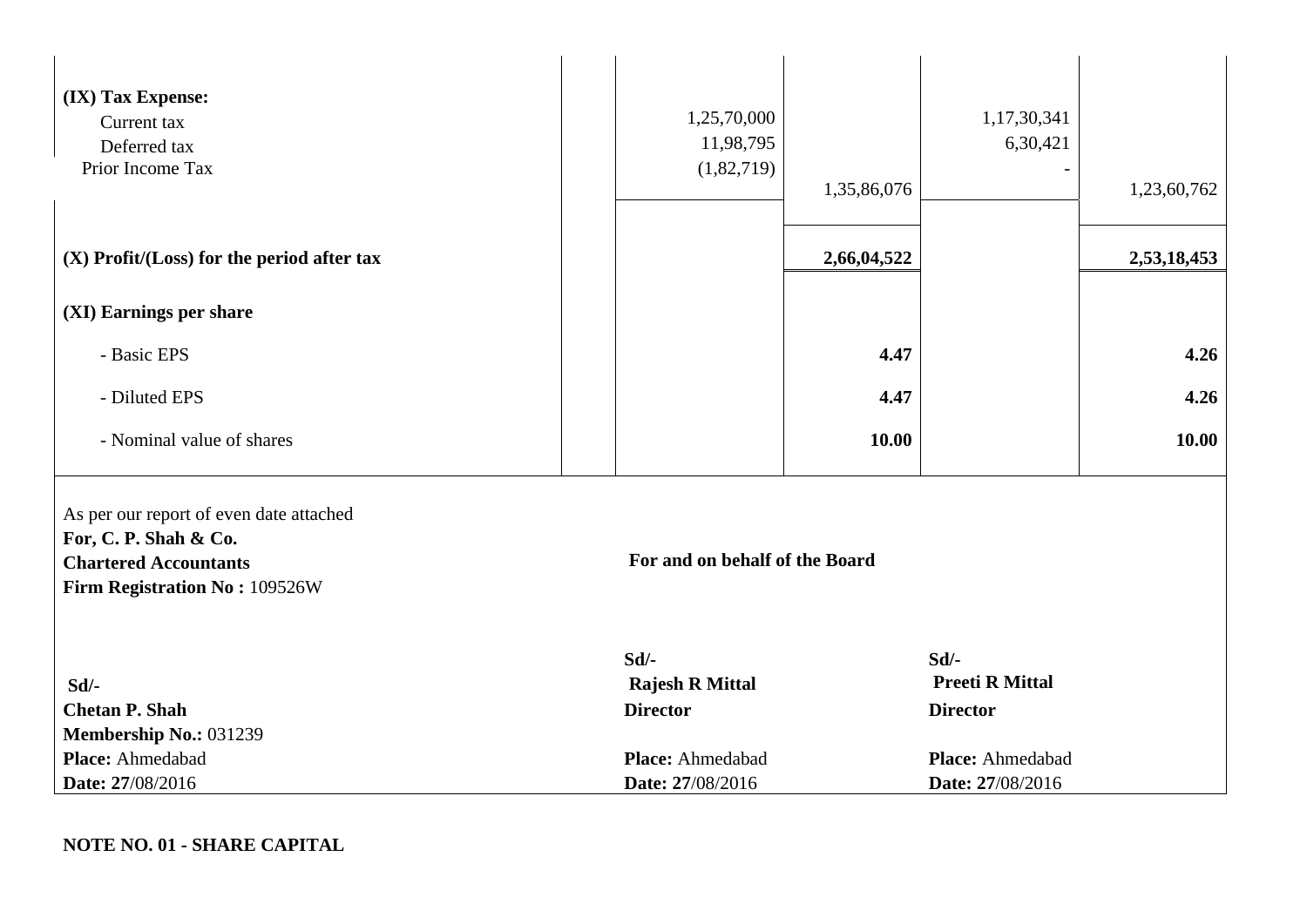| | | | | | |
|---|---|---|---|---|---|
| **(IX) Tax Expense:** | | | | | |
| Current tax | | 1,25,70,000 | | 1,17,30,341 | |
| Deferred tax | | 11,98,795 | | 6,30,421 | |
| Prior Income Tax | | (1,82,719) | 1,35,86,076 | - | 1,23,60,762 |
| **(X) Profit/(Loss) for the period after tax** | | | **2,66,04,522** | | **2,53,18,453** |
| **(XI) Earnings per share** | | | | | |
| - Basic EPS | | | **4.47** | | **4.26** |
| - Diluted EPS | | | **4.47** | | **4.26** |
| - Nominal value of shares | | | **10.00** | | **10.00** |

As per our report of even date attached
**For, C. P. Shah & Co.**
**Chartered Accountants**
**Firm Registration No :** 109526W

**For and on behalf of the Board**

| | | |
|---|---|---|
| **Sd/-** | **Sd/-** | **Sd/-** |
| **Chetan P. Shah** | **Rajesh R Mittal** | **Preeti R Mittal** |
| **Membership No.:** 031239 | **Director** | **Director** |
| **Place:** Ahmedabad | **Place:** Ahmedabad | **Place:** Ahmedabad |
| **Date: 27**/08/2016 | **Date: 27**/08/2016 | **Date: 27**/08/2016 |

**NOTE NO. 01 - SHARE CAPITAL**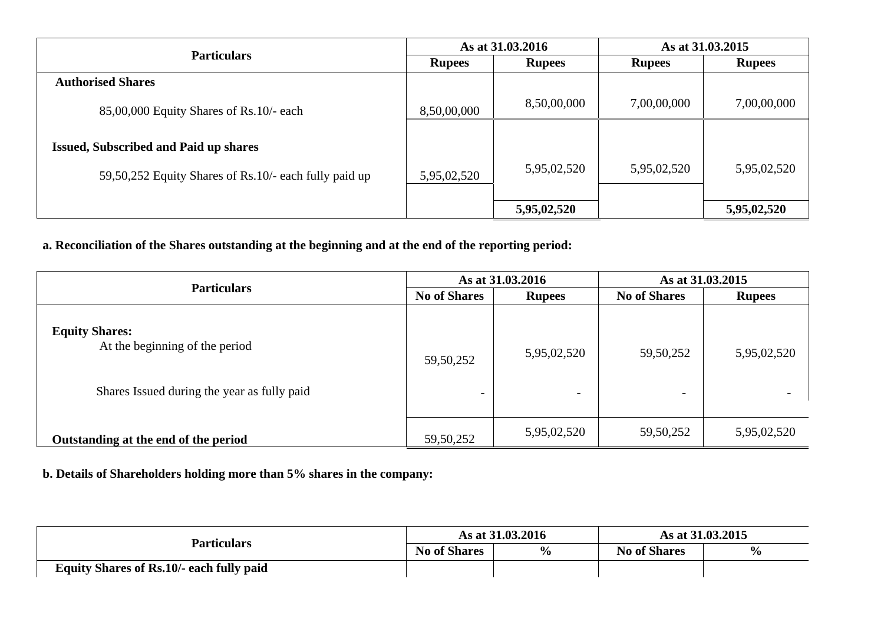| Particulars | As at 31.03.2016 | | As at 31.03.2015 | |
|---|---|---|---|---|
| | Rupees | Rupees | Rupees | Rupees |
| **Authorised Shares** | | | | |
| 85,00,000 Equity Shares of Rs.10/- each | 8,50,00,000 | 8,50,00,000 | 7,00,00,000 | 7,00,00,000 |
| **Issued, Subscribed and Paid up shares** | | | | |
| 59,50,252 Equity Shares of Rs.10/- each fully paid up | 5,95,02,520 | 5,95,02,520 | 5,95,02,520 | 5,95,02,520 |
| | | **5,95,02,520** | | **5,95,02,520** |

**a. Reconciliation of the Shares outstanding at the beginning and at the end of the reporting period:**

| Particulars | As at 31.03.2016 | | As at 31.03.2015 | |
|---|---|---|---|---|
| | No of Shares | Rupees | No of Shares | Rupees |
| **Equity Shares:** | | | | |
| At the beginning of the period | 59,50,252 | 5,95,02,520 | 59,50,252 | 5,95,02,520 |
| Shares Issued during the year as fully paid | - | - | - | - |
| **Outstanding at the end of the period** | 59,50,252 | 5,95,02,520 | 59,50,252 | 5,95,02,520 |

**b. Details of Shareholders holding more than 5% shares in the company:**

| Particulars | As at 31.03.2016 | | As at 31.03.2015 | |
|---|---|---|---|---|
| | No of Shares | % | No of Shares | % |
| **Equity Shares of Rs.10/- each fully paid** | | | | |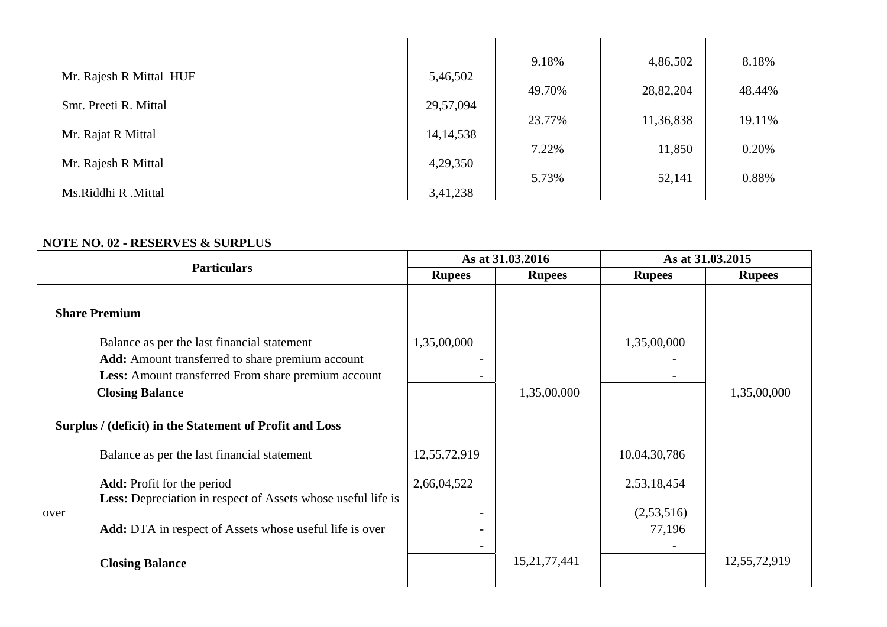| | | | | |
|---|---|---|---|---|
| Mr. Rajesh R Mittal HUF | 5,46,502 | 9.18% | 4,86,502 | 8.18% |
| Smt. Preeti R. Mittal | 29,57,094 | 49.70% | 28,82,204 | 48.44% |
| Mr. Rajat R Mittal | 14,14,538 | 23.77% | 11,36,838 | 19.11% |
| Mr. Rajesh R Mittal | 4,29,350 | 7.22% | 11,850 | 0.20% |
| Ms.Riddhi R .Mittal | 3,41,238 | 5.73% | 52,141 | 0.88% |

**NOTE NO. 02 - RESERVES & SURPLUS**

| Particulars | As at 31.03.2016 | | As at 31.03.2015 | |
|---|---|---|---|---|
| | **Rupees** | **Rupees** | **Rupees** | **Rupees** |
| **Share Premium** | | | | |
| Balance as per the last financial statement | 1,35,00,000 | | 1,35,00,000 | |
| **Add:** Amount transferred to share premium account | - | | - | |
| **Less:** Amount transferred From share premium account | - | | - | |
| **Closing Balance** | | 1,35,00,000 | | 1,35,00,000 |
| **Surplus / (deficit) in the Statement of Profit and Loss** | | | | |
| Balance as per the last financial statement | 12,55,72,919 | | 10,04,30,786 | |
| **Add:** Profit for the period | 2,66,04,522 | | 2,53,18,454 | |
| **Less:** Depreciation in respect of Assets whose useful life is over | - | | (2,53,516) | |
| **Add:** DTA in respect of Assets whose useful life is over | - | | 77,196 | |
| | - | | - | |
| **Closing Balance** | | 15,21,77,441 | | 12,55,72,919 |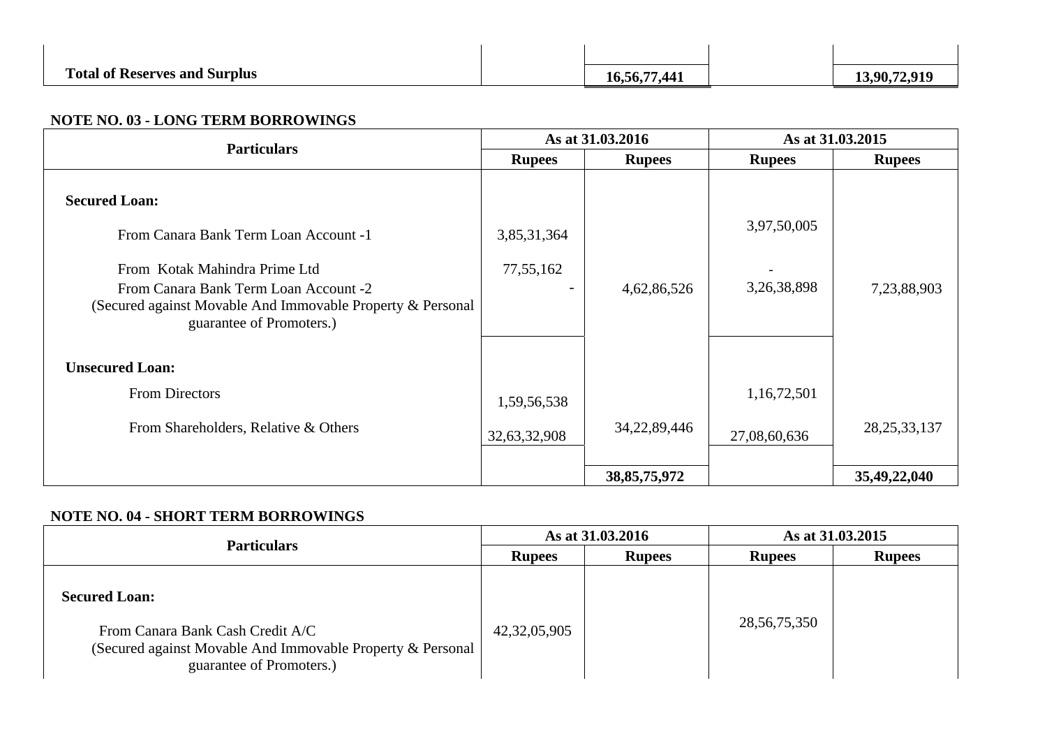| | | | | |
|---|---|---|---|---|
| **Total of Reserves and Surplus** | | **16,56,77,441** | | **13,90,72,919** |

**NOTE NO. 03 - LONG TERM BORROWINGS**

| Particulars | As at 31.03.2016 | | As at 31.03.2015 | |
|---|---|---|---|---|
| | **Rupees** | **Rupees** | **Rupees** | **Rupees** |
| **Secured Loan:** | | | | |
| From Canara Bank Term Loan Account -1 | 3,85,31,364 | | 3,97,50,005 | |
| From Kotak Mahindra Prime Ltd | 77,55,162 | | - | |
| From Canara Bank Term Loan Account -2 (Secured against Movable And Immovable Property & Personal guarantee of Promoters.) | - | 4,62,86,526 | 3,26,38,898 | 7,23,88,903 |
| **Unsecured Loan:** | | | | |
| From Directors | 1,59,56,538 | | 1,16,72,501 | |
| From Shareholders, Relative & Others | 32,63,32,908 | 34,22,89,446 | 27,08,60,636 | 28,25,33,137 |
| | | **38,85,75,972** | | **35,49,22,040** |

**NOTE NO. 04 - SHORT TERM BORROWINGS**

| Particulars | As at 31.03.2016 | | As at 31.03.2015 | |
|---|---|---|---|---|
| | **Rupees** | **Rupees** | **Rupees** | **Rupees** |
| **Secured Loan:** | | | | |
| From Canara Bank Cash Credit A/C (Secured against Movable And Immovable Property & Personal guarantee of Promoters.) | 42,32,05,905 | | 28,56,75,350 | |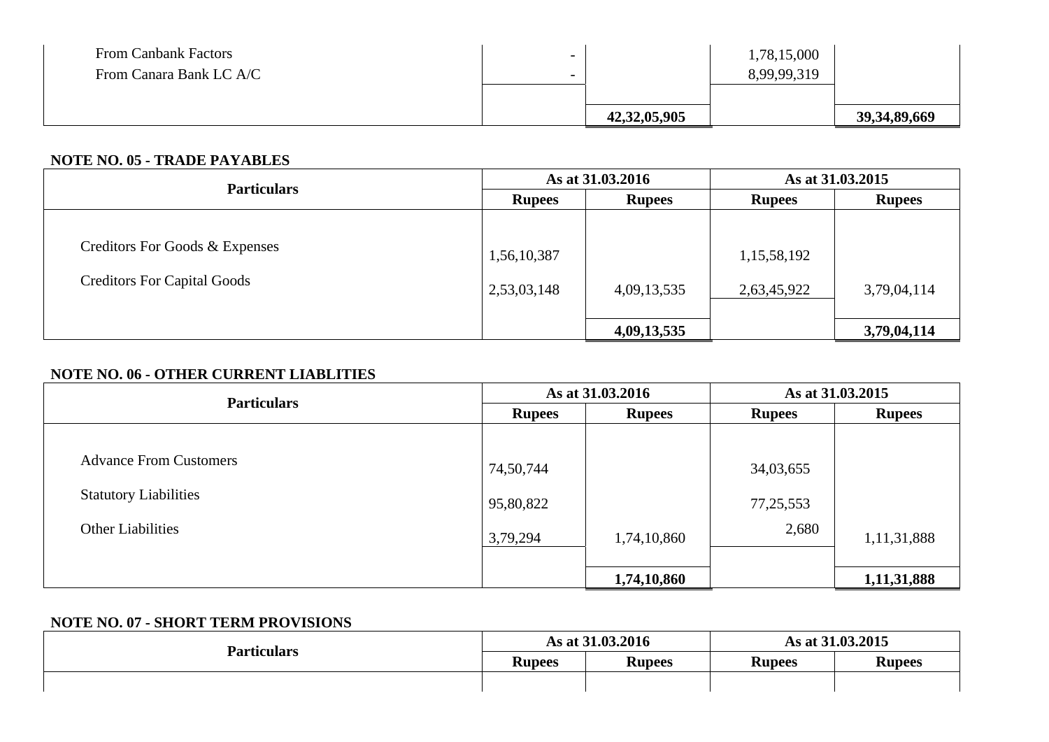| | | | | |
|---|---|---|---|---|
| From Canbank Factors | - | | 1,78,15,000 | |
| From Canara Bank LC A/C | - | | 8,99,99,319 | |
| | | **42,32,05,905** | | **39,34,89,669** |

**NOTE NO. 05 - TRADE PAYABLES**

| Particulars | As at 31.03.2016 | | As at 31.03.2015 | |
|---|---|---|---|---|
| | **Rupees** | **Rupees** | **Rupees** | **Rupees** |
| Creditors For Goods & Expenses | 1,56,10,387 | | 1,15,58,192 | |
| Creditors For Capital Goods | 2,53,03,148 | 4,09,13,535 | 2,63,45,922 | 3,79,04,114 |
| | | **4,09,13,535** | | **3,79,04,114** |

**NOTE NO. 06 - OTHER CURRENT LIABLITIES**

| Particulars | As at 31.03.2016 | | As at 31.03.2015 | |
|---|---|---|---|---|
| | **Rupees** | **Rupees** | **Rupees** | **Rupees** |
| Advance From Customers | 74,50,744 | | 34,03,655 | |
| Statutory Liabilities | 95,80,822 | | 77,25,553 | |
| Other Liabilities | 3,79,294 | 1,74,10,860 | 2,680 | 1,11,31,888 |
| | | **1,74,10,860** | | **1,11,31,888** |

**NOTE NO. 07 - SHORT TERM PROVISIONS**

| Particulars | As at 31.03.2016 | | As at 31.03.2015 | |
|---|---|---|---|---|
| | **Rupees** | **Rupees** | **Rupees** | **Rupees** |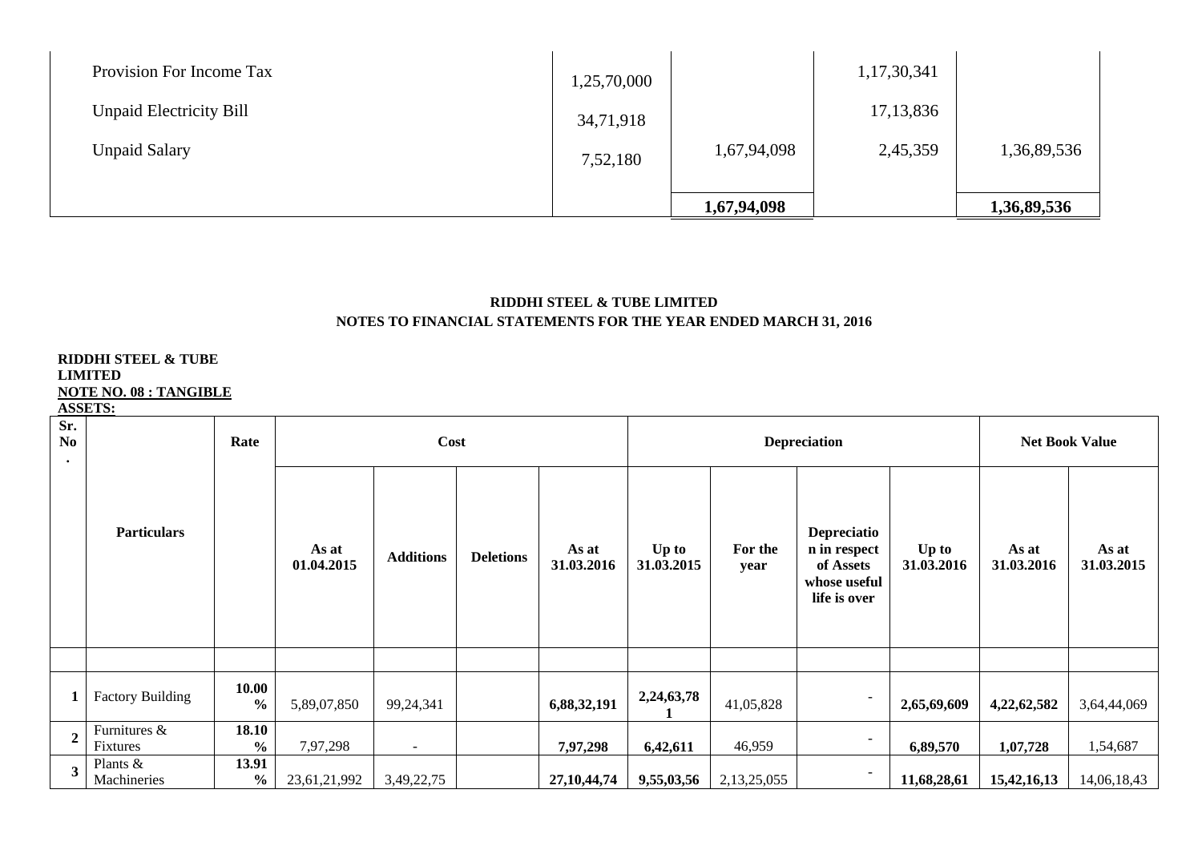| | | | | |
|---|---|---|---|---|
| Provision For Income Tax | 1,25,70,000 | | 1,17,30,341 | |
| Unpaid Electricity Bill | 34,71,918 | | 17,13,836 | |
| Unpaid Salary | 7,52,180 | 1,67,94,098 | 2,45,359 | 1,36,89,536 |
| | | **1,67,94,098** | | **1,36,89,536** |

**RIDDHI STEEL & TUBE LIMITED**
**NOTES TO FINANCIAL STATEMENTS FOR THE YEAR ENDED MARCH 31, 2016**

**RIDDHI STEEL & TUBE LIMITED**
**NOTE NO. 08 : TANGIBLE ASSETS:**

| Sr. No. | Particulars | Rate | Cost | | | | Depreciation | | | | Net Book Value | |
|---|---|---|---|---|---|---|---|---|---|---|---|---|
| | | | As at 01.04.2015 | Additions | Deletions | As at 31.03.2016 | Up to 31.03.2015 | For the year | Depreciation in respect of Assets whose useful life is over | Up to 31.03.2016 | As at 31.03.2016 | As at 31.03.2015 |
| | | | | | | | | | | | | |
| **1** | Factory Building | **10.00 %** | 5,89,07,850 | 99,24,341 | | **6,88,32,191** | **2,24,63,781** | 41,05,828 | - | **2,65,69,609** | **4,22,62,582** | 3,64,44,069 |
| **2** | Furnitures & Fixtures | **18.10 %** | 7,97,298 | - | | **7,97,298** | **6,42,611** | 46,959 | - | **6,89,570** | **1,07,728** | 1,54,687 |
| **3** | Plants & Machineries | **13.91 %** | 23,61,21,992 | 3,49,22,75 | | **27,10,44,74** | **9,55,03,56** | 2,13,25,055 | - | **11,68,28,61** | **15,42,16,13** | 14,06,18,43 |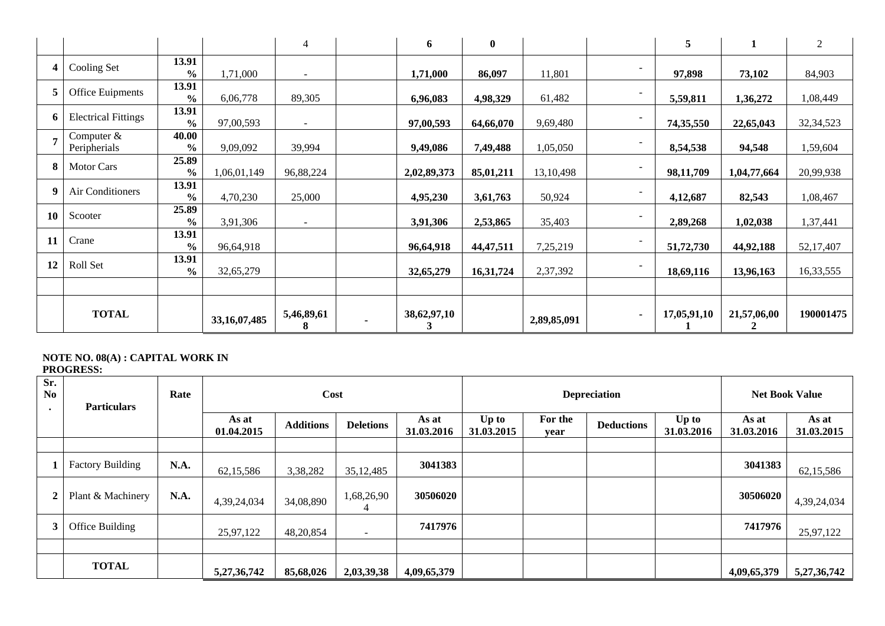| | | | | 4 | | 6 | 0 | | | 5 | 1 | 2 |
|---|---|---|---|---|---|---|---|---|---|---|---|---|
| **4** | Cooling Set | **13.91 %** | 1,71,000 | - | | **1,71,000** | **86,097** | 11,801 | - | **97,898** | **73,102** | 84,903 |
| **5** | Office Euipments | **13.91 %** | 6,06,778 | 89,305 | | **6,96,083** | **4,98,329** | 61,482 | - | **5,59,811** | **1,36,272** | 1,08,449 |
| **6** | Electrical Fittings | **13.91 %** | 97,00,593 | - | | **97,00,593** | **64,66,070** | 9,69,480 | - | **74,35,550** | **22,65,043** | 32,34,523 |
| **7** | Computer & Peripherials | **40.00 %** | 9,09,092 | 39,994 | | **9,49,086** | **7,49,488** | 1,05,050 | - | **8,54,538** | **94,548** | 1,59,604 |
| **8** | Motor Cars | **25.89 %** | 1,06,01,149 | 96,88,224 | | **2,02,89,373** | **85,01,211** | 13,10,498 | - | **98,11,709** | **1,04,77,664** | 20,99,938 |
| **9** | Air Conditioners | **13.91 %** | 4,70,230 | 25,000 | | **4,95,230** | **3,61,763** | 50,924 | - | **4,12,687** | **82,543** | 1,08,467 |
| **10** | Scooter | **25.89 %** | 3,91,306 | - | | **3,91,306** | **2,53,865** | 35,403 | - | **2,89,268** | **1,02,038** | 1,37,441 |
| **11** | Crane | **13.91 %** | 96,64,918 | | | **96,64,918** | **44,47,511** | 7,25,219 | - | **51,72,730** | **44,92,188** | 52,17,407 |
| **12** | Roll Set | **13.91 %** | 32,65,279 | | | **32,65,279** | **16,31,724** | 2,37,392 | - | **18,69,116** | **13,96,163** | 16,33,555 |
| | | | | | | | | | | | | |
| | **TOTAL** | | **33,16,07,485** | **5,46,89,618** | **-** | **38,62,97,103** | | **2,89,85,091** | **-** | **17,05,91,101** | **21,57,06,002** | **190001475** |

**NOTE NO. 08(A) : CAPITAL WORK IN PROGRESS:**

| Sr. No. | Particulars | Rate | Cost | | | | Depreciation | | | | Net Book Value | |
|---|---|---|---|---|---|---|---|---|---|---|---|---|
| | | | As at 01.04.2015 | Additions | Deletions | As at 31.03.2016 | Up to 31.03.2015 | For the year | Deductions | Up to 31.03.2016 | As at 31.03.2016 | As at 31.03.2015 |
| | | | | | | | | | | | | |
| **1** | Factory Building | **N.A.** | 62,15,586 | 3,38,282 | 35,12,485 | **3041383** | | | | | **3041383** | 62,15,586 |
| **2** | Plant & Machinery | **N.A.** | 4,39,24,034 | 34,08,890 | 1,68,26,904 | **30506020** | | | | | **30506020** | 4,39,24,034 |
| **3** | Office Building | | 25,97,122 | 48,20,854 | - | **7417976** | | | | | **7417976** | 25,97,122 |
| | | | | | | | | | | | | |
| | **TOTAL** | | **5,27,36,742** | **85,68,026** | **2,03,39,38** | **4,09,65,379** | | | | | **4,09,65,379** | **5,27,36,742** |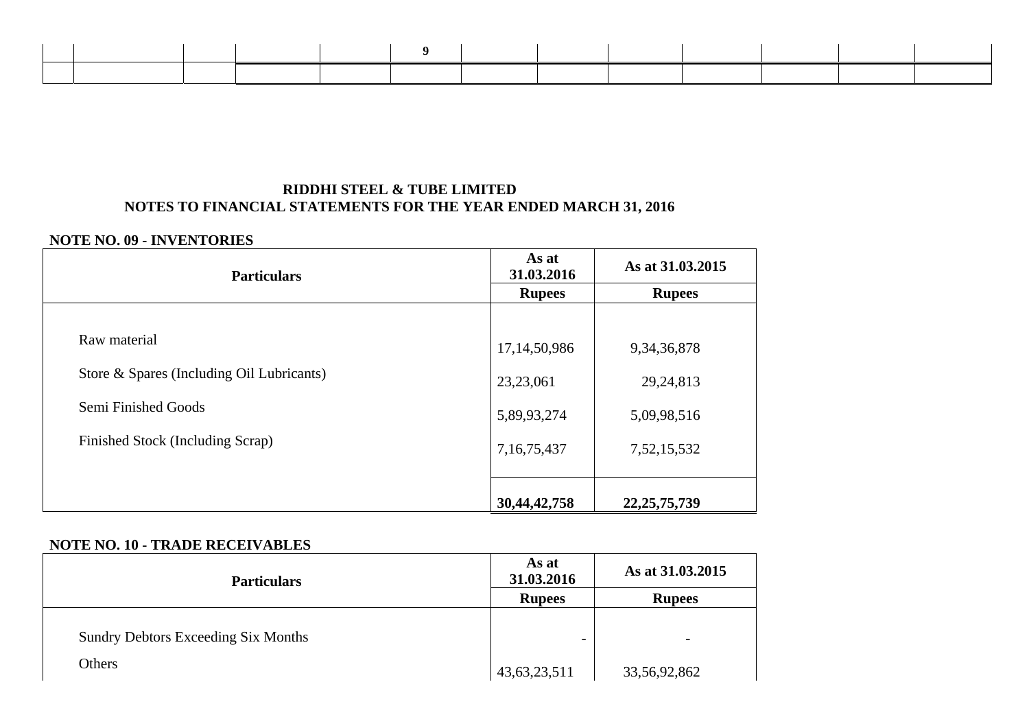**RIDDHI STEEL & TUBE LIMITED**
**NOTES TO FINANCIAL STATEMENTS FOR THE YEAR ENDED MARCH 31, 2016**

**NOTE NO. 09 - INVENTORIES**

| Particulars | As at 31.03.2016 | As at 31.03.2015 |
|---|---|---|
| | Rupees | Rupees |
| Raw material | 17,14,50,986 | 9,34,36,878 |
| Store & Spares (Including Oil Lubricants) | 23,23,061 | 29,24,813 |
| Semi Finished Goods | 5,89,93,274 | 5,09,98,516 |
| Finished Stock (Including Scrap) | 7,16,75,437 | 7,52,15,532 |
| | **30,44,42,758** | **22,25,75,739** |

**NOTE NO. 10 - TRADE RECEIVABLES**

| Particulars | As at 31.03.2016 | As at 31.03.2015 |
|---|---|---|
| | Rupees | Rupees |
| Sundry Debtors Exceeding Six Months | - | - |
| Others | 43,63,23,511 | 33,56,92,862 |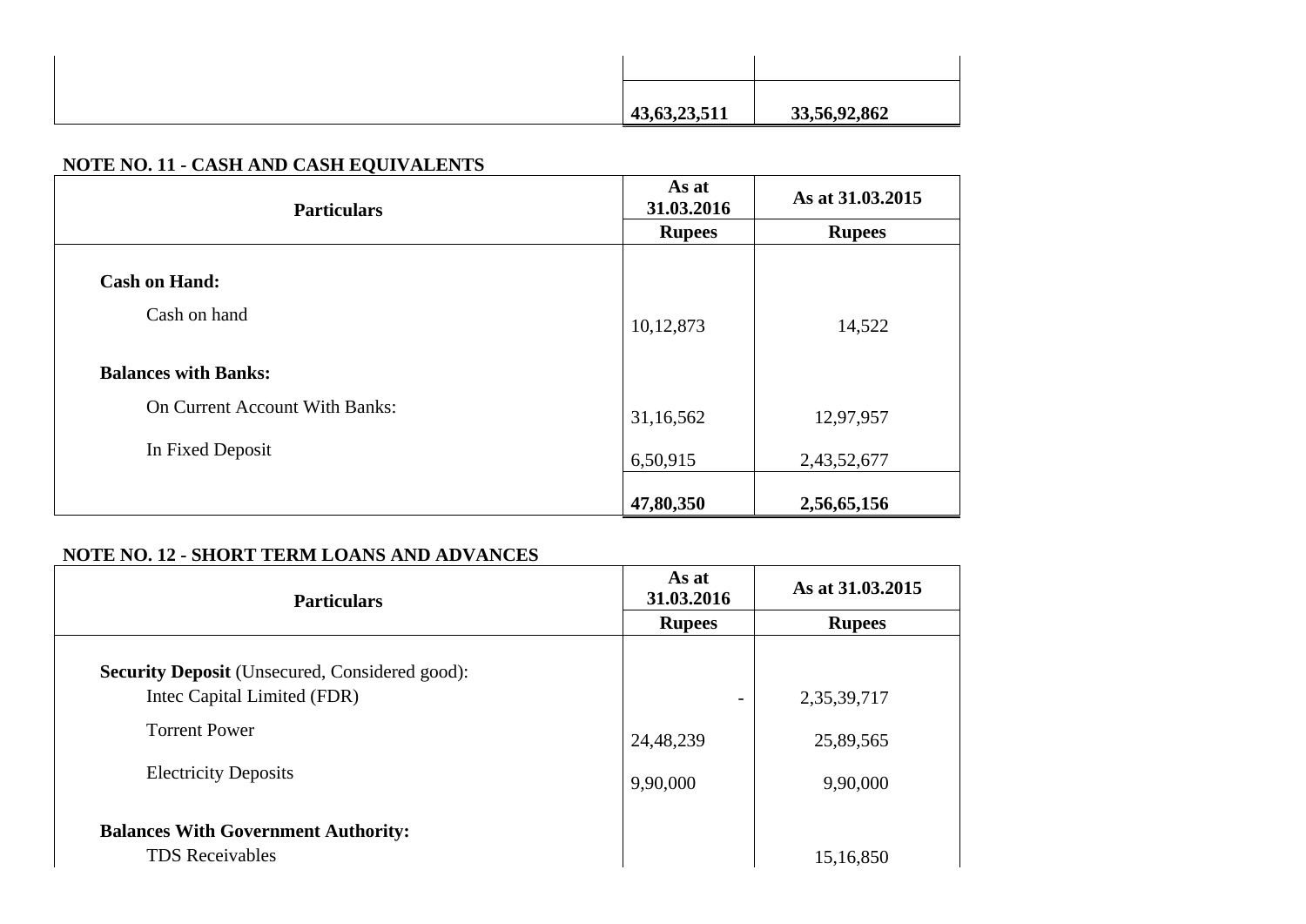| | | |
|---|---|---|
| | **43,63,23,511** | **33,56,92,862** |

**NOTE NO. 11 - CASH AND CASH EQUIVALENTS**

| Particulars | As at 31.03.2016 | As at 31.03.2015 |
|---|---|---|
| | **Rupees** | **Rupees** |
| **Cash on Hand:** | | |
| Cash on hand | 10,12,873 | 14,522 |
| **Balances with Banks:** | | |
| On Current Account With Banks: | 31,16,562 | 12,97,957 |
| In Fixed Deposit | 6,50,915 | 2,43,52,677 |
| | **47,80,350** | **2,56,65,156** |

**NOTE NO. 12 - SHORT TERM LOANS AND ADVANCES**

| Particulars | As at 31.03.2016 | As at 31.03.2015 |
|---|---|---|
| | **Rupees** | **Rupees** |
| **Security Deposit** (Unsecured, Considered good): | | |
| Intec Capital Limited (FDR) | - | 2,35,39,717 |
| Torrent Power | 24,48,239 | 25,89,565 |
| Electricity Deposits | 9,90,000 | 9,90,000 |
| **Balances With Government Authority:** | | |
| TDS Receivables | | 15,16,850 |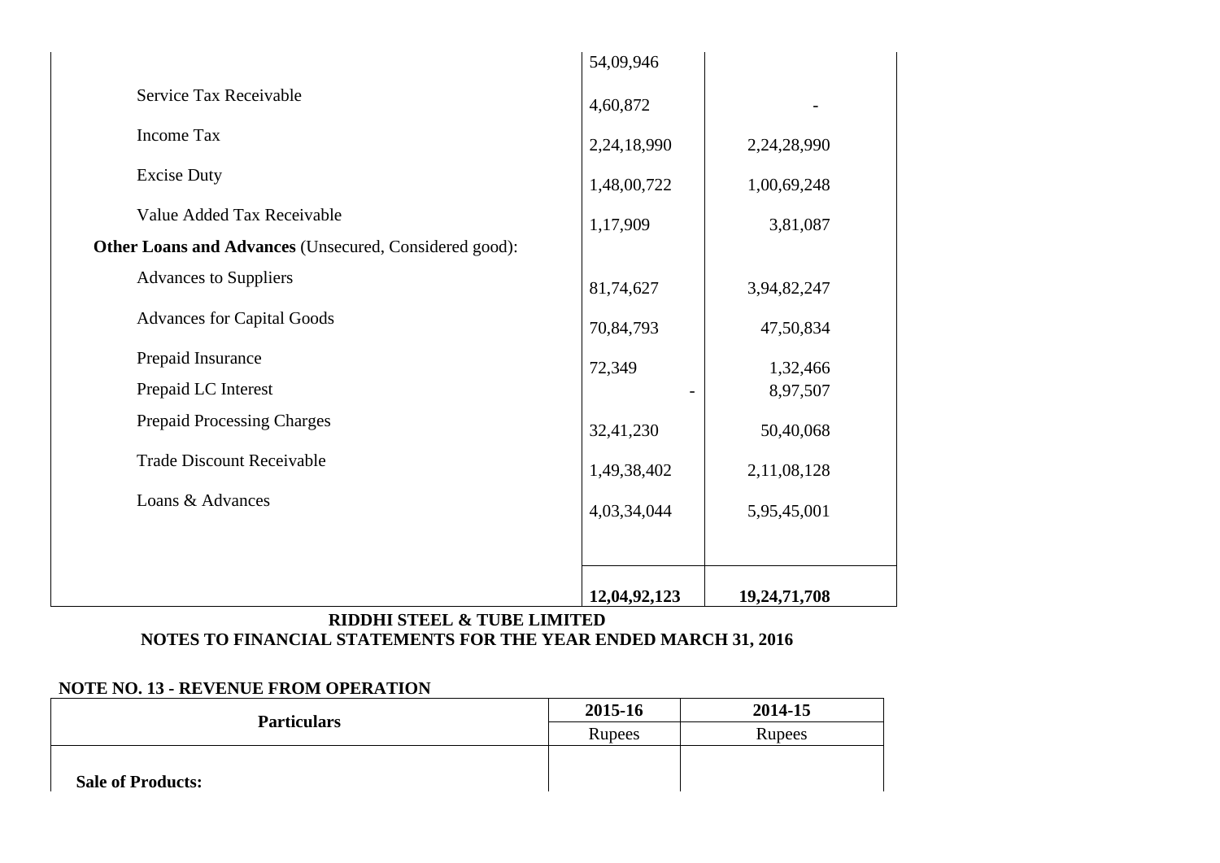| | | |
|---|---|---|
| | 54,09,946 | |
| Service Tax Receivable | 4,60,872 | - |
| Income Tax | 2,24,18,990 | 2,24,28,990 |
| Excise Duty | 1,48,00,722 | 1,00,69,248 |
| Value Added Tax Receivable | 1,17,909 | 3,81,087 |
| **Other Loans and Advances** (Unsecured, Considered good): | | |
| Advances to Suppliers | 81,74,627 | 3,94,82,247 |
| Advances for Capital Goods | 70,84,793 | 47,50,834 |
| Prepaid Insurance | 72,349 | 1,32,466 |
| Prepaid LC Interest | - | 8,97,507 |
| Prepaid Processing Charges | 32,41,230 | 50,40,068 |
| Trade Discount Receivable | 1,49,38,402 | 2,11,08,128 |
| Loans & Advances | 4,03,34,044 | 5,95,45,001 |
| | **12,04,92,123** | **19,24,71,708** |

**RIDDHI STEEL & TUBE LIMITED**

**NOTES TO FINANCIAL STATEMENTS FOR THE YEAR ENDED MARCH 31, 2016**

**NOTE NO. 13 - REVENUE FROM OPERATION**

| Particulars | 2015-16 | 2014-15 |
|---|---|---|
| | Rupees | Rupees |
| **Sale of Products:** | | |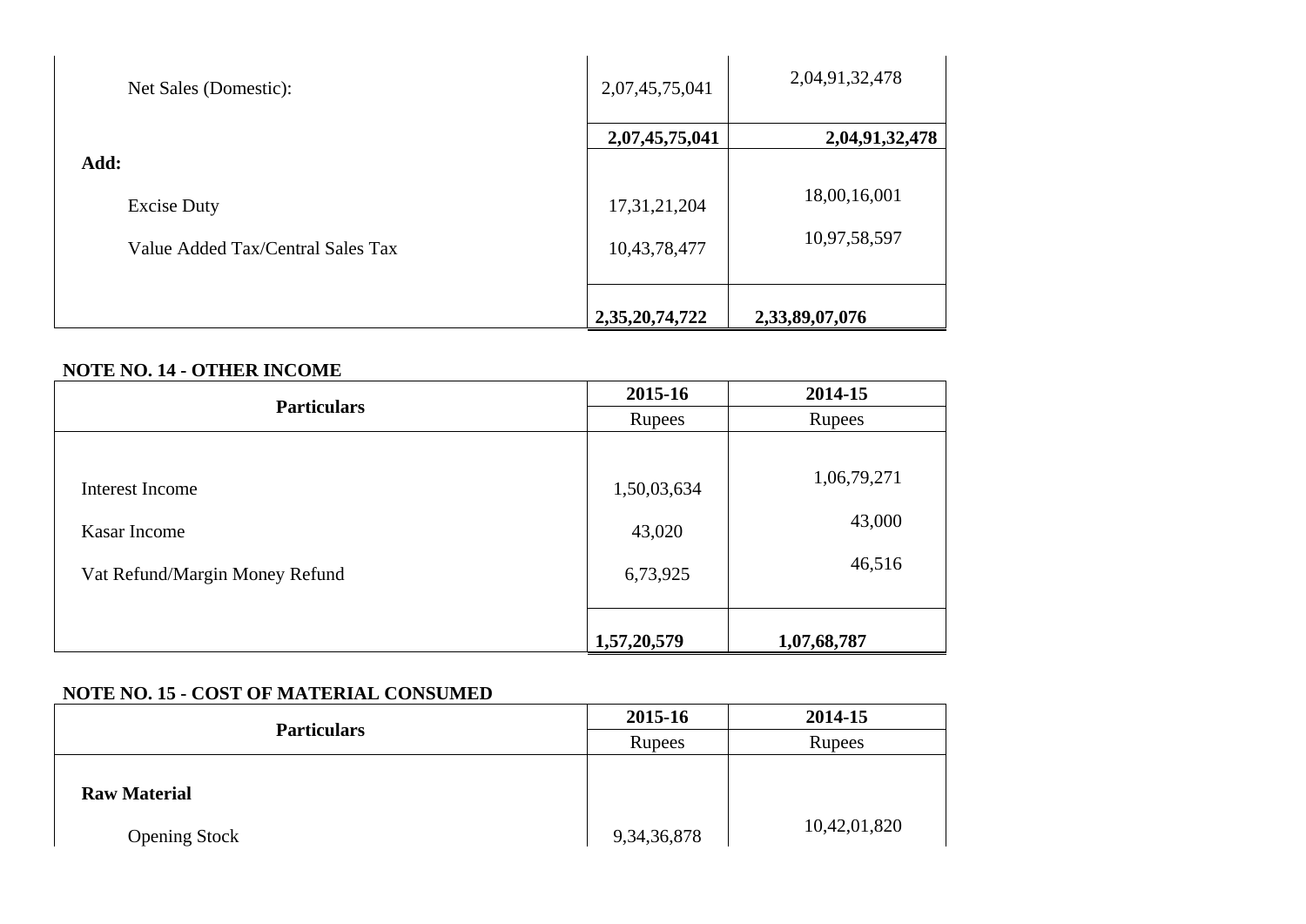| | | |
|---|---|---|
| Net Sales (Domestic): | 2,07,45,75,041 | 2,04,91,32,478 |
| | **2,07,45,75,041** | **2,04,91,32,478** |
| **Add:** | | |
| Excise Duty | 17,31,21,204 | 18,00,16,001 |
| Value Added Tax/Central Sales Tax | 10,43,78,477 | 10,97,58,597 |
| | **2,35,20,74,722** | **2,33,89,07,076** |

**NOTE NO. 14 - OTHER INCOME**

| **Particulars** | **2015-16** | **2014-15** |
|---|---|---|
| | Rupees | Rupees |
| Interest Income | 1,50,03,634 | 1,06,79,271 |
| Kasar Income | 43,020 | 43,000 |
| Vat Refund/Margin Money Refund | 6,73,925 | 46,516 |
| | **1,57,20,579** | **1,07,68,787** |

**NOTE NO. 15 - COST OF MATERIAL CONSUMED**

| **Particulars** | **2015-16** | **2014-15** |
|---|---|---|
| | Rupees | Rupees |
| **Raw Material** | | |
| Opening Stock | 9,34,36,878 | 10,42,01,820 |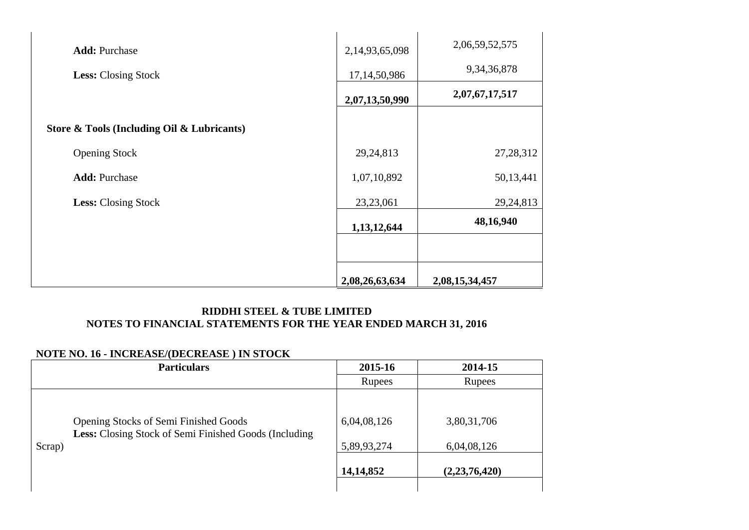| | | |
|---|---|---|
| **Add:** Purchase | 2,14,93,65,098 | 2,06,59,52,575 |
| **Less:** Closing Stock | 17,14,50,986 | 9,34,36,878 |
| | **2,07,13,50,990** | **2,07,67,17,517** |
| **Store & Tools (Including Oil & Lubricants)** | | |
| Opening Stock | 29,24,813 | 27,28,312 |
| **Add:** Purchase | 1,07,10,892 | 50,13,441 |
| **Less:** Closing Stock | 23,23,061 | 29,24,813 |
| | **1,13,12,644** | **48,16,940** |
| | | |
| | **2,08,26,63,634** | **2,08,15,34,457** |

**RIDDHI STEEL & TUBE LIMITED**
**NOTES TO FINANCIAL STATEMENTS FOR THE YEAR ENDED MARCH 31, 2016**

**NOTE NO. 16 - INCREASE/(DECREASE ) IN STOCK**

| Particulars | 2015-16 | 2014-15 |
|---|---|---|
| | Rupees | Rupees |
| Opening Stocks of Semi Finished Goods | 6,04,08,126 | 3,80,31,706 |
| **Less:** Closing Stock of Semi Finished Goods (Including Scrap) | 5,89,93,274 | 6,04,08,126 |
| | **14,14,852** | **(2,23,76,420)** |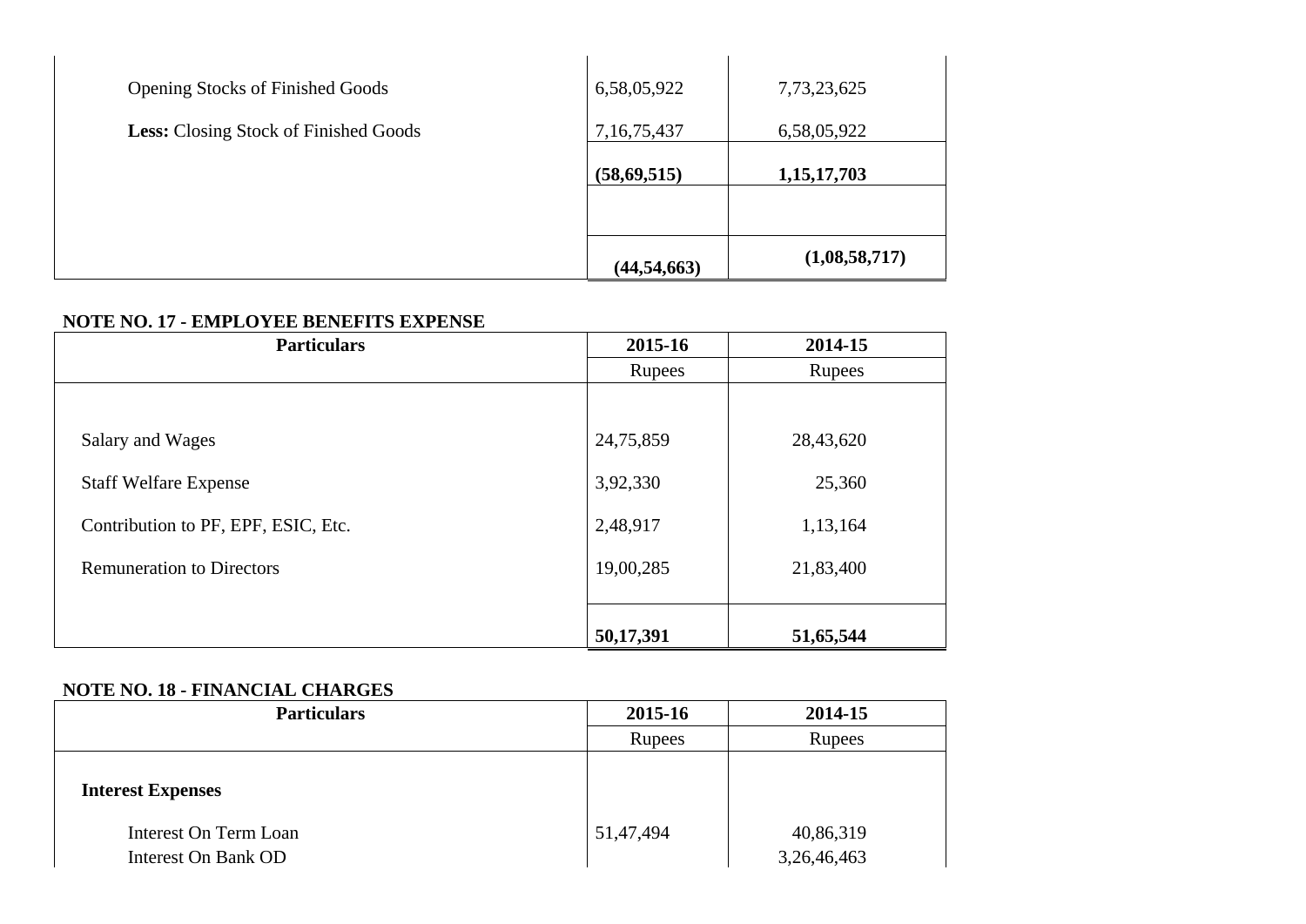| | | |
|---|---|---|
| Opening Stocks of Finished Goods | 6,58,05,922 | 7,73,23,625 |
| **Less:** Closing Stock of Finished Goods | 7,16,75,437 | 6,58,05,922 |
| | **(58,69,515)** | **1,15,17,703** |
| | | |
| | **(44,54,663)** | **(1,08,58,717)** |

**NOTE NO. 17 - EMPLOYEE BENEFITS EXPENSE**

| Particulars | 2015-16 | 2014-15 |
|---|---|---|
| | Rupees | Rupees |
| | | |
| Salary and Wages | 24,75,859 | 28,43,620 |
| Staff Welfare Expense | 3,92,330 | 25,360 |
| Contribution to PF, EPF, ESIC, Etc. | 2,48,917 | 1,13,164 |
| Remuneration to Directors | 19,00,285 | 21,83,400 |
| | **50,17,391** | **51,65,544** |

**NOTE NO. 18 - FINANCIAL CHARGES**

| Particulars | 2015-16 | 2014-15 |
|---|---|---|
| | Rupees | Rupees |
| **Interest Expenses** | | |
| Interest On Term Loan | 51,47,494 | 40,86,319 |
| Interest On Bank OD | | 3,26,46,463 |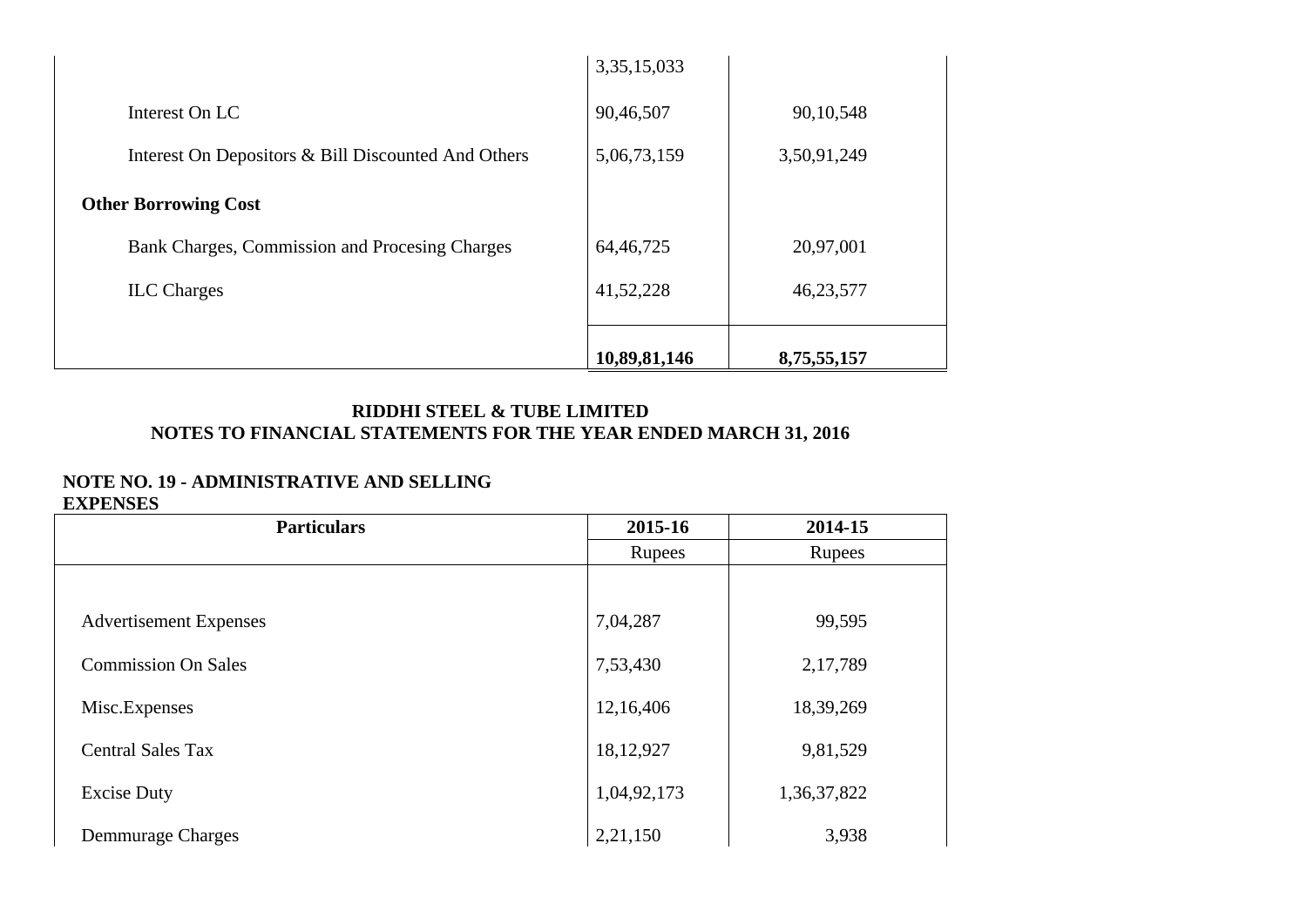| | | |
|---|---|---|
| | 3,35,15,033 | |
| Interest On LC | 90,46,507 | 90,10,548 |
| Interest On Depositors & Bill Discounted And Others | 5,06,73,159 | 3,50,91,249 |
| **Other Borrowing Cost** | | |
| Bank Charges, Commission and Procesing Charges | 64,46,725 | 20,97,001 |
| ILC Charges | 41,52,228 | 46,23,577 |
| | **10,89,81,146** | **8,75,55,157** |

**RIDDHI STEEL & TUBE LIMITED**
**NOTES TO FINANCIAL STATEMENTS FOR THE YEAR ENDED MARCH 31, 2016**

**NOTE NO. 19 - ADMINISTRATIVE AND SELLING EXPENSES**

| Particulars | 2015-16 | 2014-15 |
|---|---|---|
| | Rupees | Rupees |
| Advertisement Expenses | 7,04,287 | 99,595 |
| Commission On Sales | 7,53,430 | 2,17,789 |
| Misc.Expenses | 12,16,406 | 18,39,269 |
| Central Sales Tax | 18,12,927 | 9,81,529 |
| Excise Duty | 1,04,92,173 | 1,36,37,822 |
| Demmurage Charges | 2,21,150 | 3,938 |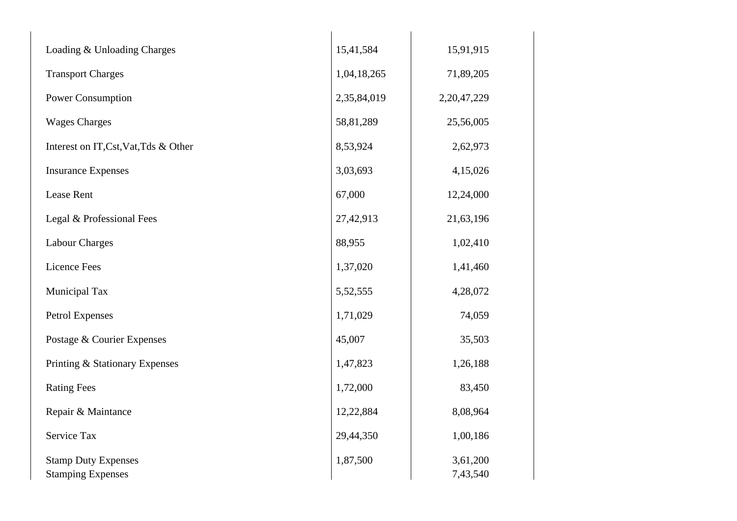| | | |
|---|---|---|
| Loading & Unloading Charges | 15,41,584 | 15,91,915 |
| Transport Charges | 1,04,18,265 | 71,89,205 |
| Power Consumption | 2,35,84,019 | 2,20,47,229 |
| Wages Charges | 58,81,289 | 25,56,005 |
| Interest on IT,Cst,Vat,Tds & Other | 8,53,924 | 2,62,973 |
| Insurance Expenses | 3,03,693 | 4,15,026 |
| Lease Rent | 67,000 | 12,24,000 |
| Legal & Professional Fees | 27,42,913 | 21,63,196 |
| Labour Charges | 88,955 | 1,02,410 |
| Licence Fees | 1,37,020 | 1,41,460 |
| Municipal Tax | 5,52,555 | 4,28,072 |
| Petrol Expenses | 1,71,029 | 74,059 |
| Postage & Courier Expenses | 45,007 | 35,503 |
| Printing & Stationary Expenses | 1,47,823 | 1,26,188 |
| Rating Fees | 1,72,000 | 83,450 |
| Repair & Maintance | 12,22,884 | 8,08,964 |
| Service Tax | 29,44,350 | 1,00,186 |
| Stamp Duty Expenses | 1,87,500 | 3,61,200 |
| Stamping Expenses | | 7,43,540 |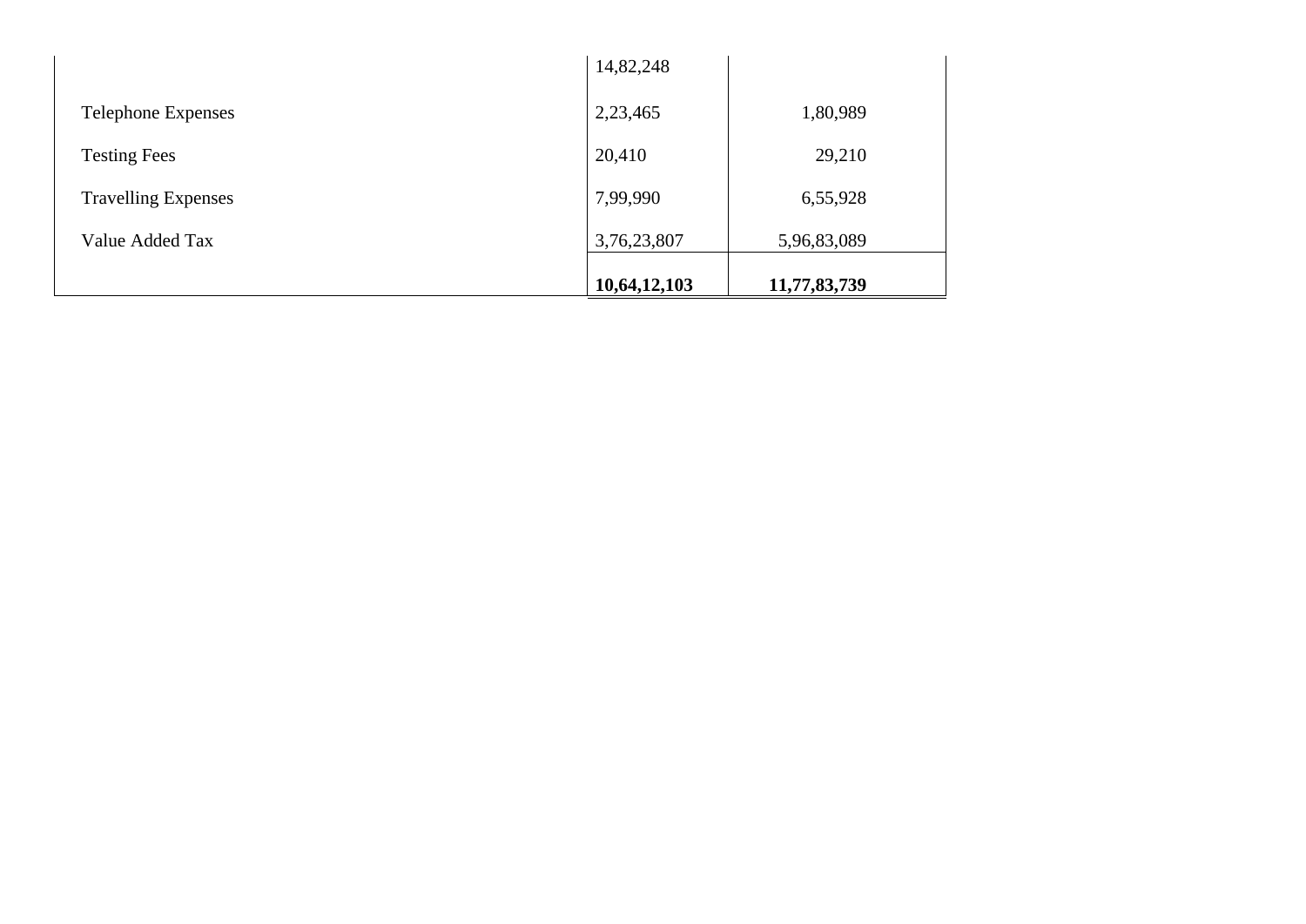| | | |
|---|---|---|
| | 14,82,248 | |
| Telephone Expenses | 2,23,465 | 1,80,989 |
| Testing Fees | 20,410 | 29,210 |
| Travelling Expenses | 7,99,990 | 6,55,928 |
| Value Added Tax | 3,76,23,807 | 5,96,83,089 |
| | **10,64,12,103** | **11,77,83,739** |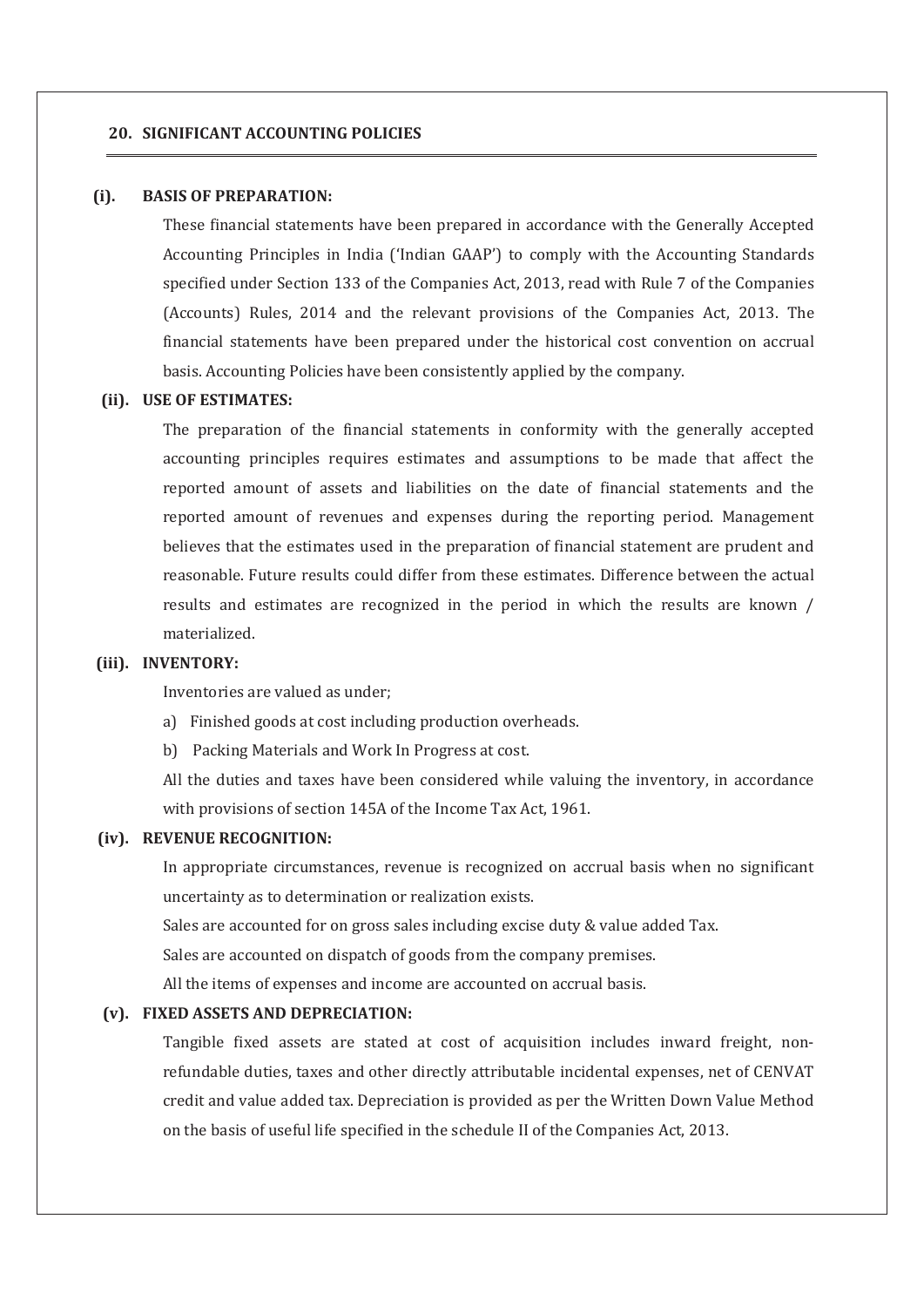## 20. SIGNIFICANT ACCOUNTING POLICIES

### (i). BASIS OF PREPARATION:

These financial statements have been prepared in accordance with the Generally Accepted Accounting Principles in India ('Indian GAAP') to comply with the Accounting Standards specified under Section 133 of the Companies Act, 2013, read with Rule 7 of the Companies (Accounts) Rules, 2014 and the relevant provisions of the Companies Act, 2013. The financial statements have been prepared under the historical cost convention on accrual basis. Accounting Policies have been consistently applied by the company.

### (ii). USE OF ESTIMATES:

The preparation of the financial statements in conformity with the generally accepted accounting principles requires estimates and assumptions to be made that affect the reported amount of assets and liabilities on the date of financial statements and the reported amount of revenues and expenses during the reporting period. Management believes that the estimates used in the preparation of financial statement are prudent and reasonable. Future results could differ from these estimates. Difference between the actual results and estimates are recognized in the period in which the results are known / materialized.

### (iii). INVENTORY:

Inventories are valued as under;

a) Finished goods at cost including production overheads.

b) Packing Materials and Work In Progress at cost.

All the duties and taxes have been considered while valuing the inventory, in accordance with provisions of section 145A of the Income Tax Act, 1961.

### (iv). REVENUE RECOGNITION:

In appropriate circumstances, revenue is recognized on accrual basis when no significant uncertainty as to determination or realization exists.

Sales are accounted for on gross sales including excise duty & value added Tax.

Sales are accounted on dispatch of goods from the company premises.

All the items of expenses and income are accounted on accrual basis.

### (v). FIXED ASSETS AND DEPRECIATION:

Tangible fixed assets are stated at cost of acquisition includes inward freight, non-refundable duties, taxes and other directly attributable incidental expenses, net of CENVAT credit and value added tax. Depreciation is provided as per the Written Down Value Method on the basis of useful life specified in the schedule II of the Companies Act, 2013.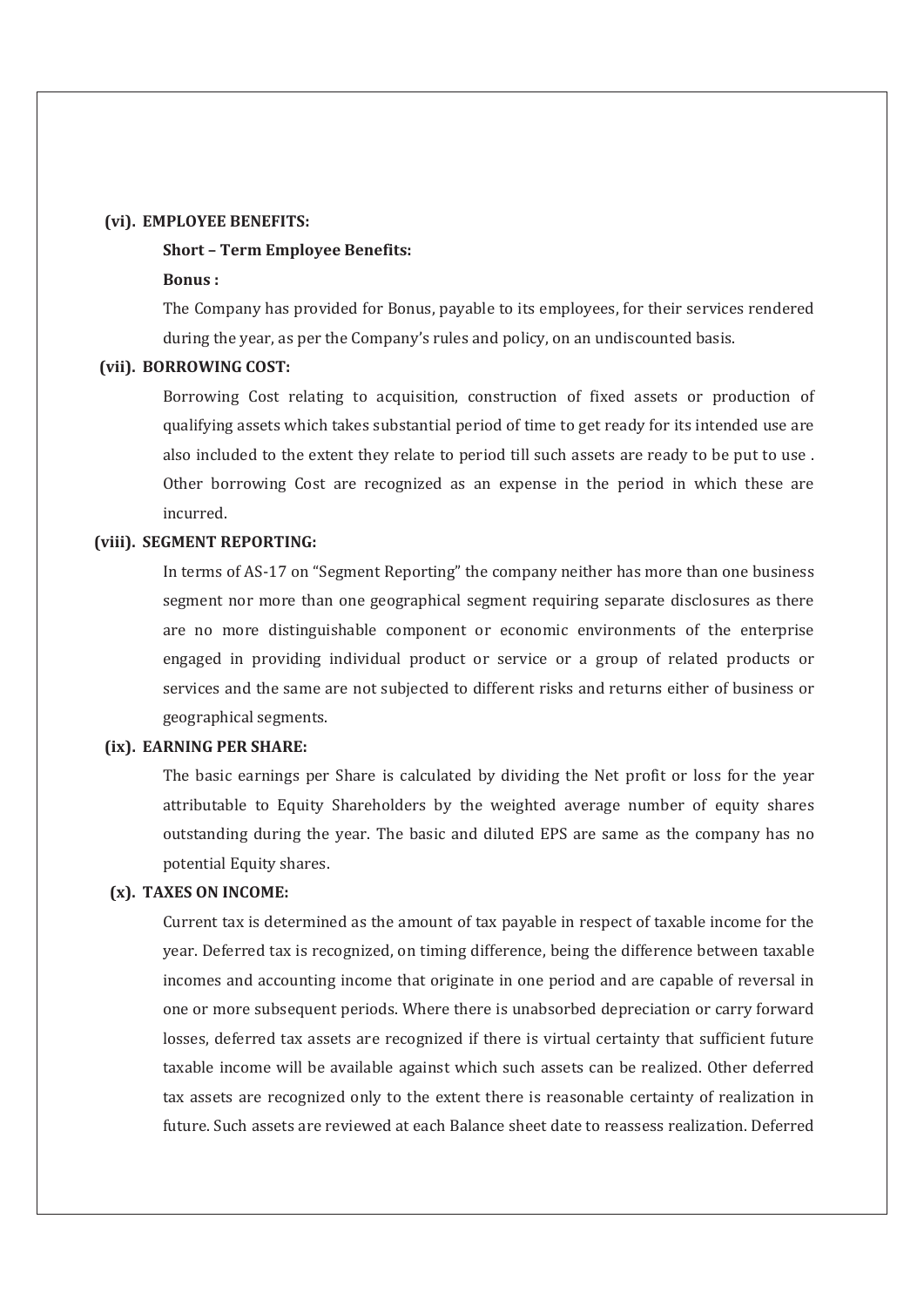**(vi). EMPLOYEE BENEFITS:**

**Short – Term Employee Benefits:**

**Bonus :**

The Company has provided for Bonus, payable to its employees, for their services rendered during the year, as per the Company's rules and policy, on an undiscounted basis.

**(vii). BORROWING COST:**

Borrowing Cost relating to acquisition, construction of fixed assets or production of qualifying assets which takes substantial period of time to get ready for its intended use are also included to the extent they relate to period till such assets are ready to be put to use . Other borrowing Cost are recognized as an expense in the period in which these are incurred.

**(viii). SEGMENT REPORTING:**

In terms of AS-17 on "Segment Reporting" the company neither has more than one business segment nor more than one geographical segment requiring separate disclosures as there are no more distinguishable component or economic environments of the enterprise engaged in providing individual product or service or a group of related products or services and the same are not subjected to different risks and returns either of business or geographical segments.

**(ix). EARNING PER SHARE:**

The basic earnings per Share is calculated by dividing the Net profit or loss for the year attributable to Equity Shareholders by the weighted average number of equity shares outstanding during the year. The basic and diluted EPS are same as the company has no potential Equity shares.

**(x). TAXES ON INCOME:**

Current tax is determined as the amount of tax payable in respect of taxable income for the year. Deferred tax is recognized, on timing difference, being the difference between taxable incomes and accounting income that originate in one period and are capable of reversal in one or more subsequent periods. Where there is unabsorbed depreciation or carry forward losses, deferred tax assets are recognized if there is virtual certainty that sufficient future taxable income will be available against which such assets can be realized. Other deferred tax assets are recognized only to the extent there is reasonable certainty of realization in future. Such assets are reviewed at each Balance sheet date to reassess realization. Deferred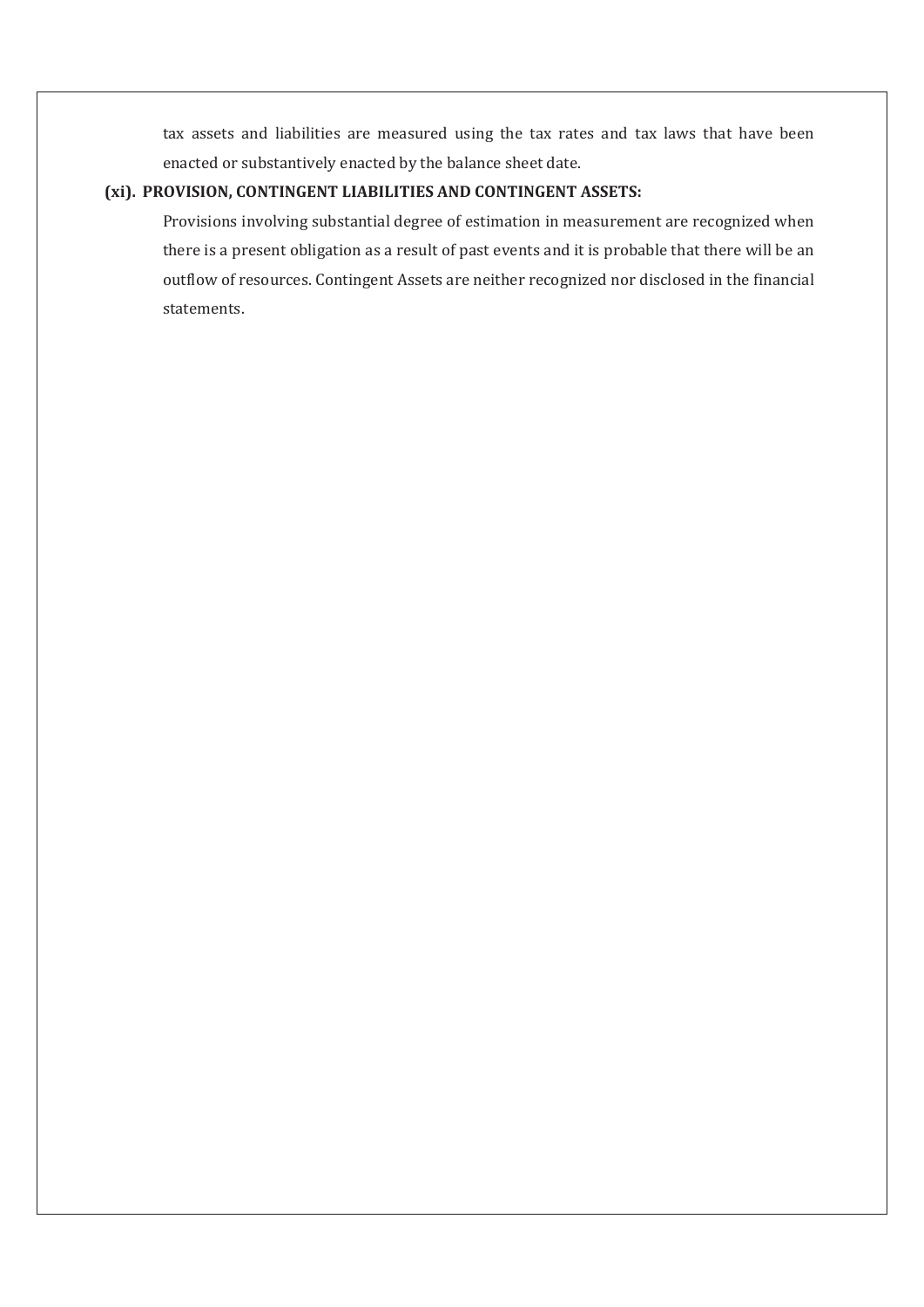tax assets and liabilities are measured using the tax rates and tax laws that have been enacted or substantively enacted by the balance sheet date.

**(xi). PROVISION, CONTINGENT LIABILITIES AND CONTINGENT ASSETS:**

Provisions involving substantial degree of estimation in measurement are recognized when there is a present obligation as a result of past events and it is probable that there will be an outflow of resources. Contingent Assets are neither recognized nor disclosed in the financial statements.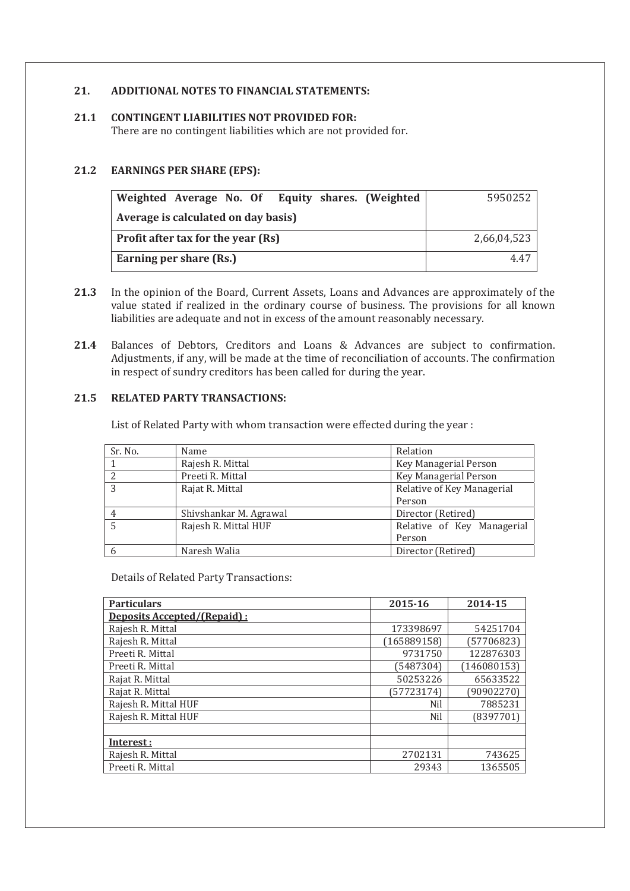## 21. ADDITIONAL NOTES TO FINANCIAL STATEMENTS:

### 21.1 CONTINGENT LIABILITIES NOT PROVIDED FOR:

There are no contingent liabilities which are not provided for.

### 21.2 EARNINGS PER SHARE (EPS):

| | |
|---|---|
| **Weighted Average No. Of Equity shares. (Weighted Average is calculated on day basis)** | 5950252 |
| **Profit after tax for the year (Rs)** | 2,66,04,523 |
| **Earning per share (Rs.)** | 4.47 |

**21.3** In the opinion of the Board, Current Assets, Loans and Advances are approximately of the value stated if realized in the ordinary course of business. The provisions for all known liabilities are adequate and not in excess of the amount reasonably necessary.

**21.4** Balances of Debtors, Creditors and Loans & Advances are subject to confirmation. Adjustments, if any, will be made at the time of reconciliation of accounts. The confirmation in respect of sundry creditors has been called for during the year.

### 21.5 RELATED PARTY TRANSACTIONS:

List of Related Party with whom transaction were effected during the year :

| Sr. No. | Name | Relation |
|---|---|---|
| 1 | Rajesh R. Mittal | Key Managerial Person |
| 2 | Preeti R. Mittal | Key Managerial Person |
| 3 | Rajat R. Mittal | Relative of Key Managerial Person |
| 4 | Shivshankar M. Agrawal | Director (Retired) |
| 5 | Rajesh R. Mittal HUF | Relative of Key Managerial Person |
| 6 | Naresh Walia | Director (Retired) |

Details of Related Party Transactions:

| **Particulars** | **2015-16** | **2014-15** |
|---|---|---|
| **Deposits Accepted/(Repaid) :** | | |
| Rajesh R. Mittal | 173398697 | 54251704 |
| Rajesh R. Mittal | (165889158) | (57706823) |
| Preeti R. Mittal | 9731750 | 122876303 |
| Preeti R. Mittal | (5487304) | (146080153) |
| Rajat R. Mittal | 50253226 | 65633522 |
| Rajat R. Mittal | (57723174) | (90902270) |
| Rajesh R. Mittal HUF | Nil | 7885231 |
| Rajesh R. Mittal HUF | Nil | (8397701) |
| | | |
| **Interest :** | | |
| Rajesh R. Mittal | 2702131 | 743625 |
| Preeti R. Mittal | 29343 | 1365505 |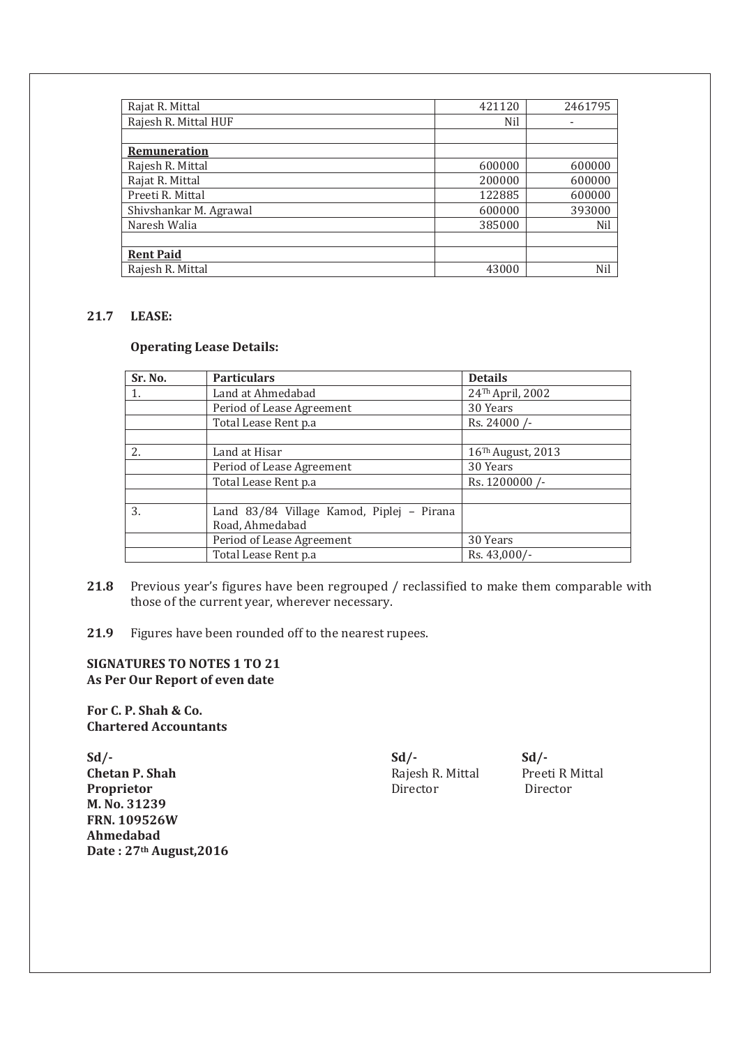| | | |
|---|---|---|
| Rajat R. Mittal | 421120 | 2461795 |
| Rajesh R. Mittal HUF | Nil | - |
| | | |
| **Remuneration** | | |
| Rajesh R. Mittal | 600000 | 600000 |
| Rajat R. Mittal | 200000 | 600000 |
| Preeti R. Mittal | 122885 | 600000 |
| Shivshankar M. Agrawal | 600000 | 393000 |
| Naresh Walia | 385000 | Nil |
| | | |
| **Rent Paid** | | |
| Rajesh R. Mittal | 43000 | Nil |

**21.7 LEASE:**

**Operating Lease Details:**

| Sr. No. | Particulars | Details |
|---|---|---|
| 1. | Land at Ahmedabad | 24Th April, 2002 |
| | Period of Lease Agreement | 30 Years |
| | Total Lease Rent p.a | Rs. 24000 /- |
| | | |
| 2. | Land at Hisar | 16Th August, 2013 |
| | Period of Lease Agreement | 30 Years |
| | Total Lease Rent p.a | Rs. 1200000 /- |
| | | |
| 3. | Land 83/84 Village Kamod, Piplej – Pirana Road, Ahmedabad | |
| | Period of Lease Agreement | 30 Years |
| | Total Lease Rent p.a | Rs. 43,000/- |

**21.8** Previous year's figures have been regrouped / reclassified to make them comparable with those of the current year, wherever necessary.

**21.9** Figures have been rounded off to the nearest rupees.

**SIGNATURES TO NOTES 1 TO 21**
**As Per Our Report of even date**

**For C. P. Shah & Co.**
**Chartered Accountants**

**Sd/-**
**Chetan P. Shah**
**Proprietor**
**M. No. 31239**
**FRN. 109526W**
**Ahmedabad**
**Date : 27th August,2016**

**Sd/-**
Rajesh R. Mittal
Director

**Sd/-**
Preeti R Mittal
Director